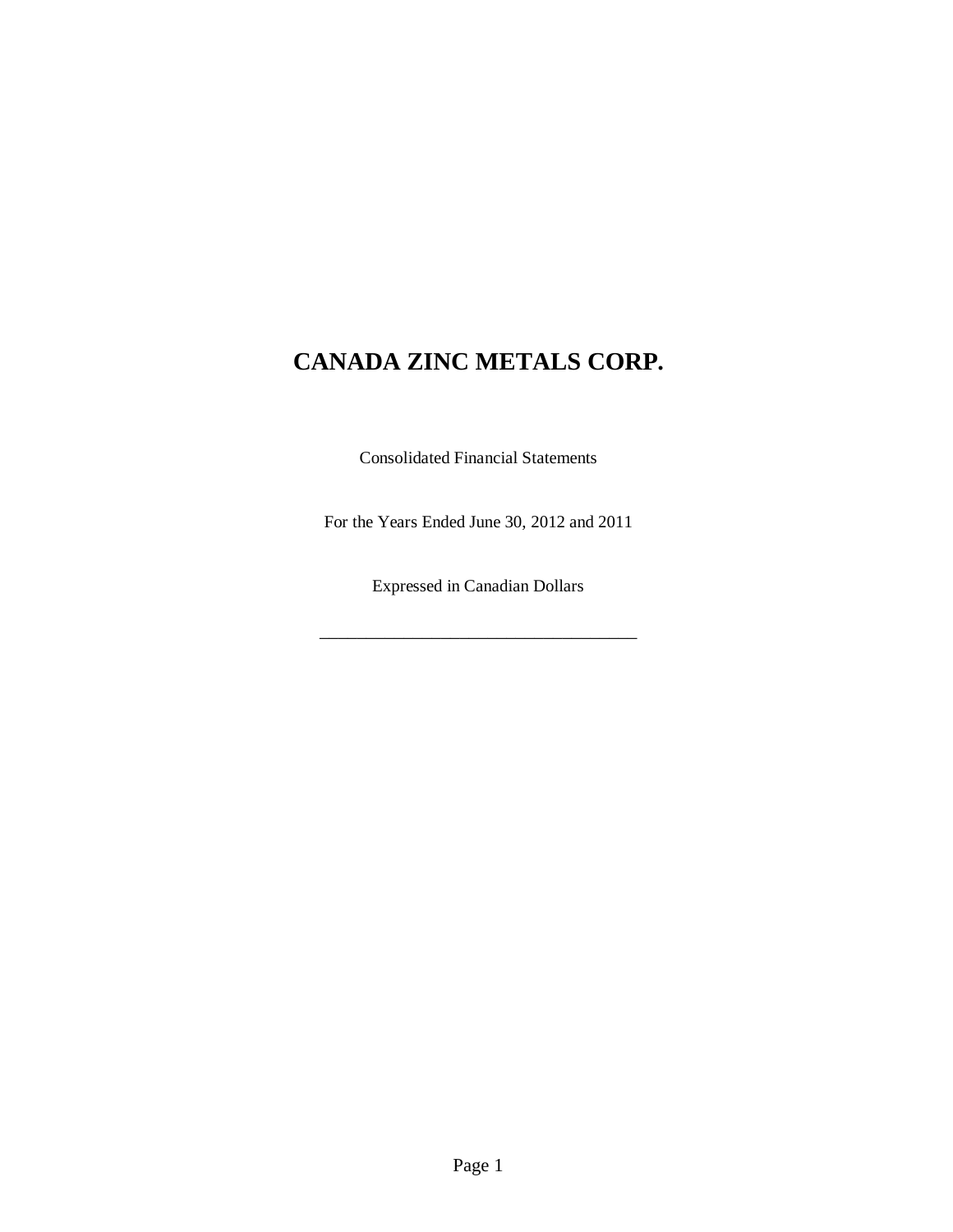# CANADA ZINC METALS CORP.

Consolidated Financial Statements

For the Years Ended June 30, 2012 and 2011

Expressed in Canadian Dollars

___________________________________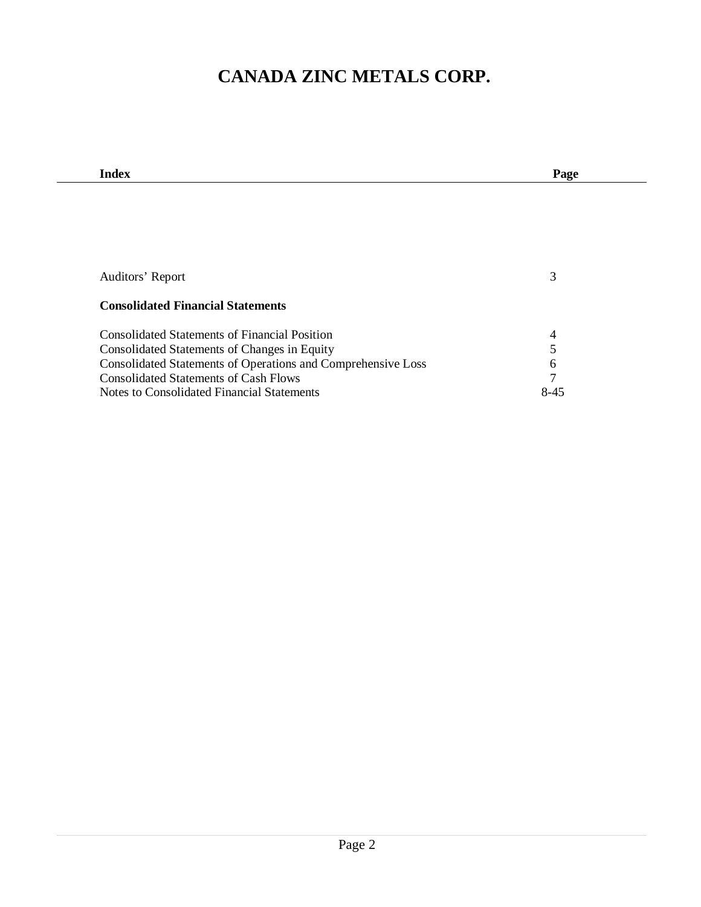# CANADA ZINC METALS CORP.

| Index | Page |
|---|---|
| Auditors' Report | 3 |
| **Consolidated Financial Statements** | |
| Consolidated Statements of Financial Position | 4 |
| Consolidated Statements of Changes in Equity | 5 |
| Consolidated Statements of Operations and Comprehensive Loss | 6 |
| Consolidated Statements of Cash Flows | 7 |
| Notes to Consolidated Financial Statements | 8-45 |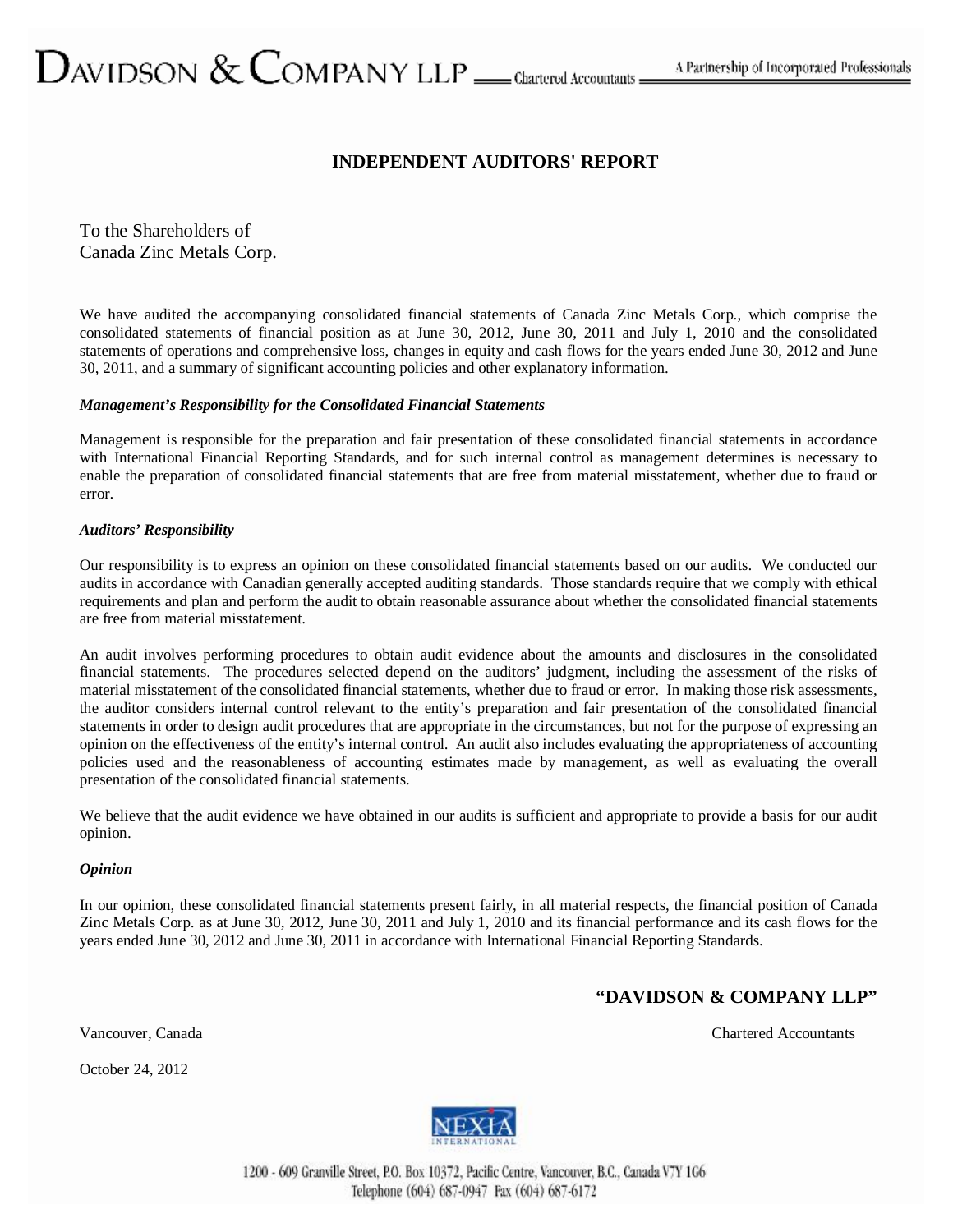DAVIDSON & COMPANY LLP — Chartered Accountants — A Partnership of Incorporated Professionals

# INDEPENDENT AUDITORS' REPORT

To the Shareholders of
Canada Zinc Metals Corp.

We have audited the accompanying consolidated financial statements of Canada Zinc Metals Corp., which comprise the consolidated statements of financial position as at June 30, 2012, June 30, 2011 and July 1, 2010 and the consolidated statements of operations and comprehensive loss, changes in equity and cash flows for the years ended June 30, 2012 and June 30, 2011, and a summary of significant accounting policies and other explanatory information.

***Management's Responsibility for the Consolidated Financial Statements***

Management is responsible for the preparation and fair presentation of these consolidated financial statements in accordance with International Financial Reporting Standards, and for such internal control as management determines is necessary to enable the preparation of consolidated financial statements that are free from material misstatement, whether due to fraud or error.

***Auditors' Responsibility***

Our responsibility is to express an opinion on these consolidated financial statements based on our audits. We conducted our audits in accordance with Canadian generally accepted auditing standards. Those standards require that we comply with ethical requirements and plan and perform the audit to obtain reasonable assurance about whether the consolidated financial statements are free from material misstatement.

An audit involves performing procedures to obtain audit evidence about the amounts and disclosures in the consolidated financial statements. The procedures selected depend on the auditors' judgment, including the assessment of the risks of material misstatement of the consolidated financial statements, whether due to fraud or error. In making those risk assessments, the auditor considers internal control relevant to the entity's preparation and fair presentation of the consolidated financial statements in order to design audit procedures that are appropriate in the circumstances, but not for the purpose of expressing an opinion on the effectiveness of the entity's internal control. An audit also includes evaluating the appropriateness of accounting policies used and the reasonableness of accounting estimates made by management, as well as evaluating the overall presentation of the consolidated financial statements.

We believe that the audit evidence we have obtained in our audits is sufficient and appropriate to provide a basis for our audit opinion.

***Opinion***

In our opinion, these consolidated financial statements present fairly, in all material respects, the financial position of Canada Zinc Metals Corp. as at June 30, 2012, June 30, 2011 and July 1, 2010 and its financial performance and its cash flows for the years ended June 30, 2012 and June 30, 2011 in accordance with International Financial Reporting Standards.

**"DAVIDSON & COMPANY LLP"**

Vancouver, Canada

Chartered Accountants

October 24, 2012

NEXIA INTERNATIONAL

1200 - 609 Granville Street, P.O. Box 10372, Pacific Centre, Vancouver, B.C., Canada V7Y 1G6
Telephone (604) 687-0947 Fax (604) 687-6172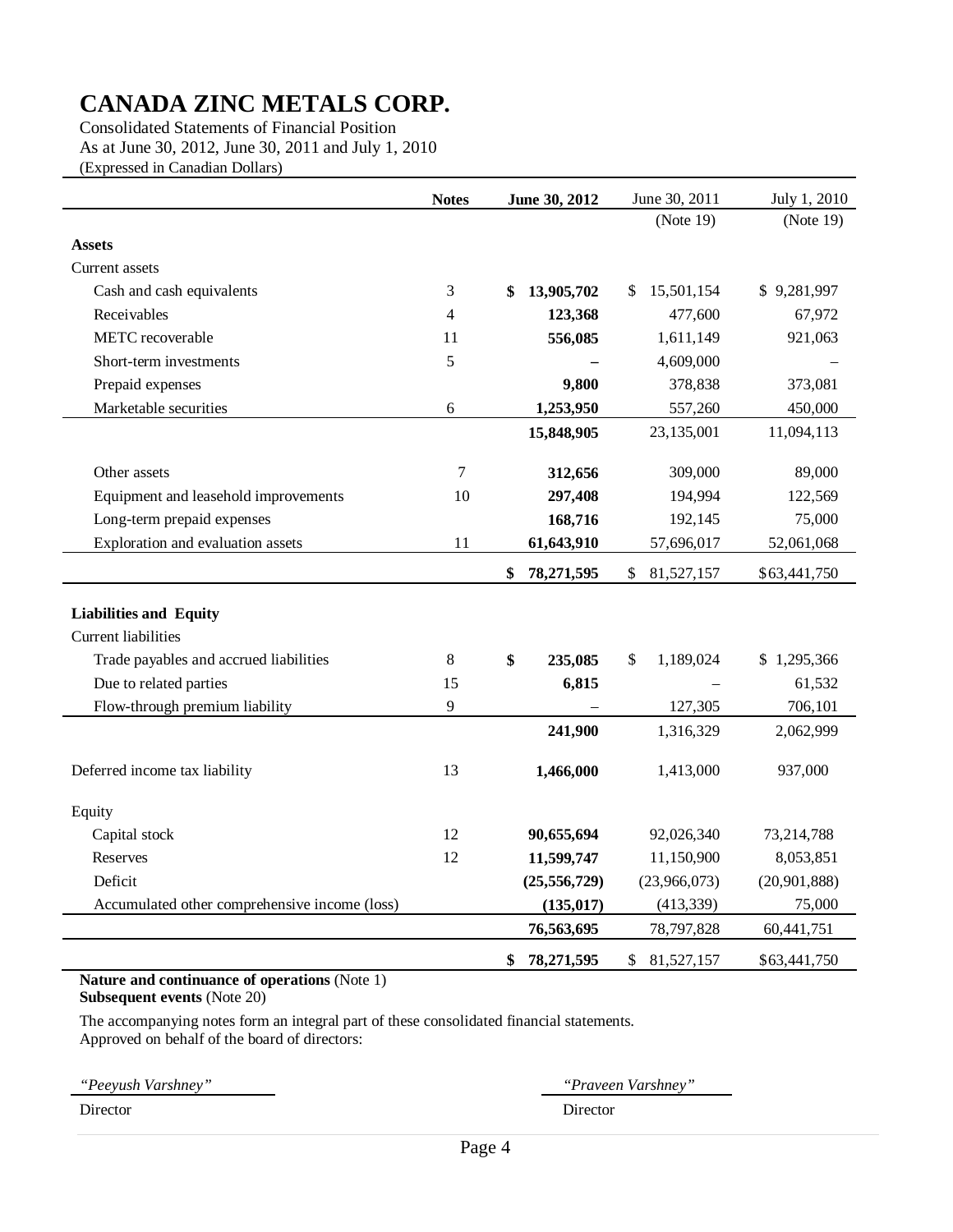# CANADA ZINC METALS CORP.

Consolidated Statements of Financial Position
As at June 30, 2012, June 30, 2011 and July 1, 2010
(Expressed in Canadian Dollars)

| | Notes | June 30, 2012 | June 30, 2011 | July 1, 2010 |
|---|---|---|---|---|
| | | | (Note 19) | (Note 19) |
| **Assets** | | | | |
| Current assets | | | | |
| Cash and cash equivalents | 3 | **$ 13,905,702** | $ 15,501,154 | $ 9,281,997 |
| Receivables | 4 | **123,368** | 477,600 | 67,972 |
| METC recoverable | 11 | **556,085** | 1,611,149 | 921,063 |
| Short-term investments | 5 | **–** | 4,609,000 | – |
| Prepaid expenses | | **9,800** | 378,838 | 373,081 |
| Marketable securities | 6 | **1,253,950** | 557,260 | 450,000 |
| | | **15,848,905** | 23,135,001 | 11,094,113 |
| Other assets | 7 | **312,656** | 309,000 | 89,000 |
| Equipment and leasehold improvements | 10 | **297,408** | 194,994 | 122,569 |
| Long-term prepaid expenses | | **168,716** | 192,145 | 75,000 |
| Exploration and evaluation assets | 11 | **61,643,910** | 57,696,017 | 52,061,068 |
| | | **$ 78,271,595** | $ 81,527,157 | $63,441,750 |
| **Liabilities and Equity** | | | | |
| Current liabilities | | | | |
| Trade payables and accrued liabilities | 8 | **$ 235,085** | $ 1,189,024 | $ 1,295,366 |
| Due to related parties | 15 | **6,815** | – | 61,532 |
| Flow-through premium liability | 9 | – | 127,305 | 706,101 |
| | | **241,900** | 1,316,329 | 2,062,999 |
| Deferred income tax liability | 13 | **1,466,000** | 1,413,000 | 937,000 |
| Equity | | | | |
| Capital stock | 12 | **90,655,694** | 92,026,340 | 73,214,788 |
| Reserves | 12 | **11,599,747** | 11,150,900 | 8,053,851 |
| Deficit | | **(25,556,729)** | (23,966,073) | (20,901,888) |
| Accumulated other comprehensive income (loss) | | **(135,017)** | (413,339) | 75,000 |
| | | **76,563,695** | 78,797,828 | 60,441,751 |
| | | **$ 78,271,595** | $ 81,527,157 | $63,441,750 |

**Nature and continuance of operations** (Note 1)
**Subsequent events** (Note 20)

The accompanying notes form an integral part of these consolidated financial statements.
Approved on behalf of the board of directors:

*"Peeyush Varshney"*
Director

*"Praveen Varshney"*
Director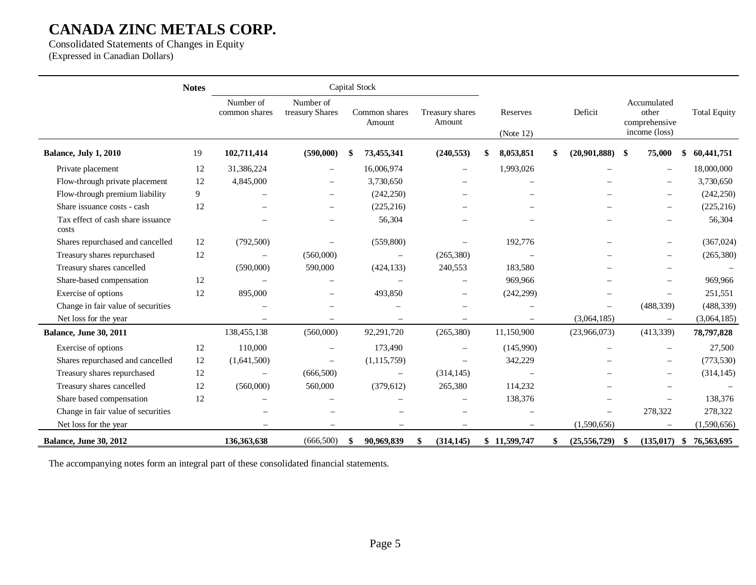# CANADA ZINC METALS CORP.

Consolidated Statements of Changes in Equity
(Expressed in Canadian Dollars)

| | Notes | Capital Stock | | | | | | | |
|---|---|---|---|---|---|---|---|---|---|
| | | Number of common shares | Number of treasury Shares | Common shares Amount | Treasury shares Amount | Reserves (Note 12) | Deficit | Accumulated other comprehensive income (loss) | Total Equity |
| **Balance, July 1, 2010** | 19 | **102,711,414** | **(590,000)** | **$ 73,455,341** | **(240,553)** | **$ 8,053,851** | **$ (20,901,888)** | **$ 75,000** | **$ 60,441,751** |
| Private placement | 12 | 31,386,224 | – | 16,006,974 | – | 1,993,026 | – | – | 18,000,000 |
| Flow-through private placement | 12 | 4,845,000 | – | 3,730,650 | – | – | – | – | 3,730,650 |
| Flow-through premium liability | 9 | – | – | (242,250) | – | – | – | – | (242,250) |
| Share issuance costs - cash | 12 | – | – | (225,216) | – | – | – | – | (225,216) |
| Tax effect of cash share issuance costs | | – | – | 56,304 | – | – | – | – | 56,304 |
| Shares repurchased and cancelled | 12 | (792,500) | – | (559,800) | – | 192,776 | – | – | (367,024) |
| Treasury shares repurchased | 12 | – | (560,000) | – | (265,380) | – | – | – | (265,380) |
| Treasury shares cancelled | | (590,000) | 590,000 | (424,133) | 240,553 | 183,580 | – | – | – |
| Share-based compensation | 12 | – | – | – | – | 969,966 | – | – | 969,966 |
| Exercise of options | 12 | 895,000 | – | 493,850 | – | (242,299) | – | – | 251,551 |
| Change in fair value of securities | | – | – | – | – | – | – | (488,339) | (488,339) |
| Net loss for the year | | – | – | – | – | – | (3,064,185) | – | (3,064,185) |
| **Balance, June 30, 2011** | | 138,455,138 | (560,000) | 92,291,720 | (265,380) | 11,150,900 | (23,966,073) | (413,339) | **78,797,828** |
| Exercise of options | 12 | 110,000 | – | 173,490 | – | (145,990) | – | – | 27,500 |
| Shares repurchased and cancelled | 12 | (1,641,500) | – | (1,115,759) | – | 342,229 | – | – | (773,530) |
| Treasury shares repurchased | 12 | – | (666,500) | – | (314,145) | – | – | – | (314,145) |
| Treasury shares cancelled | 12 | (560,000) | 560,000 | (379,612) | 265,380 | 114,232 | – | – | – |
| Share based compensation | 12 | – | – | – | – | 138,376 | – | – | 138,376 |
| Change in fair value of securities | | – | – | – | – | – | – | 278,322 | 278,322 |
| Net loss for the year | | – | – | – | – | – | (1,590,656) | – | (1,590,656) |
| **Balance, June 30, 2012** | | **136,363,638** | (666,500) | **$ 90,969,839** | **$ (314,145)** | **$ 11,599,747** | **$ (25,556,729)** | **$ (135,017)** | **$ 76,563,695** |

The accompanying notes form an integral part of these consolidated financial statements.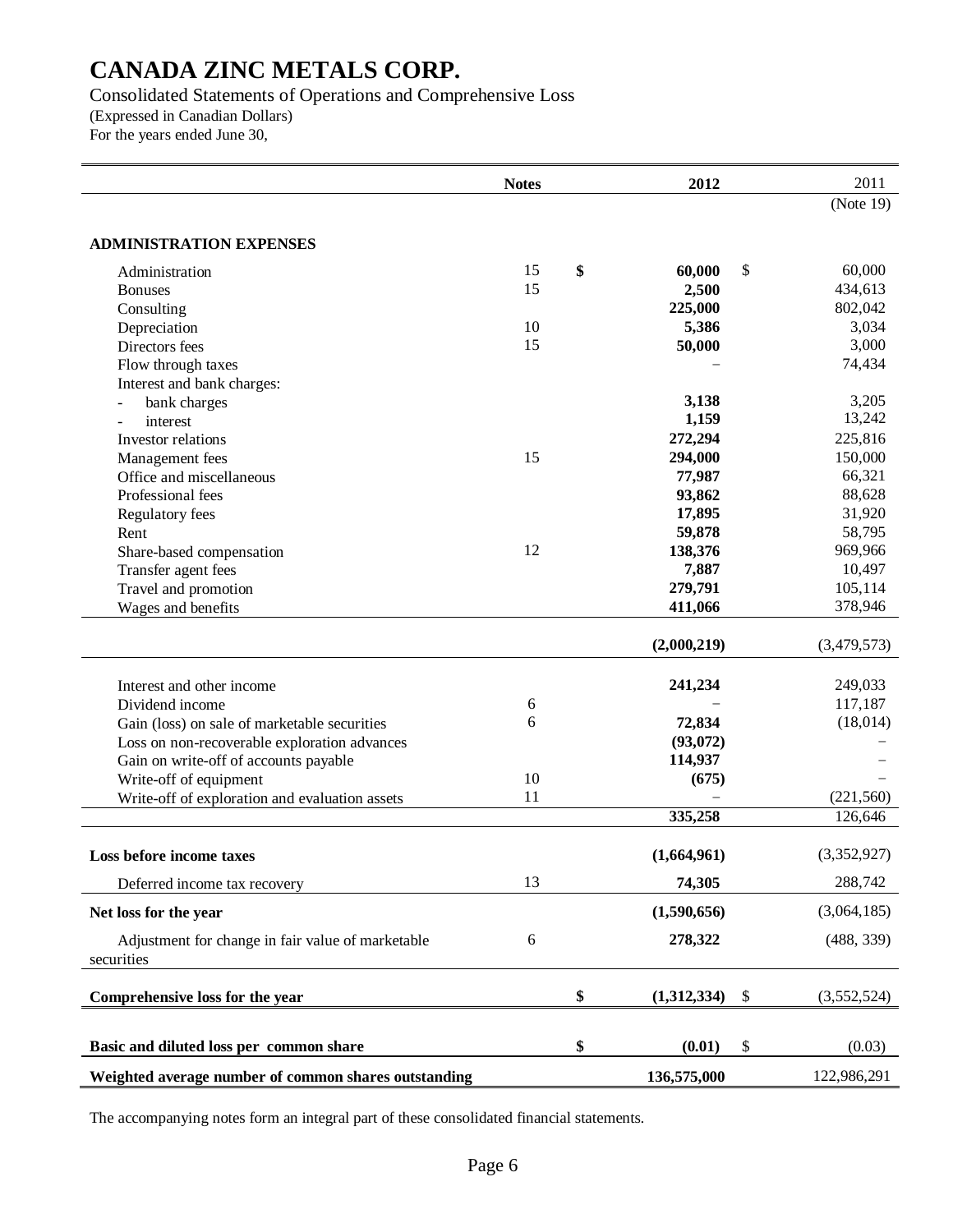# CANADA ZINC METALS CORP.

Consolidated Statements of Operations and Comprehensive Loss
(Expressed in Canadian Dollars)
For the years ended June 30,

| | Notes | | 2012 | | 2011 |
|---|---|---|---|---|---|
| | | | | | (Note 19) |
| **ADMINISTRATION EXPENSES** | | | | | |
| Administration | 15 | **$** | **60,000** | $ | 60,000 |
| Bonuses | 15 | | **2,500** | | 434,613 |
| Consulting | | | **225,000** | | 802,042 |
| Depreciation | 10 | | **5,386** | | 3,034 |
| Directors fees | 15 | | **50,000** | | 3,000 |
| Flow through taxes | | | – | | 74,434 |
| Interest and bank charges: | | | | | |
| - bank charges | | | **3,138** | | 3,205 |
| - interest | | | **1,159** | | 13,242 |
| Investor relations | | | **272,294** | | 225,816 |
| Management fees | 15 | | **294,000** | | 150,000 |
| Office and miscellaneous | | | **77,987** | | 66,321 |
| Professional fees | | | **93,862** | | 88,628 |
| Regulatory fees | | | **17,895** | | 31,920 |
| Rent | | | **59,878** | | 58,795 |
| Share-based compensation | 12 | | **138,376** | | 969,966 |
| Transfer agent fees | | | **7,887** | | 10,497 |
| Travel and promotion | | | **279,791** | | 105,114 |
| Wages and benefits | | | **411,066** | | 378,946 |
| | | | **(2,000,219)** | | (3,479,573) |
| Interest and other income | | | **241,234** | | 249,033 |
| Dividend income | 6 | | – | | 117,187 |
| Gain (loss) on sale of marketable securities | 6 | | **72,834** | | (18,014) |
| Loss on non-recoverable exploration advances | | | **(93,072)** | | – |
| Gain on write-off of accounts payable | | | **114,937** | | – |
| Write-off of equipment | 10 | | **(675)** | | – |
| Write-off of exploration and evaluation assets | 11 | | – | | (221,560) |
| | | | **335,258** | | 126,646 |
| **Loss before income taxes** | | | **(1,664,961)** | | (3,352,927) |
| Deferred income tax recovery | 13 | | **74,305** | | 288,742 |
| **Net loss for the year** | | | **(1,590,656)** | | (3,064,185) |
| Adjustment for change in fair value of marketable securities | 6 | | **278,322** | | (488, 339) |
| **Comprehensive loss for the year** | | **$** | **(1,312,334)** | $ | (3,552,524) |
| **Basic and diluted loss per common share** | | **$** | **(0.01)** | $ | (0.03) |
| **Weighted average number of common shares outstanding** | | | **136,575,000** | | 122,986,291 |

The accompanying notes form an integral part of these consolidated financial statements.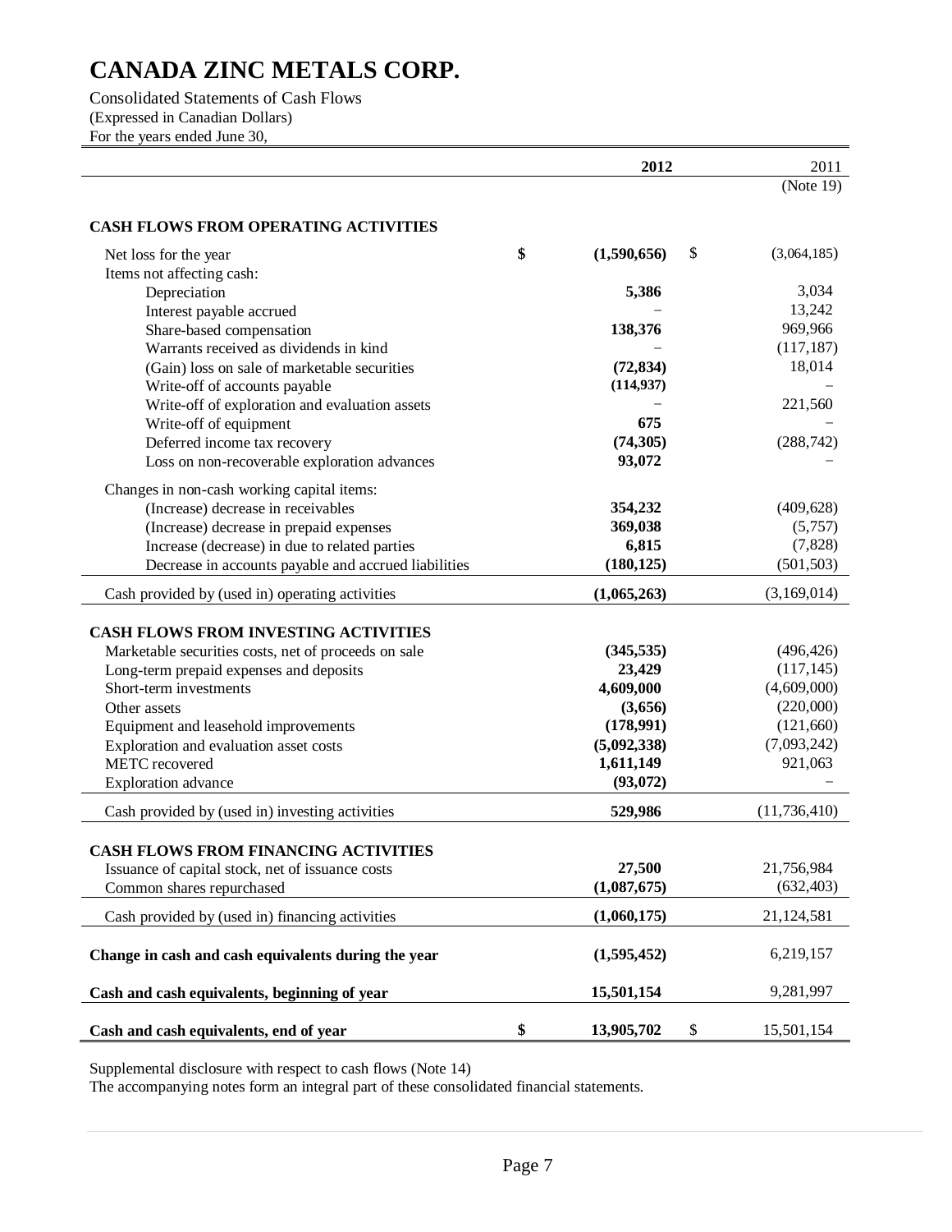# CANADA ZINC METALS CORP.

Consolidated Statements of Cash Flows
(Expressed in Canadian Dollars)
For the years ended June 30,

| | 2012 | 2011 (Note 19) |
|---|---|---|
| **CASH FLOWS FROM OPERATING ACTIVITIES** | | |
| Net loss for the year | $ (1,590,656) | $ (3,064,185) |
| Items not affecting cash: | | |
| Depreciation | 5,386 | 3,034 |
| Interest payable accrued | – | 13,242 |
| Share-based compensation | 138,376 | 969,966 |
| Warrants received as dividends in kind | – | (117,187) |
| (Gain) loss on sale of marketable securities | (72,834) | 18,014 |
| Write-off of accounts payable | (114,937) | – |
| Write-off of exploration and evaluation assets | – | 221,560 |
| Write-off of equipment | 675 | – |
| Deferred income tax recovery | (74,305) | (288,742) |
| Loss on non-recoverable exploration advances | 93,072 | – |
| Changes in non-cash working capital items: | | |
| (Increase) decrease in receivables | 354,232 | (409,628) |
| (Increase) decrease in prepaid expenses | 369,038 | (5,757) |
| Increase (decrease) in due to related parties | 6,815 | (7,828) |
| Decrease in accounts payable and accrued liabilities | (180,125) | (501,503) |
| Cash provided by (used in) operating activities | (1,065,263) | (3,169,014) |
| **CASH FLOWS FROM INVESTING ACTIVITIES** | | |
| Marketable securities costs, net of proceeds on sale | (345,535) | (496,426) |
| Long-term prepaid expenses and deposits | 23,429 | (117,145) |
| Short-term investments | 4,609,000 | (4,609,000) |
| Other assets | (3,656) | (220,000) |
| Equipment and leasehold improvements | (178,991) | (121,660) |
| Exploration and evaluation asset costs | (5,092,338) | (7,093,242) |
| METC recovered | 1,611,149 | 921,063 |
| Exploration advance | (93,072) | – |
| Cash provided by (used in) investing activities | 529,986 | (11,736,410) |
| **CASH FLOWS FROM FINANCING ACTIVITIES** | | |
| Issuance of capital stock, net of issuance costs | 27,500 | 21,756,984 |
| Common shares repurchased | (1,087,675) | (632,403) |
| Cash provided by (used in) financing activities | (1,060,175) | 21,124,581 |
| **Change in cash and cash equivalents during the year** | (1,595,452) | 6,219,157 |
| **Cash and cash equivalents, beginning of year** | 15,501,154 | 9,281,997 |
| **Cash and cash equivalents, end of year** | $ 13,905,702 | $ 15,501,154 |

Supplemental disclosure with respect to cash flows (Note 14)
The accompanying notes form an integral part of these consolidated financial statements.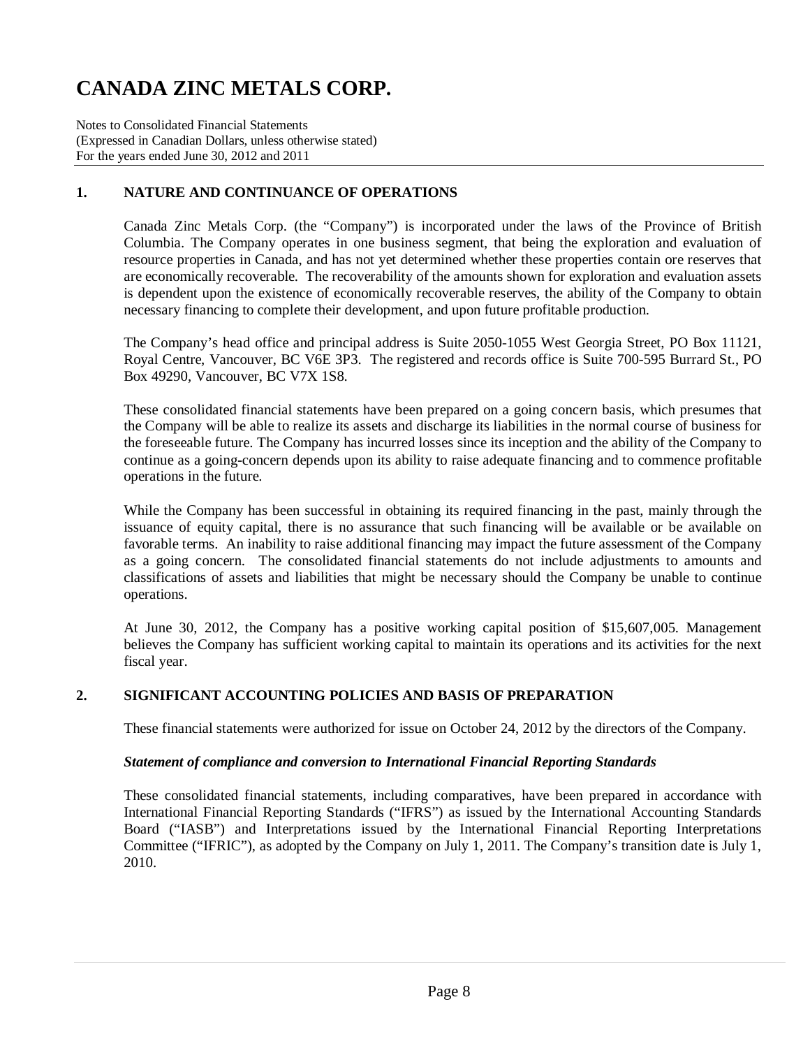# CANADA ZINC METALS CORP.

Notes to Consolidated Financial Statements
(Expressed in Canadian Dollars, unless otherwise stated)
For the years ended June 30, 2012 and 2011

## 1. NATURE AND CONTINUANCE OF OPERATIONS

Canada Zinc Metals Corp. (the "Company") is incorporated under the laws of the Province of British Columbia. The Company operates in one business segment, that being the exploration and evaluation of resource properties in Canada, and has not yet determined whether these properties contain ore reserves that are economically recoverable. The recoverability of the amounts shown for exploration and evaluation assets is dependent upon the existence of economically recoverable reserves, the ability of the Company to obtain necessary financing to complete their development, and upon future profitable production.

The Company's head office and principal address is Suite 2050-1055 West Georgia Street, PO Box 11121, Royal Centre, Vancouver, BC V6E 3P3. The registered and records office is Suite 700-595 Burrard St., PO Box 49290, Vancouver, BC V7X 1S8.

These consolidated financial statements have been prepared on a going concern basis, which presumes that the Company will be able to realize its assets and discharge its liabilities in the normal course of business for the foreseeable future. The Company has incurred losses since its inception and the ability of the Company to continue as a going-concern depends upon its ability to raise adequate financing and to commence profitable operations in the future.

While the Company has been successful in obtaining its required financing in the past, mainly through the issuance of equity capital, there is no assurance that such financing will be available or be available on favorable terms. An inability to raise additional financing may impact the future assessment of the Company as a going concern. The consolidated financial statements do not include adjustments to amounts and classifications of assets and liabilities that might be necessary should the Company be unable to continue operations.

At June 30, 2012, the Company has a positive working capital position of $15,607,005. Management believes the Company has sufficient working capital to maintain its operations and its activities for the next fiscal year.

## 2. SIGNIFICANT ACCOUNTING POLICIES AND BASIS OF PREPARATION

These financial statements were authorized for issue on October 24, 2012 by the directors of the Company.

***Statement of compliance and conversion to International Financial Reporting Standards***

These consolidated financial statements, including comparatives, have been prepared in accordance with International Financial Reporting Standards ("IFRS") as issued by the International Accounting Standards Board ("IASB") and Interpretations issued by the International Financial Reporting Interpretations Committee ("IFRIC"), as adopted by the Company on July 1, 2011. The Company's transition date is July 1, 2010.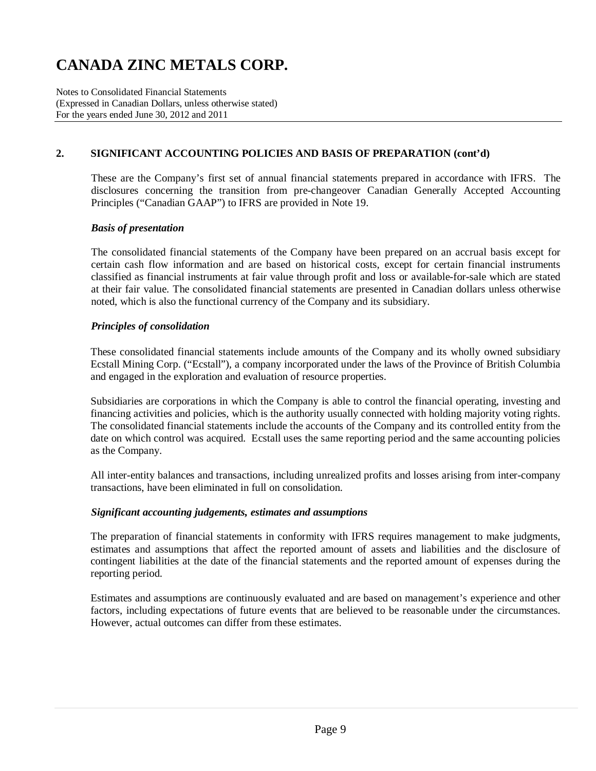## 2. SIGNIFICANT ACCOUNTING POLICIES AND BASIS OF PREPARATION (cont'd)

These are the Company's first set of annual financial statements prepared in accordance with IFRS. The disclosures concerning the transition from pre-changeover Canadian Generally Accepted Accounting Principles ("Canadian GAAP") to IFRS are provided in Note 19.

### *Basis of presentation*

The consolidated financial statements of the Company have been prepared on an accrual basis except for certain cash flow information and are based on historical costs, except for certain financial instruments classified as financial instruments at fair value through profit and loss or available-for-sale which are stated at their fair value. The consolidated financial statements are presented in Canadian dollars unless otherwise noted, which is also the functional currency of the Company and its subsidiary.

### *Principles of consolidation*

These consolidated financial statements include amounts of the Company and its wholly owned subsidiary Ecstall Mining Corp. ("Ecstall"), a company incorporated under the laws of the Province of British Columbia and engaged in the exploration and evaluation of resource properties.

Subsidiaries are corporations in which the Company is able to control the financial operating, investing and financing activities and policies, which is the authority usually connected with holding majority voting rights. The consolidated financial statements include the accounts of the Company and its controlled entity from the date on which control was acquired. Ecstall uses the same reporting period and the same accounting policies as the Company.

All inter-entity balances and transactions, including unrealized profits and losses arising from inter-company transactions, have been eliminated in full on consolidation.

### *Significant accounting judgements, estimates and assumptions*

The preparation of financial statements in conformity with IFRS requires management to make judgments, estimates and assumptions that affect the reported amount of assets and liabilities and the disclosure of contingent liabilities at the date of the financial statements and the reported amount of expenses during the reporting period.

Estimates and assumptions are continuously evaluated and are based on management's experience and other factors, including expectations of future events that are believed to be reasonable under the circumstances. However, actual outcomes can differ from these estimates.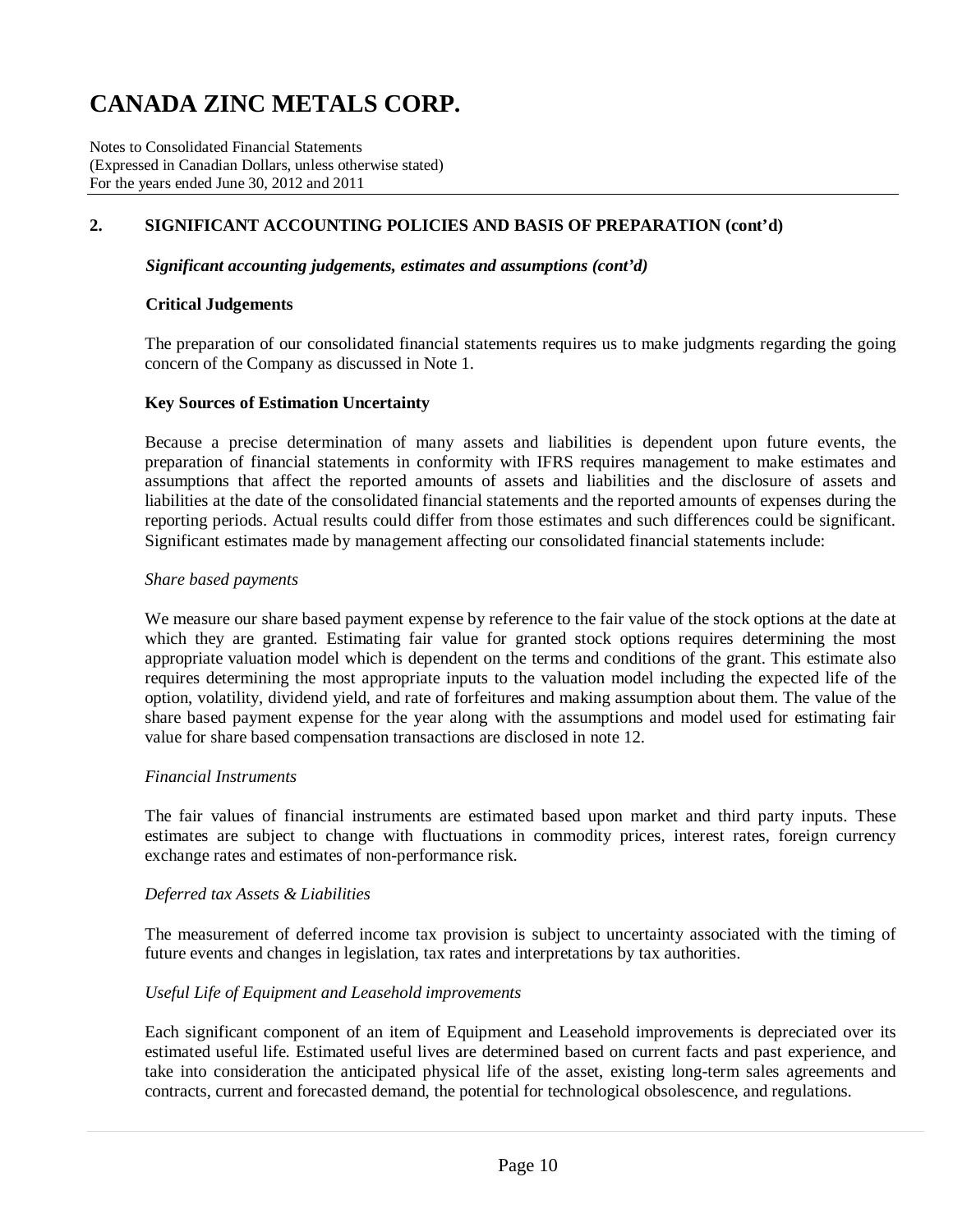## 2. SIGNIFICANT ACCOUNTING POLICIES AND BASIS OF PREPARATION (cont'd)

*Significant accounting judgements, estimates and assumptions (cont'd)*

**Critical Judgements**

The preparation of our consolidated financial statements requires us to make judgments regarding the going concern of the Company as discussed in Note 1.

**Key Sources of Estimation Uncertainty**

Because a precise determination of many assets and liabilities is dependent upon future events, the preparation of financial statements in conformity with IFRS requires management to make estimates and assumptions that affect the reported amounts of assets and liabilities and the disclosure of assets and liabilities at the date of the consolidated financial statements and the reported amounts of expenses during the reporting periods. Actual results could differ from those estimates and such differences could be significant. Significant estimates made by management affecting our consolidated financial statements include:

*Share based payments*

We measure our share based payment expense by reference to the fair value of the stock options at the date at which they are granted. Estimating fair value for granted stock options requires determining the most appropriate valuation model which is dependent on the terms and conditions of the grant. This estimate also requires determining the most appropriate inputs to the valuation model including the expected life of the option, volatility, dividend yield, and rate of forfeitures and making assumption about them. The value of the share based payment expense for the year along with the assumptions and model used for estimating fair value for share based compensation transactions are disclosed in note 12.

*Financial Instruments*

The fair values of financial instruments are estimated based upon market and third party inputs. These estimates are subject to change with fluctuations in commodity prices, interest rates, foreign currency exchange rates and estimates of non-performance risk.

*Deferred tax Assets & Liabilities*

The measurement of deferred income tax provision is subject to uncertainty associated with the timing of future events and changes in legislation, tax rates and interpretations by tax authorities.

*Useful Life of Equipment and Leasehold improvements*

Each significant component of an item of Equipment and Leasehold improvements is depreciated over its estimated useful life. Estimated useful lives are determined based on current facts and past experience, and take into consideration the anticipated physical life of the asset, existing long-term sales agreements and contracts, current and forecasted demand, the potential for technological obsolescence, and regulations.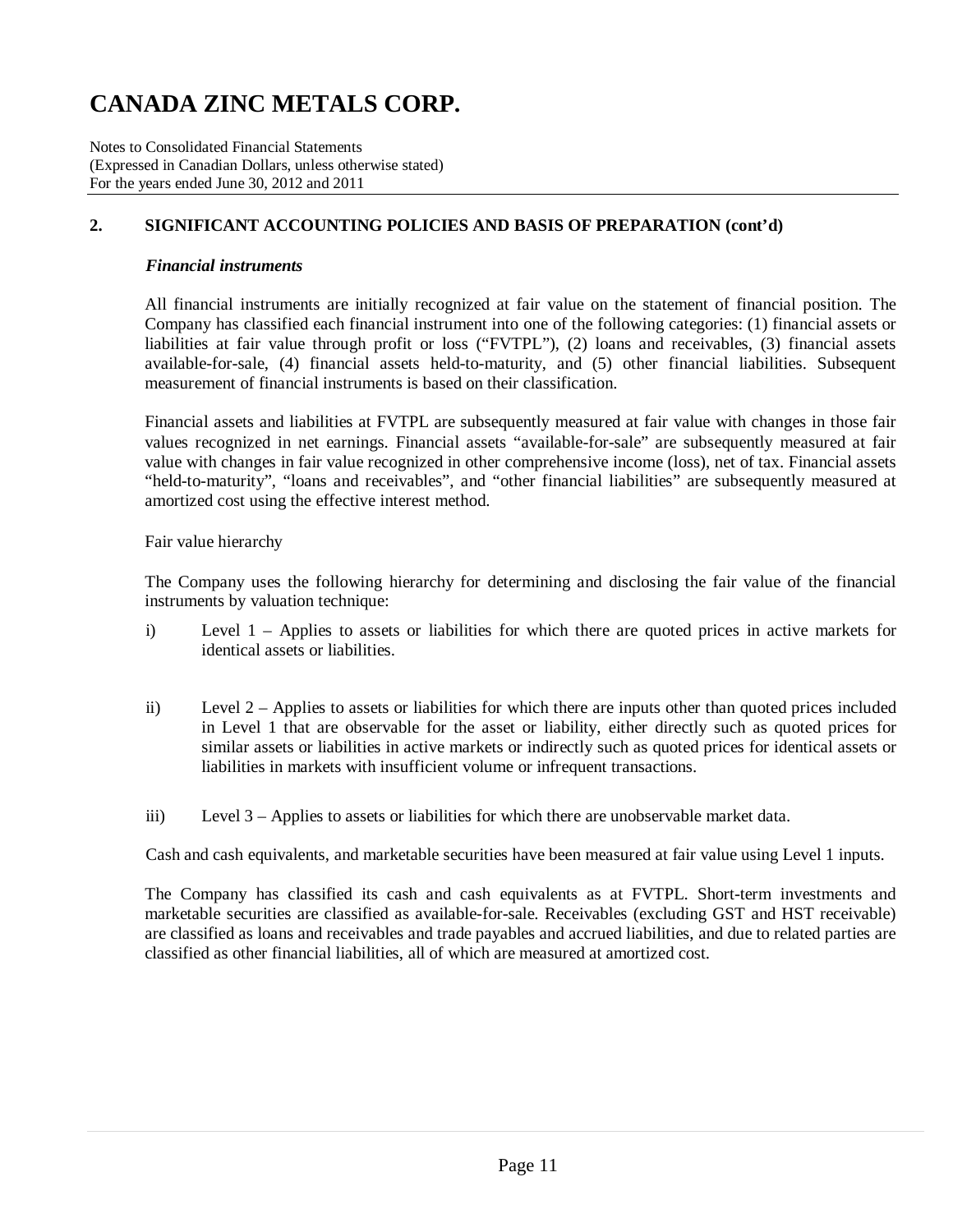## 2. SIGNIFICANT ACCOUNTING POLICIES AND BASIS OF PREPARATION (cont'd)

### *Financial instruments*

All financial instruments are initially recognized at fair value on the statement of financial position. The Company has classified each financial instrument into one of the following categories: (1) financial assets or liabilities at fair value through profit or loss ("FVTPL"), (2) loans and receivables, (3) financial assets available-for-sale, (4) financial assets held-to-maturity, and (5) other financial liabilities. Subsequent measurement of financial instruments is based on their classification.

Financial assets and liabilities at FVTPL are subsequently measured at fair value with changes in those fair values recognized in net earnings. Financial assets "available-for-sale" are subsequently measured at fair value with changes in fair value recognized in other comprehensive income (loss), net of tax. Financial assets "held-to-maturity", "loans and receivables", and "other financial liabilities" are subsequently measured at amortized cost using the effective interest method.

Fair value hierarchy

The Company uses the following hierarchy for determining and disclosing the fair value of the financial instruments by valuation technique:

i) Level 1 – Applies to assets or liabilities for which there are quoted prices in active markets for identical assets or liabilities.

ii) Level 2 – Applies to assets or liabilities for which there are inputs other than quoted prices included in Level 1 that are observable for the asset or liability, either directly such as quoted prices for similar assets or liabilities in active markets or indirectly such as quoted prices for identical assets or liabilities in markets with insufficient volume or infrequent transactions.

iii) Level 3 – Applies to assets or liabilities for which there are unobservable market data.

Cash and cash equivalents, and marketable securities have been measured at fair value using Level 1 inputs.

The Company has classified its cash and cash equivalents as at FVTPL. Short-term investments and marketable securities are classified as available-for-sale. Receivables (excluding GST and HST receivable) are classified as loans and receivables and trade payables and accrued liabilities, and due to related parties are classified as other financial liabilities, all of which are measured at amortized cost.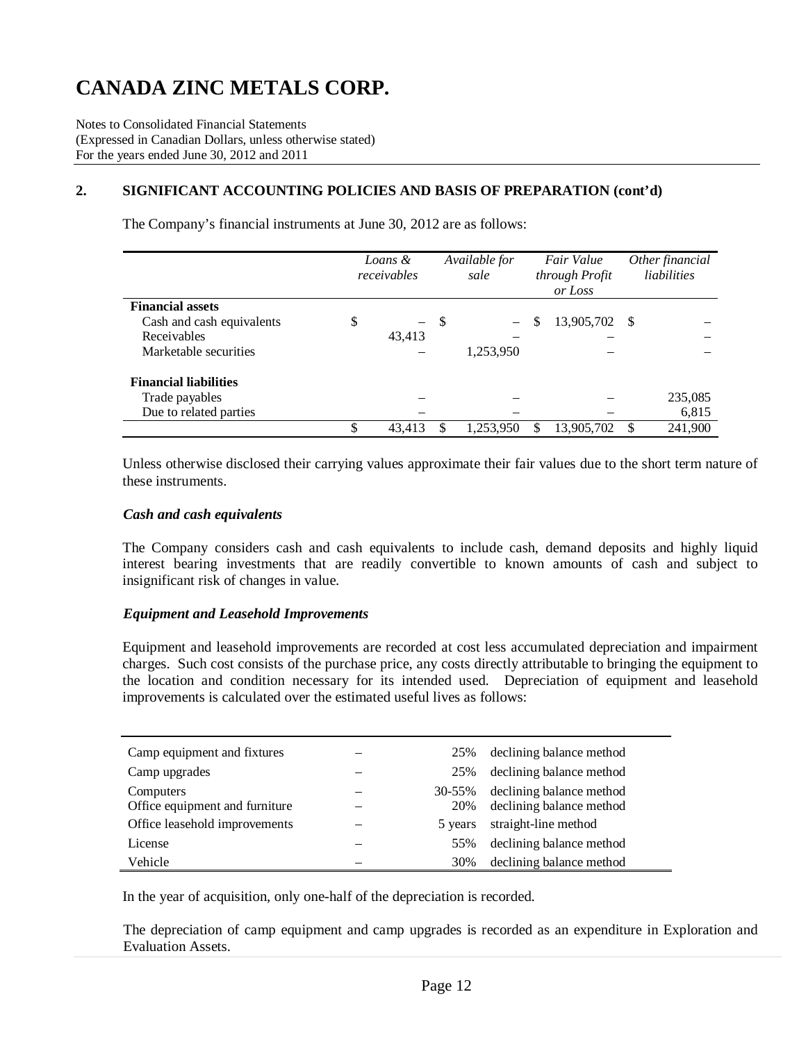# CANADA ZINC METALS CORP.

Notes to Consolidated Financial Statements
(Expressed in Canadian Dollars, unless otherwise stated)
For the years ended June 30, 2012 and 2011

## 2. SIGNIFICANT ACCOUNTING POLICIES AND BASIS OF PREPARATION (cont'd)

The Company's financial instruments at June 30, 2012 are as follows:

| | *Loans & receivables* | *Available for sale* | *Fair Value through Profit or Loss* | *Other financial liabilities* |
|---|---|---|---|---|
| **Financial assets** | | | | |
| Cash and cash equivalents | $ – | $ – | $ 13,905,702 | $ – |
| Receivables | 43,413 | – | – | – |
| Marketable securities | – | 1,253,950 | – | – |
| **Financial liabilities** | | | | |
| Trade payables | – | – | – | 235,085 |
| Due to related parties | – | – | – | 6,815 |
| | $ 43,413 | $ 1,253,950 | $ 13,905,702 | $ 241,900 |

Unless otherwise disclosed their carrying values approximate their fair values due to the short term nature of these instruments.

### *Cash and cash equivalents*

The Company considers cash and cash equivalents to include cash, demand deposits and highly liquid interest bearing investments that are readily convertible to known amounts of cash and subject to insignificant risk of changes in value.

### *Equipment and Leasehold Improvements*

Equipment and leasehold improvements are recorded at cost less accumulated depreciation and impairment charges. Such cost consists of the purchase price, any costs directly attributable to bringing the equipment to the location and condition necessary for its intended used. Depreciation of equipment and leasehold improvements is calculated over the estimated useful lives as follows:

| | | | |
|---|---|---|---|
| Camp equipment and fixtures | – | 25% | declining balance method |
| Camp upgrades | – | 25% | declining balance method |
| Computers | – | 30-55% | declining balance method |
| Office equipment and furniture | – | 20% | declining balance method |
| Office leasehold improvements | – | 5 years | straight-line method |
| License | – | 55% | declining balance method |
| Vehicle | – | 30% | declining balance method |

In the year of acquisition, only one-half of the depreciation is recorded.

The depreciation of camp equipment and camp upgrades is recorded as an expenditure in Exploration and Evaluation Assets.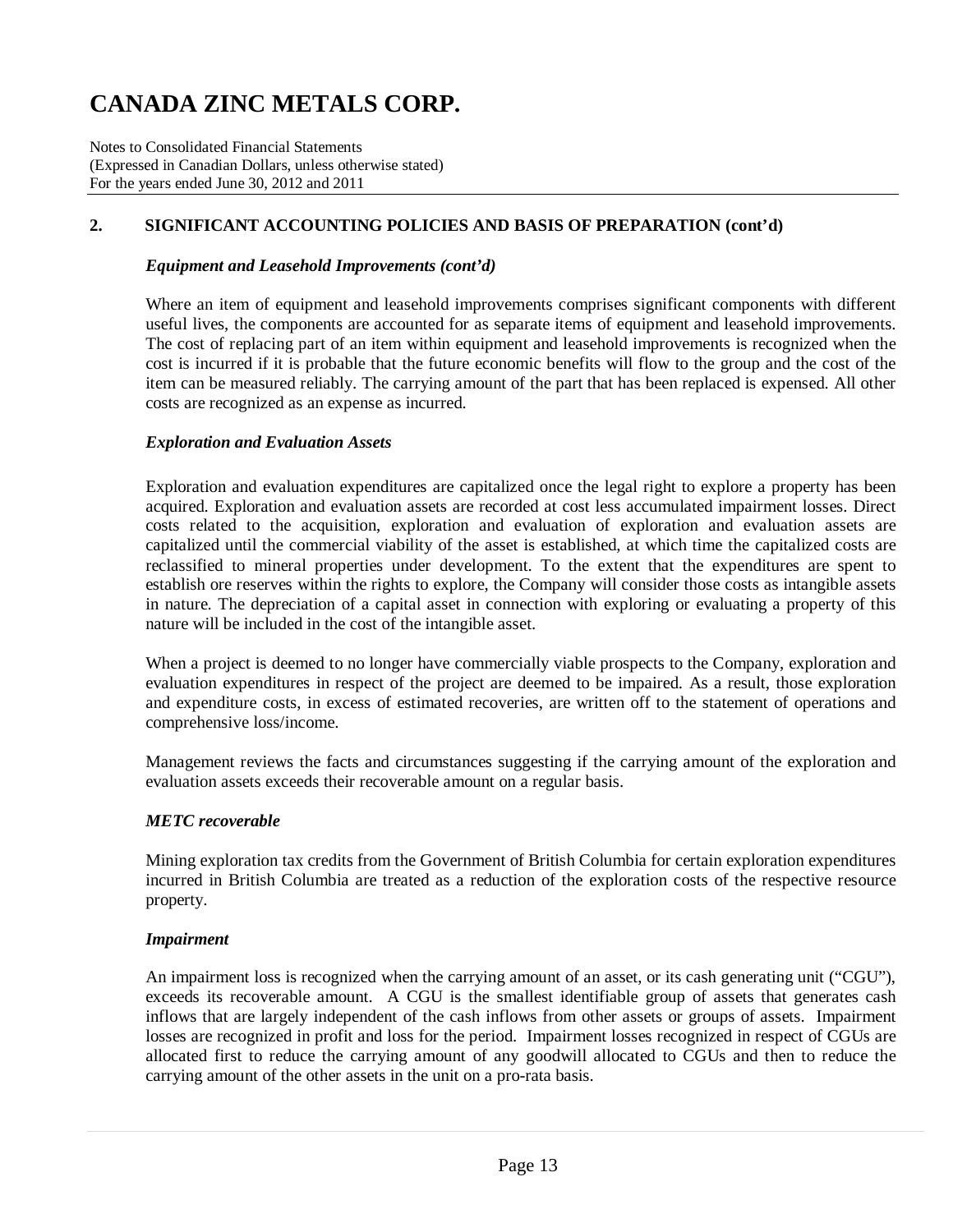## 2. SIGNIFICANT ACCOUNTING POLICIES AND BASIS OF PREPARATION (cont'd)

### *Equipment and Leasehold Improvements (cont'd)*

Where an item of equipment and leasehold improvements comprises significant components with different useful lives, the components are accounted for as separate items of equipment and leasehold improvements. The cost of replacing part of an item within equipment and leasehold improvements is recognized when the cost is incurred if it is probable that the future economic benefits will flow to the group and the cost of the item can be measured reliably. The carrying amount of the part that has been replaced is expensed. All other costs are recognized as an expense as incurred.

### *Exploration and Evaluation Assets*

Exploration and evaluation expenditures are capitalized once the legal right to explore a property has been acquired. Exploration and evaluation assets are recorded at cost less accumulated impairment losses. Direct costs related to the acquisition, exploration and evaluation of exploration and evaluation assets are capitalized until the commercial viability of the asset is established, at which time the capitalized costs are reclassified to mineral properties under development. To the extent that the expenditures are spent to establish ore reserves within the rights to explore, the Company will consider those costs as intangible assets in nature. The depreciation of a capital asset in connection with exploring or evaluating a property of this nature will be included in the cost of the intangible asset.

When a project is deemed to no longer have commercially viable prospects to the Company, exploration and evaluation expenditures in respect of the project are deemed to be impaired. As a result, those exploration and expenditure costs, in excess of estimated recoveries, are written off to the statement of operations and comprehensive loss/income.

Management reviews the facts and circumstances suggesting if the carrying amount of the exploration and evaluation assets exceeds their recoverable amount on a regular basis.

### *METC recoverable*

Mining exploration tax credits from the Government of British Columbia for certain exploration expenditures incurred in British Columbia are treated as a reduction of the exploration costs of the respective resource property.

### *Impairment*

An impairment loss is recognized when the carrying amount of an asset, or its cash generating unit ("CGU"), exceeds its recoverable amount. A CGU is the smallest identifiable group of assets that generates cash inflows that are largely independent of the cash inflows from other assets or groups of assets. Impairment losses are recognized in profit and loss for the period. Impairment losses recognized in respect of CGUs are allocated first to reduce the carrying amount of any goodwill allocated to CGUs and then to reduce the carrying amount of the other assets in the unit on a pro-rata basis.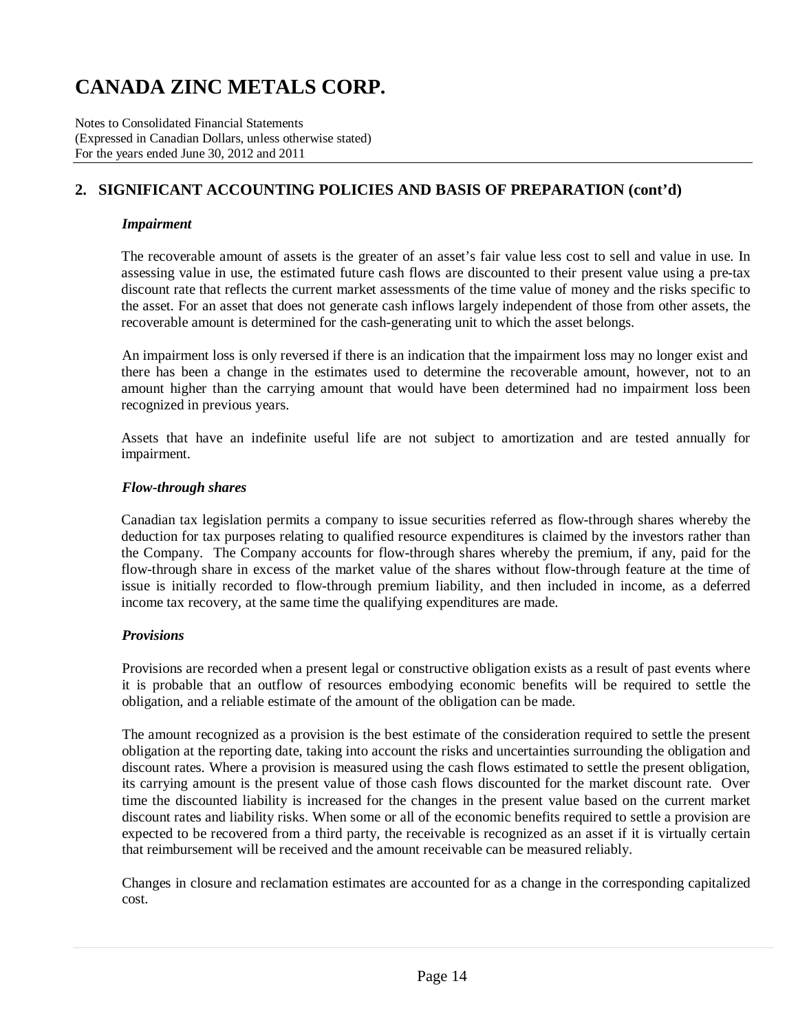## 2. SIGNIFICANT ACCOUNTING POLICIES AND BASIS OF PREPARATION (cont'd)

### *Impairment*

The recoverable amount of assets is the greater of an asset's fair value less cost to sell and value in use. In assessing value in use, the estimated future cash flows are discounted to their present value using a pre-tax discount rate that reflects the current market assessments of the time value of money and the risks specific to the asset. For an asset that does not generate cash inflows largely independent of those from other assets, the recoverable amount is determined for the cash-generating unit to which the asset belongs.

An impairment loss is only reversed if there is an indication that the impairment loss may no longer exist and there has been a change in the estimates used to determine the recoverable amount, however, not to an amount higher than the carrying amount that would have been determined had no impairment loss been recognized in previous years.

Assets that have an indefinite useful life are not subject to amortization and are tested annually for impairment.

### *Flow-through shares*

Canadian tax legislation permits a company to issue securities referred as flow-through shares whereby the deduction for tax purposes relating to qualified resource expenditures is claimed by the investors rather than the Company. The Company accounts for flow-through shares whereby the premium, if any, paid for the flow-through share in excess of the market value of the shares without flow-through feature at the time of issue is initially recorded to flow-through premium liability, and then included in income, as a deferred income tax recovery, at the same time the qualifying expenditures are made.

### *Provisions*

Provisions are recorded when a present legal or constructive obligation exists as a result of past events where it is probable that an outflow of resources embodying economic benefits will be required to settle the obligation, and a reliable estimate of the amount of the obligation can be made.

The amount recognized as a provision is the best estimate of the consideration required to settle the present obligation at the reporting date, taking into account the risks and uncertainties surrounding the obligation and discount rates. Where a provision is measured using the cash flows estimated to settle the present obligation, its carrying amount is the present value of those cash flows discounted for the market discount rate. Over time the discounted liability is increased for the changes in the present value based on the current market discount rates and liability risks. When some or all of the economic benefits required to settle a provision are expected to be recovered from a third party, the receivable is recognized as an asset if it is virtually certain that reimbursement will be received and the amount receivable can be measured reliably.

Changes in closure and reclamation estimates are accounted for as a change in the corresponding capitalized cost.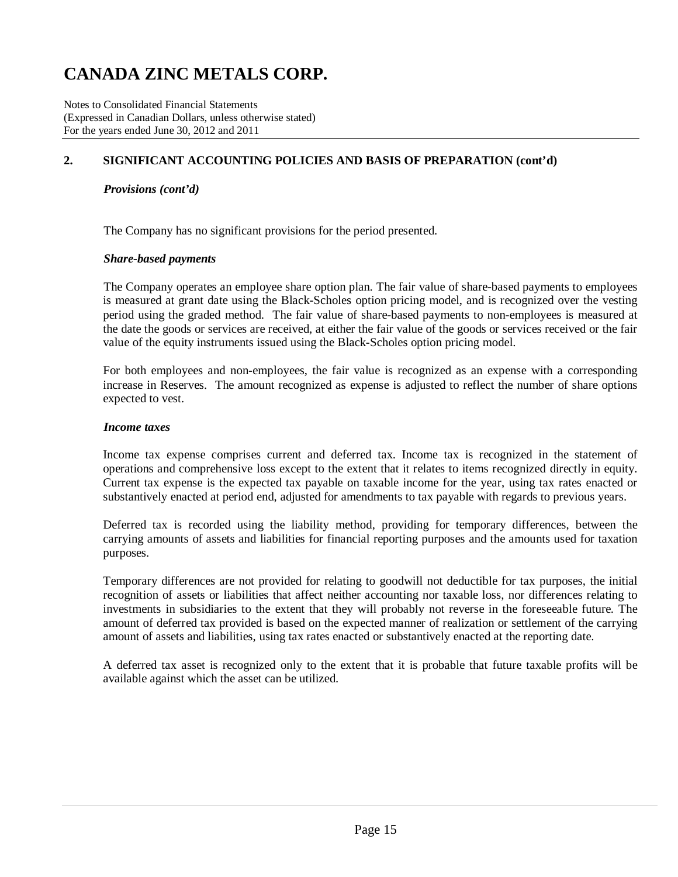## 2. SIGNIFICANT ACCOUNTING POLICIES AND BASIS OF PREPARATION (cont'd)

### *Provisions (cont'd)*

The Company has no significant provisions for the period presented.

### *Share-based payments*

The Company operates an employee share option plan. The fair value of share-based payments to employees is measured at grant date using the Black-Scholes option pricing model, and is recognized over the vesting period using the graded method. The fair value of share-based payments to non-employees is measured at the date the goods or services are received, at either the fair value of the goods or services received or the fair value of the equity instruments issued using the Black-Scholes option pricing model.

For both employees and non-employees, the fair value is recognized as an expense with a corresponding increase in Reserves. The amount recognized as expense is adjusted to reflect the number of share options expected to vest.

### *Income taxes*

Income tax expense comprises current and deferred tax. Income tax is recognized in the statement of operations and comprehensive loss except to the extent that it relates to items recognized directly in equity. Current tax expense is the expected tax payable on taxable income for the year, using tax rates enacted or substantively enacted at period end, adjusted for amendments to tax payable with regards to previous years.

Deferred tax is recorded using the liability method, providing for temporary differences, between the carrying amounts of assets and liabilities for financial reporting purposes and the amounts used for taxation purposes.

Temporary differences are not provided for relating to goodwill not deductible for tax purposes, the initial recognition of assets or liabilities that affect neither accounting nor taxable loss, nor differences relating to investments in subsidiaries to the extent that they will probably not reverse in the foreseeable future. The amount of deferred tax provided is based on the expected manner of realization or settlement of the carrying amount of assets and liabilities, using tax rates enacted or substantively enacted at the reporting date.

A deferred tax asset is recognized only to the extent that it is probable that future taxable profits will be available against which the asset can be utilized.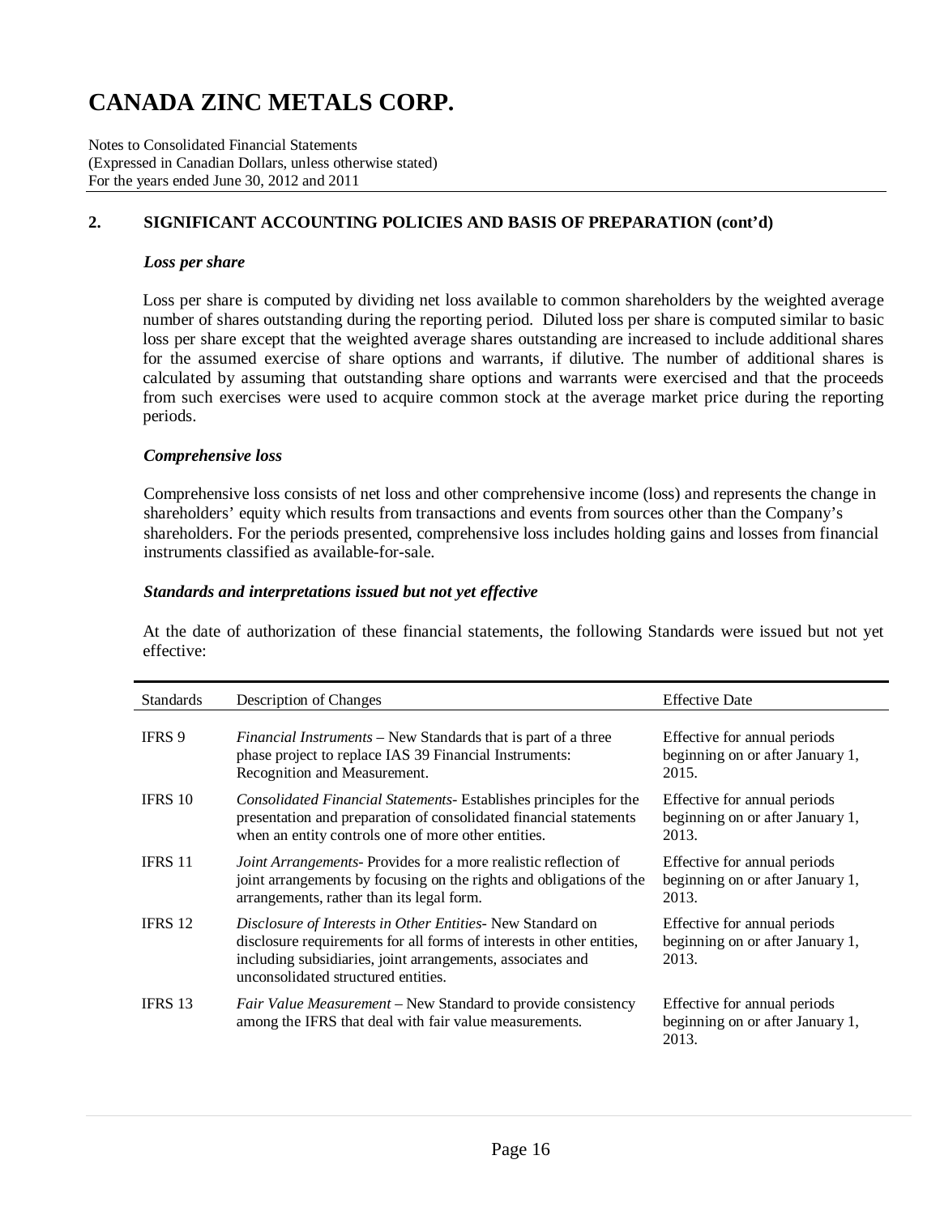# CANADA ZINC METALS CORP.

Notes to Consolidated Financial Statements
(Expressed in Canadian Dollars, unless otherwise stated)
For the years ended June 30, 2012 and 2011

## 2. SIGNIFICANT ACCOUNTING POLICIES AND BASIS OF PREPARATION (cont'd)

### *Loss per share*

Loss per share is computed by dividing net loss available to common shareholders by the weighted average number of shares outstanding during the reporting period. Diluted loss per share is computed similar to basic loss per share except that the weighted average shares outstanding are increased to include additional shares for the assumed exercise of share options and warrants, if dilutive. The number of additional shares is calculated by assuming that outstanding share options and warrants were exercised and that the proceeds from such exercises were used to acquire common stock at the average market price during the reporting periods.

### *Comprehensive loss*

Comprehensive loss consists of net loss and other comprehensive income (loss) and represents the change in shareholders' equity which results from transactions and events from sources other than the Company's shareholders. For the periods presented, comprehensive loss includes holding gains and losses from financial instruments classified as available-for-sale.

### *Standards and interpretations issued but not yet effective*

At the date of authorization of these financial statements, the following Standards were issued but not yet effective:

| Standards | Description of Changes | Effective Date |
|---|---|---|
| IFRS 9 | *Financial Instruments* – New Standards that is part of a three phase project to replace IAS 39 Financial Instruments: Recognition and Measurement. | Effective for annual periods beginning on or after January 1, 2015. |
| IFRS 10 | *Consolidated Financial Statements*- Establishes principles for the presentation and preparation of consolidated financial statements when an entity controls one of more other entities. | Effective for annual periods beginning on or after January 1, 2013. |
| IFRS 11 | *Joint Arrangements*- Provides for a more realistic reflection of joint arrangements by focusing on the rights and obligations of the arrangements, rather than its legal form. | Effective for annual periods beginning on or after January 1, 2013. |
| IFRS 12 | *Disclosure of Interests in Other Entities*- New Standard on disclosure requirements for all forms of interests in other entities, including subsidiaries, joint arrangements, associates and unconsolidated structured entities. | Effective for annual periods beginning on or after January 1, 2013. |
| IFRS 13 | *Fair Value Measurement* – New Standard to provide consistency among the IFRS that deal with fair value measurements. | Effective for annual periods beginning on or after January 1, 2013. |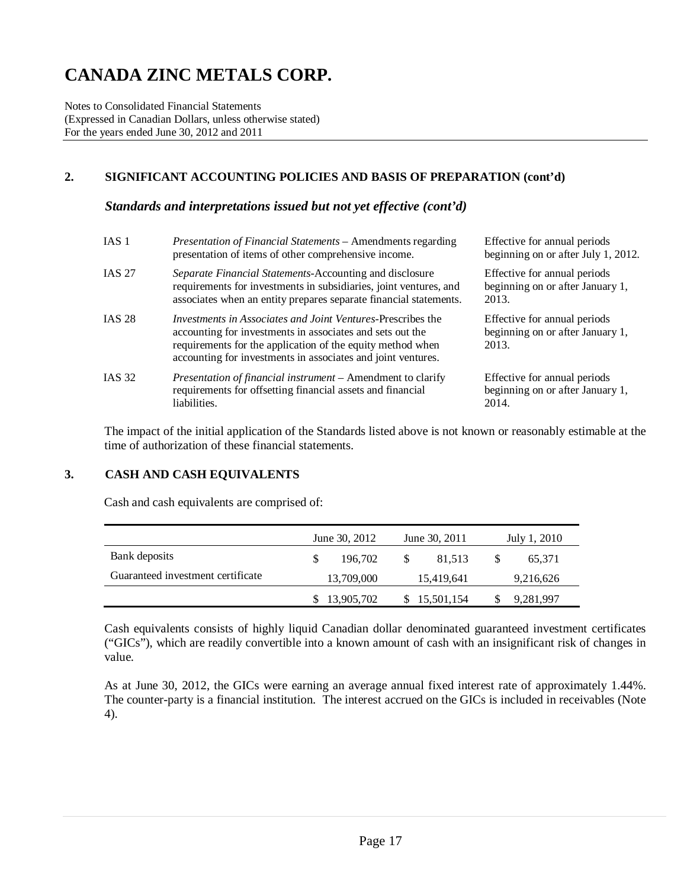# CANADA ZINC METALS CORP.

Notes to Consolidated Financial Statements
(Expressed in Canadian Dollars, unless otherwise stated)
For the years ended June 30, 2012 and 2011

## 2. SIGNIFICANT ACCOUNTING POLICIES AND BASIS OF PREPARATION (cont'd)

### *Standards and interpretations issued but not yet effective (cont'd)*

| | | |
|---|---|---|
| IAS 1 | *Presentation of Financial Statements* – Amendments regarding presentation of items of other comprehensive income. | Effective for annual periods beginning on or after July 1, 2012. |
| IAS 27 | *Separate Financial Statements*-Accounting and disclosure requirements for investments in subsidiaries, joint ventures, and associates when an entity prepares separate financial statements. | Effective for annual periods beginning on or after January 1, 2013. |
| IAS 28 | *Investments in Associates and Joint Ventures*-Prescribes the accounting for investments in associates and sets out the requirements for the application of the equity method when accounting for investments in associates and joint ventures. | Effective for annual periods beginning on or after January 1, 2013. |
| IAS 32 | *Presentation of financial instrument* – Amendment to clarify requirements for offsetting financial assets and financial liabilities. | Effective for annual periods beginning on or after January 1, 2014. |

The impact of the initial application of the Standards listed above is not known or reasonably estimable at the time of authorization of these financial statements.

## 3. CASH AND CASH EQUIVALENTS

Cash and cash equivalents are comprised of:

| | June 30, 2012 | June 30, 2011 | July 1, 2010 |
|---|---|---|---|
| Bank deposits | $ 196,702 | $ 81,513 | $ 65,371 |
| Guaranteed investment certificate | 13,709,000 | 15,419,641 | 9,216,626 |
| | $ 13,905,702 | $ 15,501,154 | $ 9,281,997 |

Cash equivalents consists of highly liquid Canadian dollar denominated guaranteed investment certificates ("GICs"), which are readily convertible into a known amount of cash with an insignificant risk of changes in value.

As at June 30, 2012, the GICs were earning an average annual fixed interest rate of approximately 1.44%. The counter-party is a financial institution. The interest accrued on the GICs is included in receivables (Note 4).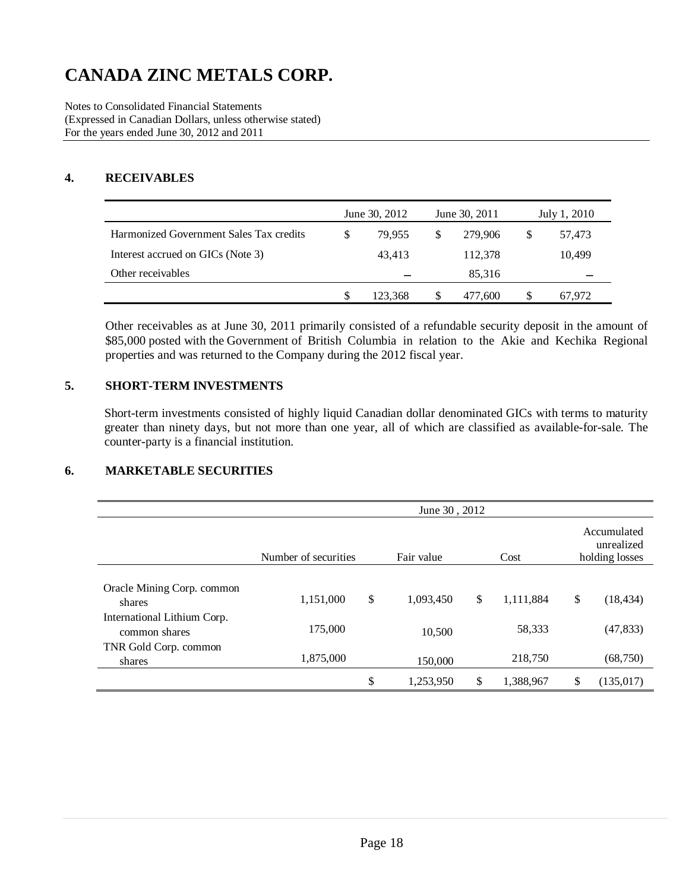# CANADA ZINC METALS CORP.

Notes to Consolidated Financial Statements
(Expressed in Canadian Dollars, unless otherwise stated)
For the years ended June 30, 2012 and 2011

## 4. RECEIVABLES

| | June 30, 2012 | June 30, 2011 | July 1, 2010 |
|---|---|---|---|
| Harmonized Government Sales Tax credits | $ 79,955 | $ 279,906 | $ 57,473 |
| Interest accrued on GICs (Note 3) | 43,413 | 112,378 | 10,499 |
| Other receivables | – | 85,316 | – |
| | $ 123,368 | $ 477,600 | $ 67,972 |

Other receivables as at June 30, 2011 primarily consisted of a refundable security deposit in the amount of $85,000 posted with the Government of British Columbia in relation to the Akie and Kechika Regional properties and was returned to the Company during the 2012 fiscal year.

## 5. SHORT-TERM INVESTMENTS

Short-term investments consisted of highly liquid Canadian dollar denominated GICs with terms to maturity greater than ninety days, but not more than one year, all of which are classified as available-for-sale. The counter-party is a financial institution.

## 6. MARKETABLE SECURITIES

| | June 30 , 2012 | | | |
|---|---|---|---|---|
| | Number of securities | Fair value | Cost | Accumulated unrealized holding losses |
| Oracle Mining Corp. common shares | 1,151,000 | $ 1,093,450 | $ 1,111,884 | $ (18,434) |
| International Lithium Corp. common shares | 175,000 | 10,500 | 58,333 | (47,833) |
| TNR Gold Corp. common shares | 1,875,000 | 150,000 | 218,750 | (68,750) |
| | | $ 1,253,950 | $ 1,388,967 | $ (135,017) |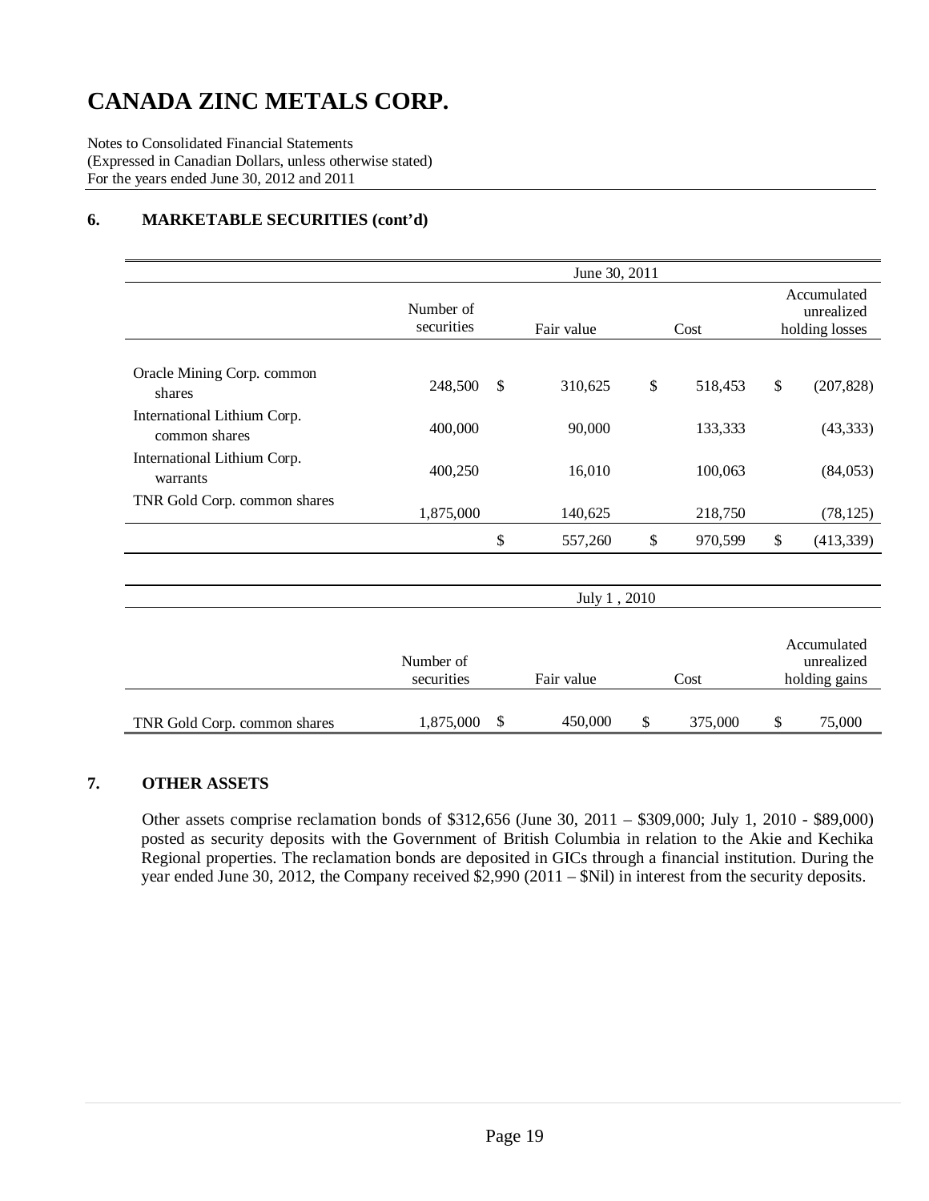# CANADA ZINC METALS CORP.

Notes to Consolidated Financial Statements
(Expressed in Canadian Dollars, unless otherwise stated)
For the years ended June 30, 2012 and 2011

## 6. MARKETABLE SECURITIES (cont'd)

| | June 30, 2011 | | | |
|---|---|---|---|---|
| | Number of securities | Fair value | Cost | Accumulated unrealized holding losses |
| Oracle Mining Corp. common shares | 248,500 | $ 310,625 | $ 518,453 | $ (207,828) |
| International Lithium Corp. common shares | 400,000 | 90,000 | 133,333 | (43,333) |
| International Lithium Corp. warrants | 400,250 | 16,010 | 100,063 | (84,053) |
| TNR Gold Corp. common shares | 1,875,000 | 140,625 | 218,750 | (78,125) |
| | | $ 557,260 | $ 970,599 | $ (413,339) |

| | July 1 , 2010 | | | |
|---|---|---|---|---|
| | Number of securities | Fair value | Cost | Accumulated unrealized holding gains |
| TNR Gold Corp. common shares | 1,875,000 | $ 450,000 | $ 375,000 | $ 75,000 |

## 7. OTHER ASSETS

Other assets comprise reclamation bonds of $312,656 (June 30, 2011 – $309,000; July 1, 2010 - $89,000) posted as security deposits with the Government of British Columbia in relation to the Akie and Kechika Regional properties. The reclamation bonds are deposited in GICs through a financial institution. During the year ended June 30, 2012, the Company received $2,990 (2011 – $Nil) in interest from the security deposits.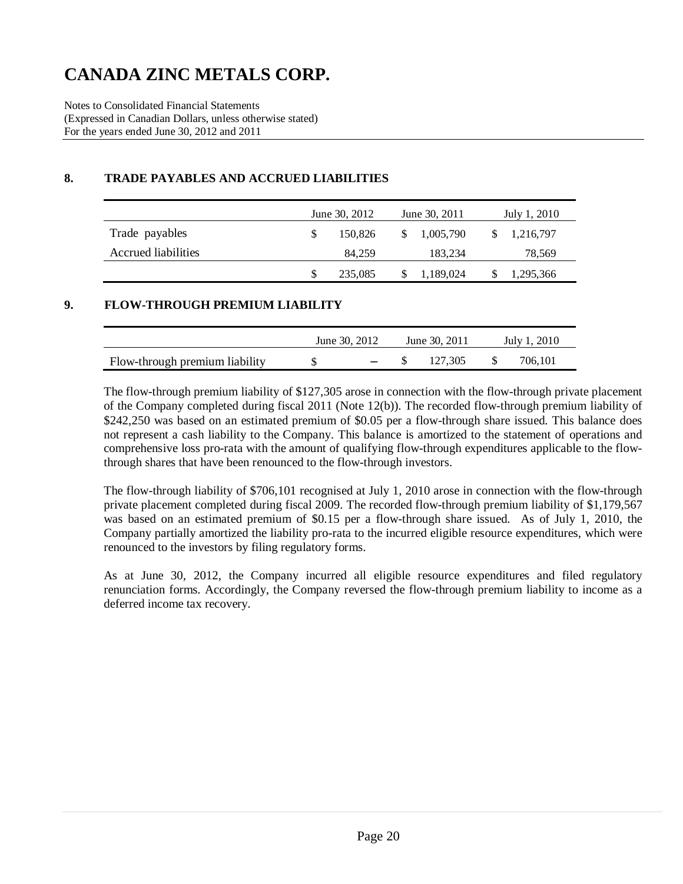# CANADA ZINC METALS CORP.

Notes to Consolidated Financial Statements
(Expressed in Canadian Dollars, unless otherwise stated)
For the years ended June 30, 2012 and 2011

## 8. TRADE PAYABLES AND ACCRUED LIABILITIES

| | June 30, 2012 | June 30, 2011 | July 1, 2010 |
|---|---|---|---|
| Trade payables | $ 150,826 | $ 1,005,790 | $ 1,216,797 |
| Accrued liabilities | 84,259 | 183,234 | 78,569 |
| | $ 235,085 | $ 1,189,024 | $ 1,295,366 |

## 9. FLOW-THROUGH PREMIUM LIABILITY

| | June 30, 2012 | June 30, 2011 | July 1, 2010 |
|---|---|---|---|
| Flow-through premium liability | $ – | $ 127,305 | $ 706,101 |

The flow-through premium liability of $127,305 arose in connection with the flow-through private placement of the Company completed during fiscal 2011 (Note 12(b)). The recorded flow-through premium liability of $242,250 was based on an estimated premium of $0.05 per a flow-through share issued. This balance does not represent a cash liability to the Company. This balance is amortized to the statement of operations and comprehensive loss pro-rata with the amount of qualifying flow-through expenditures applicable to the flow-through shares that have been renounced to the flow-through investors.

The flow-through liability of $706,101 recognised at July 1, 2010 arose in connection with the flow-through private placement completed during fiscal 2009. The recorded flow-through premium liability of $1,179,567 was based on an estimated premium of $0.15 per a flow-through share issued. As of July 1, 2010, the Company partially amortized the liability pro-rata to the incurred eligible resource expenditures, which were renounced to the investors by filing regulatory forms.

As at June 30, 2012, the Company incurred all eligible resource expenditures and filed regulatory renunciation forms. Accordingly, the Company reversed the flow-through premium liability to income as a deferred income tax recovery.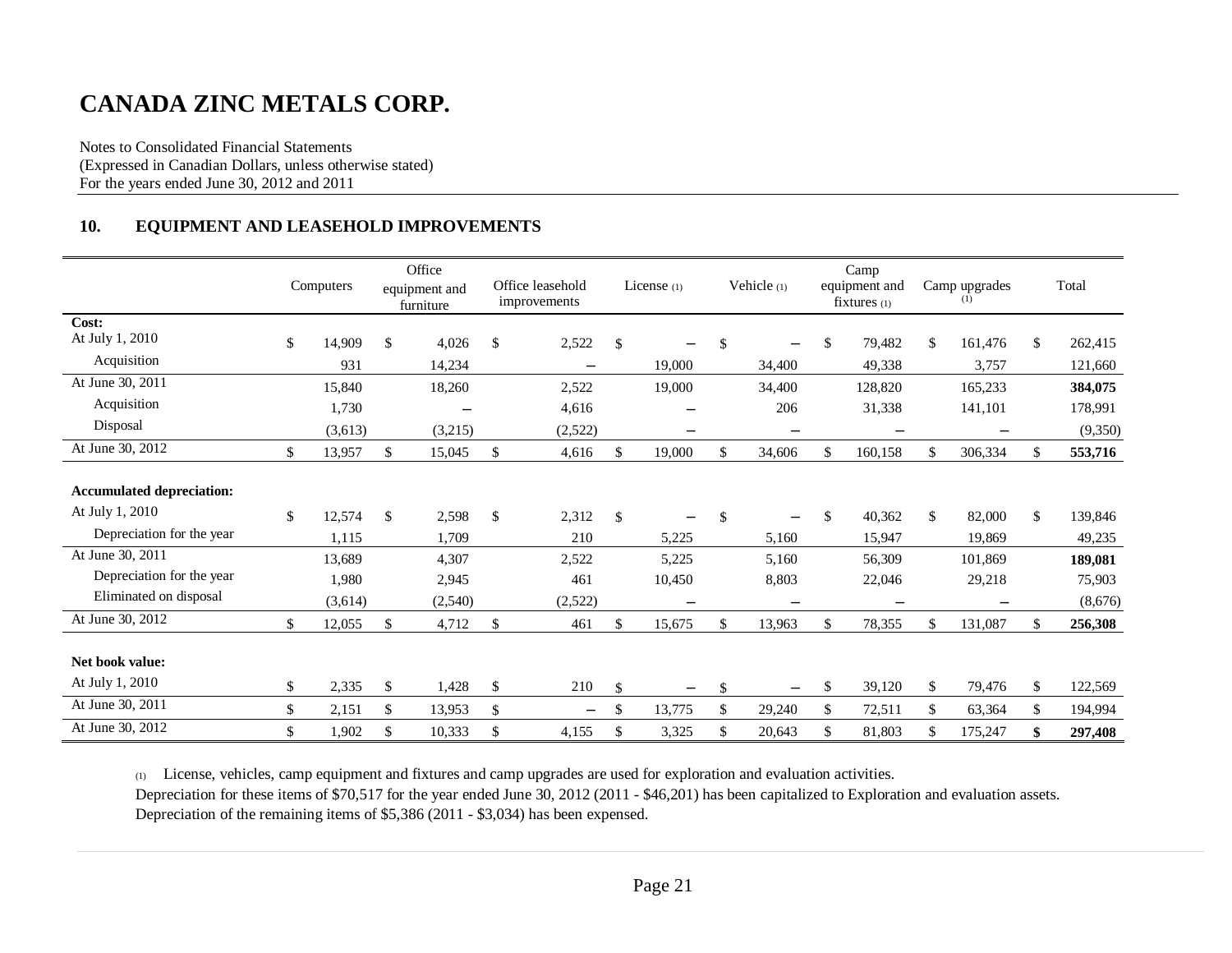# CANADA ZINC METALS CORP.

Notes to Consolidated Financial Statements
(Expressed in Canadian Dollars, unless otherwise stated)
For the years ended June 30, 2012 and 2011

## 10. EQUIPMENT AND LEASEHOLD IMPROVEMENTS

| | Computers | Office equipment and furniture | Office leasehold improvements | License (1) | Vehicle (1) | Camp equipment and fixtures (1) | Camp upgrades (1) | Total |
|---|---|---|---|---|---|---|---|---|
| **Cost:** | | | | | | | | |
| At July 1, 2010 | $ 14,909 | $ 4,026 | $ 2,522 | $ – | $ – | $ 79,482 | $ 161,476 | $ 262,415 |
| Acquisition | 931 | 14,234 | – | 19,000 | 34,400 | 49,338 | 3,757 | 121,660 |
| At June 30, 2011 | 15,840 | 18,260 | 2,522 | 19,000 | 34,400 | 128,820 | 165,233 | **384,075** |
| Acquisition | 1,730 | – | 4,616 | – | 206 | 31,338 | 141,101 | 178,991 |
| Disposal | (3,613) | (3,215) | (2,522) | – | – | – | – | (9,350) |
| At June 30, 2012 | $ 13,957 | $ 15,045 | $ 4,616 | $ 19,000 | $ 34,606 | $ 160,158 | $ 306,334 | $ **553,716** |
| **Accumulated depreciation:** | | | | | | | | |
| At July 1, 2010 | $ 12,574 | $ 2,598 | $ 2,312 | $ – | $ – | $ 40,362 | $ 82,000 | $ 139,846 |
| Depreciation for the year | 1,115 | 1,709 | 210 | 5,225 | 5,160 | 15,947 | 19,869 | 49,235 |
| At June 30, 2011 | 13,689 | 4,307 | 2,522 | 5,225 | 5,160 | 56,309 | 101,869 | **189,081** |
| Depreciation for the year | 1,980 | 2,945 | 461 | 10,450 | 8,803 | 22,046 | 29,218 | 75,903 |
| Eliminated on disposal | (3,614) | (2,540) | (2,522) | – | – | – | – | (8,676) |
| At June 30, 2012 | $ 12,055 | $ 4,712 | $ 461 | $ 15,675 | $ 13,963 | $ 78,355 | $ 131,087 | $ **256,308** |
| **Net book value:** | | | | | | | | |
| At July 1, 2010 | $ 2,335 | $ 1,428 | $ 210 | $ – | $ – | $ 39,120 | $ 79,476 | $ 122,569 |
| At June 30, 2011 | $ 2,151 | $ 13,953 | $ – | $ 13,775 | $ 29,240 | $ 72,511 | $ 63,364 | $ 194,994 |
| At June 30, 2012 | $ 1,902 | $ 10,333 | $ 4,155 | $ 3,325 | $ 20,643 | $ 81,803 | $ 175,247 | **$ 297,408** |

(1) License, vehicles, camp equipment and fixtures and camp upgrades are used for exploration and evaluation activities.
Depreciation for these items of $70,517 for the year ended June 30, 2012 (2011 - $46,201) has been capitalized to Exploration and evaluation assets.
Depreciation of the remaining items of $5,386 (2011 - $3,034) has been expensed.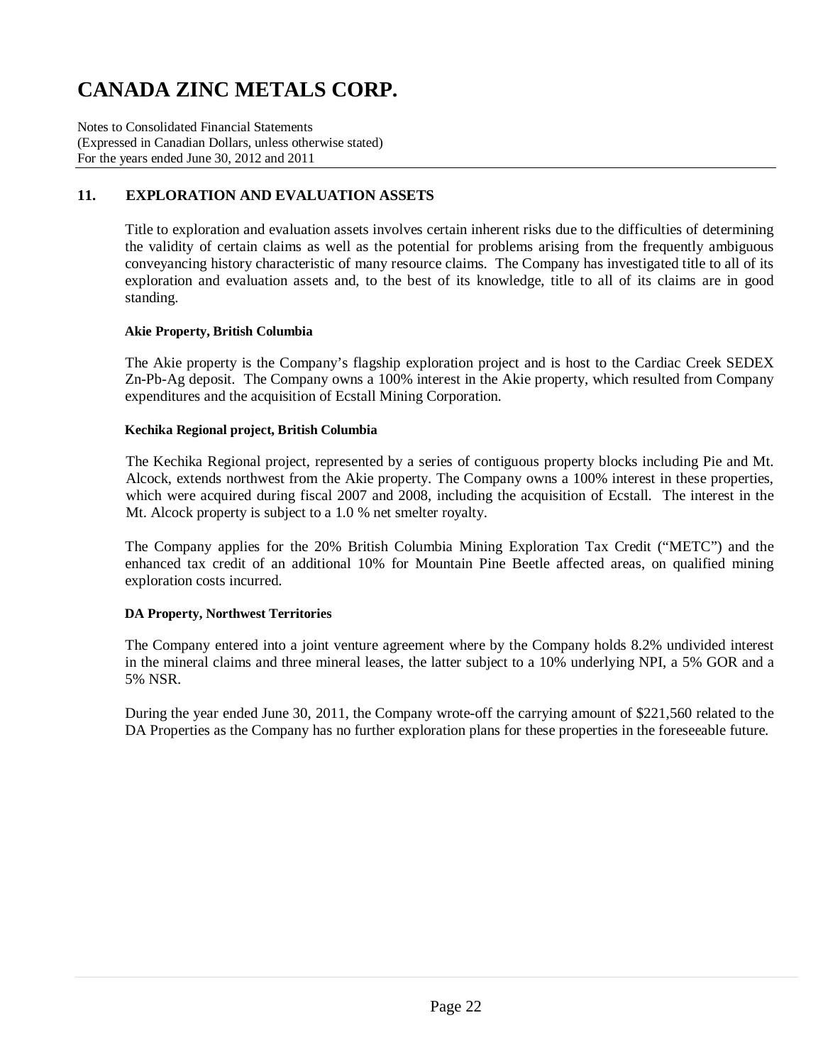# CANADA ZINC METALS CORP.

Notes to Consolidated Financial Statements
(Expressed in Canadian Dollars, unless otherwise stated)
For the years ended June 30, 2012 and 2011

## 11. EXPLORATION AND EVALUATION ASSETS

Title to exploration and evaluation assets involves certain inherent risks due to the difficulties of determining the validity of certain claims as well as the potential for problems arising from the frequently ambiguous conveyancing history characteristic of many resource claims. The Company has investigated title to all of its exploration and evaluation assets and, to the best of its knowledge, title to all of its claims are in good standing.

**Akie Property, British Columbia**

The Akie property is the Company's flagship exploration project and is host to the Cardiac Creek SEDEX Zn-Pb-Ag deposit. The Company owns a 100% interest in the Akie property, which resulted from Company expenditures and the acquisition of Ecstall Mining Corporation.

**Kechika Regional project, British Columbia**

The Kechika Regional project, represented by a series of contiguous property blocks including Pie and Mt. Alcock, extends northwest from the Akie property. The Company owns a 100% interest in these properties, which were acquired during fiscal 2007 and 2008, including the acquisition of Ecstall. The interest in the Mt. Alcock property is subject to a 1.0 % net smelter royalty.

The Company applies for the 20% British Columbia Mining Exploration Tax Credit ("METC") and the enhanced tax credit of an additional 10% for Mountain Pine Beetle affected areas, on qualified mining exploration costs incurred.

**DA Property, Northwest Territories**

The Company entered into a joint venture agreement where by the Company holds 8.2% undivided interest in the mineral claims and three mineral leases, the latter subject to a 10% underlying NPI, a 5% GOR and a 5% NSR.

During the year ended June 30, 2011, the Company wrote-off the carrying amount of $221,560 related to the DA Properties as the Company has no further exploration plans for these properties in the foreseeable future.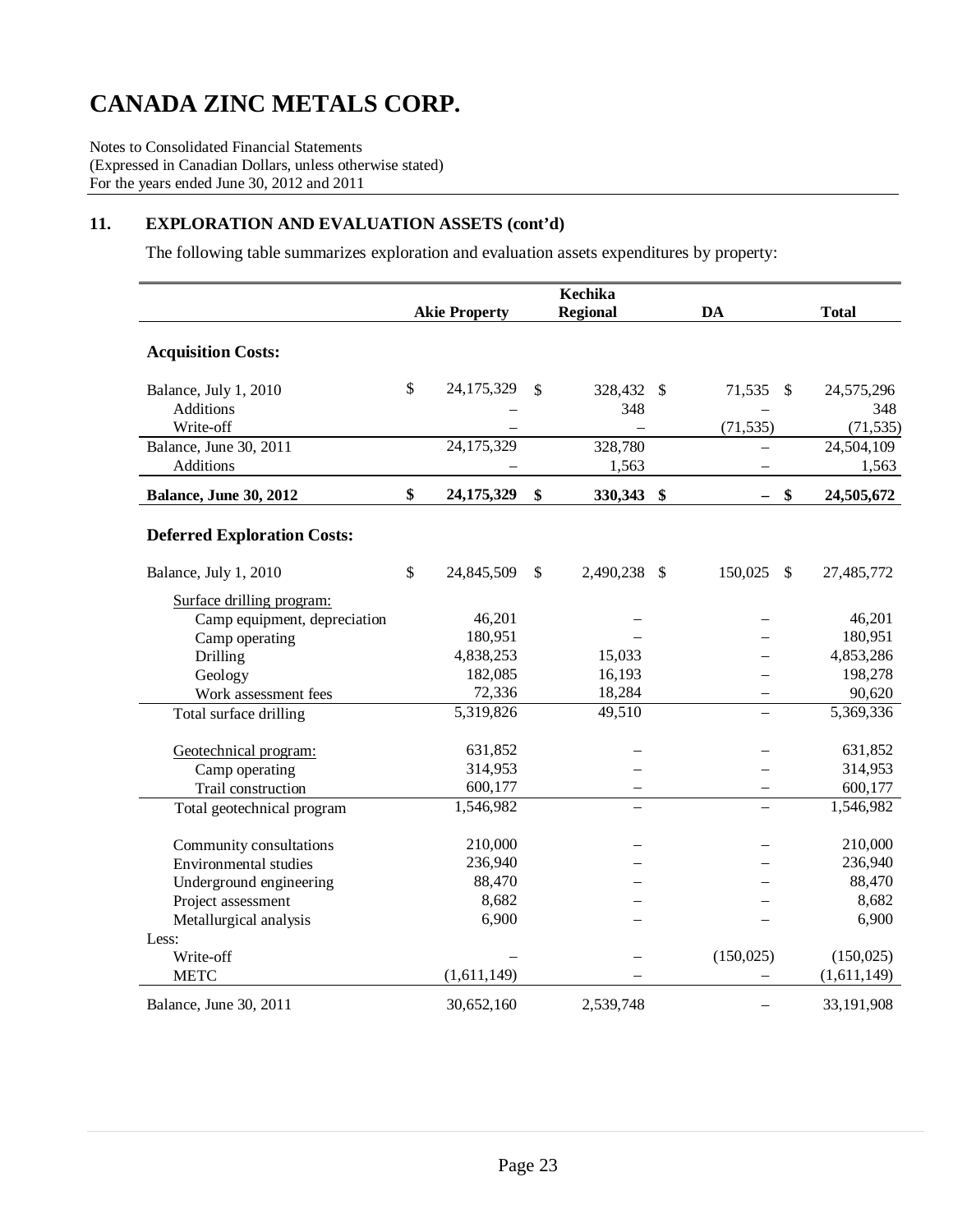# CANADA ZINC METALS CORP.

Notes to Consolidated Financial Statements
(Expressed in Canadian Dollars, unless otherwise stated)
For the years ended June 30, 2012 and 2011

## 11. EXPLORATION AND EVALUATION ASSETS (cont'd)

The following table summarizes exploration and evaluation assets expenditures by property:

| | Akie Property | Kechika Regional | DA | Total |
|---|---|---|---|---|
| **Acquisition Costs:** | | | | |
| Balance, July 1, 2010 | $ 24,175,329 | $ 328,432 | $ 71,535 | $ 24,575,296 |
| Additions | – | 348 | – | 348 |
| Write-off | – | – | (71,535) | (71,535) |
| Balance, June 30, 2011 | 24,175,329 | 328,780 | – | 24,504,109 |
| Additions | – | 1,563 | – | 1,563 |
| **Balance, June 30, 2012** | **$ 24,175,329** | **$ 330,343** | **$ –** | **$ 24,505,672** |
| **Deferred Exploration Costs:** | | | | |
| Balance, July 1, 2010 | $ 24,845,509 | $ 2,490,238 | $ 150,025 | $ 27,485,772 |
| Surface drilling program: | | | | |
| Camp equipment, depreciation | 46,201 | – | – | 46,201 |
| Camp operating | 180,951 | – | – | 180,951 |
| Drilling | 4,838,253 | 15,033 | – | 4,853,286 |
| Geology | 182,085 | 16,193 | – | 198,278 |
| Work assessment fees | 72,336 | 18,284 | – | 90,620 |
| Total surface drilling | 5,319,826 | 49,510 | – | 5,369,336 |
| Geotechnical program: | 631,852 | – | – | 631,852 |
| Camp operating | 314,953 | – | – | 314,953 |
| Trail construction | 600,177 | – | – | 600,177 |
| Total geotechnical program | 1,546,982 | – | – | 1,546,982 |
| Community consultations | 210,000 | – | – | 210,000 |
| Environmental studies | 236,940 | – | – | 236,940 |
| Underground engineering | 88,470 | – | – | 88,470 |
| Project assessment | 8,682 | – | – | 8,682 |
| Metallurgical analysis | 6,900 | – | – | 6,900 |
| Less: | | | | |
| Write-off | – | – | (150,025) | (150,025) |
| METC | (1,611,149) | – | – | (1,611,149) |
| Balance, June 30, 2011 | 30,652,160 | 2,539,748 | – | 33,191,908 |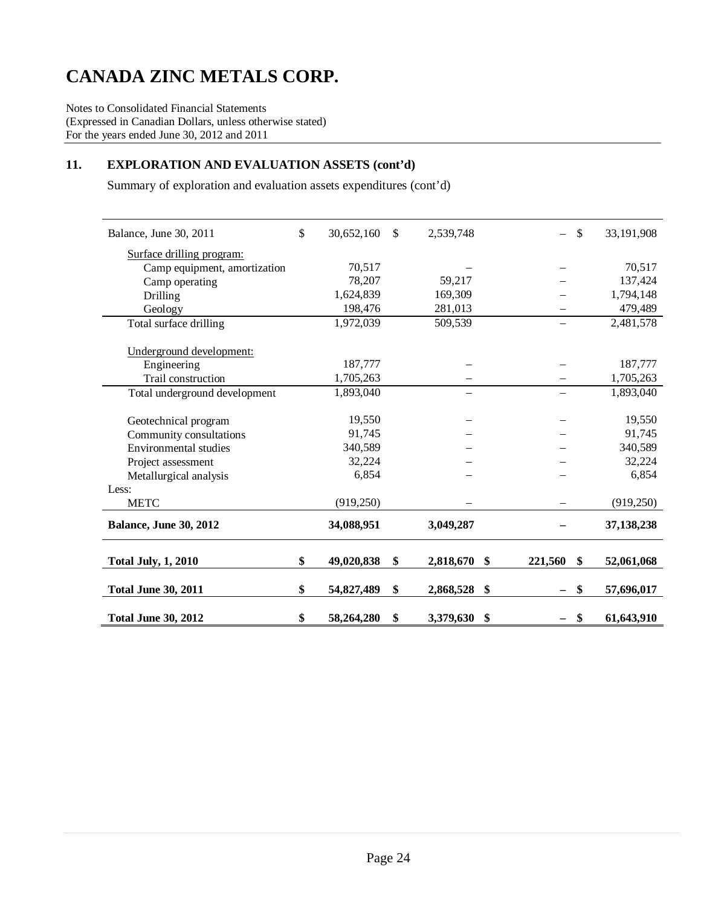# CANADA ZINC METALS CORP.

Notes to Consolidated Financial Statements
(Expressed in Canadian Dollars, unless otherwise stated)
For the years ended June 30, 2012 and 2011

## 11. EXPLORATION AND EVALUATION ASSETS (cont'd)

Summary of exploration and evaluation assets expenditures (cont'd)

| | | | | | | |
|---|---|---|---|---|---|---|
| Balance, June 30, 2011 | $ | 30,652,160 | $ | 2,539,748 | – | $ 33,191,908 |
| Surface drilling program: | | | | | | |
| Camp equipment, amortization | | 70,517 | | – | – | 70,517 |
| Camp operating | | 78,207 | | 59,217 | – | 137,424 |
| Drilling | | 1,624,839 | | 169,309 | – | 1,794,148 |
| Geology | | 198,476 | | 281,013 | – | 479,489 |
| Total surface drilling | | 1,972,039 | | 509,539 | – | 2,481,578 |
| Underground development: | | | | | | |
| Engineering | | 187,777 | | – | – | 187,777 |
| Trail construction | | 1,705,263 | | – | – | 1,705,263 |
| Total underground development | | 1,893,040 | | – | – | 1,893,040 |
| Geotechnical program | | 19,550 | | – | – | 19,550 |
| Community consultations | | 91,745 | | – | – | 91,745 |
| Environmental studies | | 340,589 | | – | – | 340,589 |
| Project assessment | | 32,224 | | – | – | 32,224 |
| Metallurgical analysis | | 6,854 | | – | – | 6,854 |
| Less: | | | | | | |
| METC | | (919,250) | | – | – | (919,250) |
| **Balance, June 30, 2012** | | **34,088,951** | | **3,049,287** | **–** | **37,138,238** |
| **Total July, 1, 2010** | **$** | **49,020,838** | **$** | **2,818,670** | **$ 221,560** | **$ 52,061,068** |
| **Total June 30, 2011** | **$** | **54,827,489** | **$** | **2,868,528** | **$ –** | **$ 57,696,017** |
| **Total June 30, 2012** | **$** | **58,264,280** | **$** | **3,379,630** | **$ –** | **$ 61,643,910** |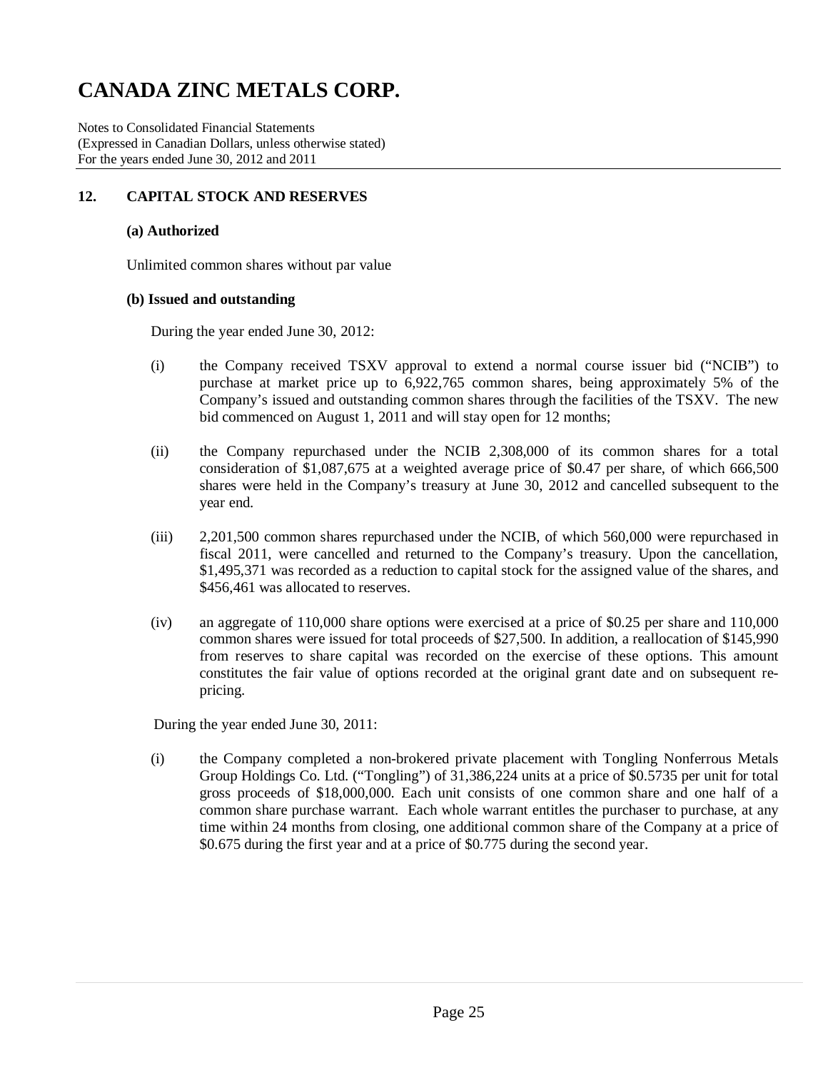# CANADA ZINC METALS CORP.

Notes to Consolidated Financial Statements
(Expressed in Canadian Dollars, unless otherwise stated)
For the years ended June 30, 2012 and 2011

## 12. CAPITAL STOCK AND RESERVES

### (a) Authorized

Unlimited common shares without par value

### (b) Issued and outstanding

During the year ended June 30, 2012:

(i) the Company received TSXV approval to extend a normal course issuer bid ("NCIB") to purchase at market price up to 6,922,765 common shares, being approximately 5% of the Company's issued and outstanding common shares through the facilities of the TSXV. The new bid commenced on August 1, 2011 and will stay open for 12 months;

(ii) the Company repurchased under the NCIB 2,308,000 of its common shares for a total consideration of $1,087,675 at a weighted average price of $0.47 per share, of which 666,500 shares were held in the Company's treasury at June 30, 2012 and cancelled subsequent to the year end.

(iii) 2,201,500 common shares repurchased under the NCIB, of which 560,000 were repurchased in fiscal 2011, were cancelled and returned to the Company's treasury. Upon the cancellation, $1,495,371 was recorded as a reduction to capital stock for the assigned value of the shares, and $456,461 was allocated to reserves.

(iv) an aggregate of 110,000 share options were exercised at a price of $0.25 per share and 110,000 common shares were issued for total proceeds of $27,500. In addition, a reallocation of $145,990 from reserves to share capital was recorded on the exercise of these options. This amount constitutes the fair value of options recorded at the original grant date and on subsequent re-pricing.

During the year ended June 30, 2011:

(i) the Company completed a non-brokered private placement with Tongling Nonferrous Metals Group Holdings Co. Ltd. ("Tongling") of 31,386,224 units at a price of $0.5735 per unit for total gross proceeds of $18,000,000. Each unit consists of one common share and one half of a common share purchase warrant. Each whole warrant entitles the purchaser to purchase, at any time within 24 months from closing, one additional common share of the Company at a price of $0.675 during the first year and at a price of $0.775 during the second year.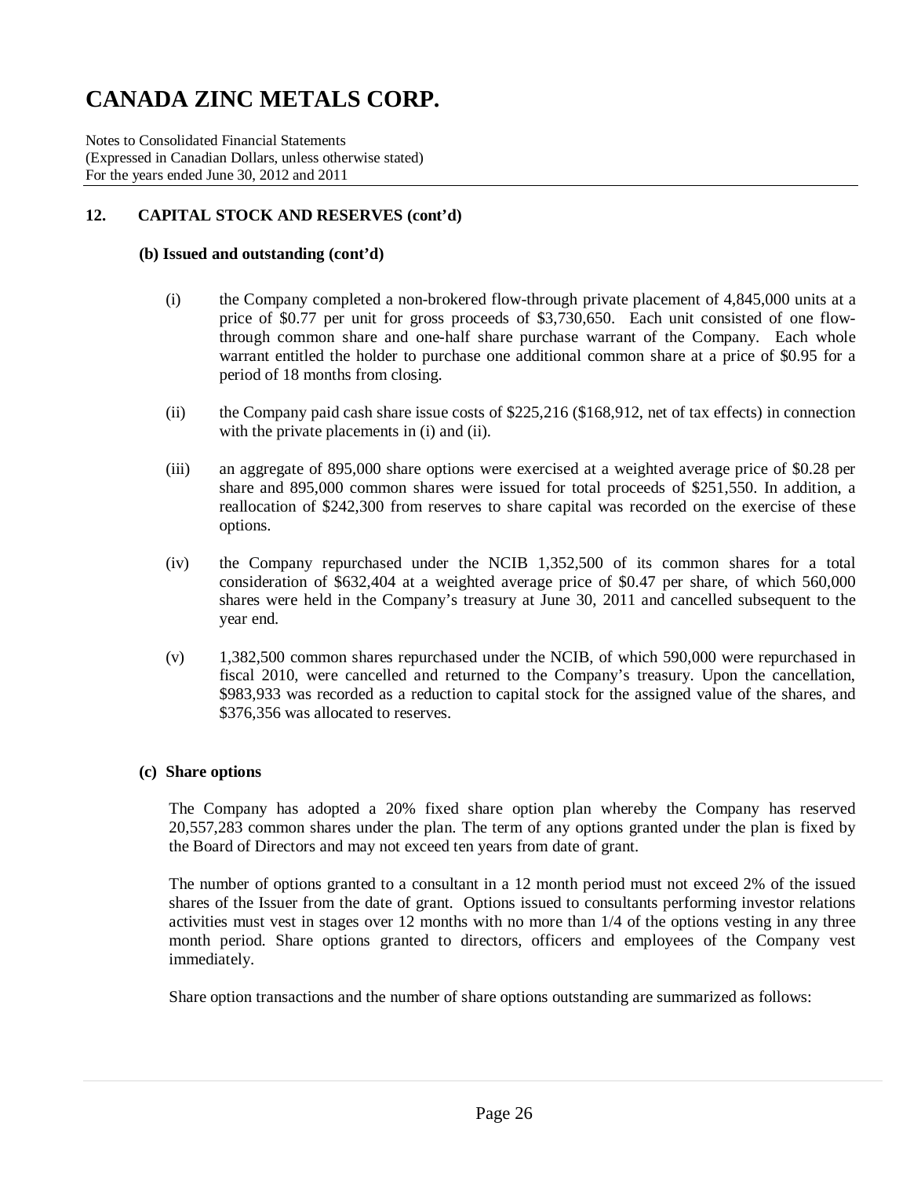# CANADA ZINC METALS CORP.

Notes to Consolidated Financial Statements
(Expressed in Canadian Dollars, unless otherwise stated)
For the years ended June 30, 2012 and 2011

## 12. CAPITAL STOCK AND RESERVES (cont'd)

### (b) Issued and outstanding (cont'd)

(i) the Company completed a non-brokered flow-through private placement of 4,845,000 units at a price of $0.77 per unit for gross proceeds of $3,730,650. Each unit consisted of one flow-through common share and one-half share purchase warrant of the Company. Each whole warrant entitled the holder to purchase one additional common share at a price of $0.95 for a period of 18 months from closing.

(ii) the Company paid cash share issue costs of $225,216 ($168,912, net of tax effects) in connection with the private placements in (i) and (ii).

(iii) an aggregate of 895,000 share options were exercised at a weighted average price of $0.28 per share and 895,000 common shares were issued for total proceeds of $251,550. In addition, a reallocation of $242,300 from reserves to share capital was recorded on the exercise of these options.

(iv) the Company repurchased under the NCIB 1,352,500 of its common shares for a total consideration of $632,404 at a weighted average price of $0.47 per share, of which 560,000 shares were held in the Company's treasury at June 30, 2011 and cancelled subsequent to the year end.

(v) 1,382,500 common shares repurchased under the NCIB, of which 590,000 were repurchased in fiscal 2010, were cancelled and returned to the Company's treasury. Upon the cancellation, $983,933 was recorded as a reduction to capital stock for the assigned value of the shares, and $376,356 was allocated to reserves.

### (c) Share options

The Company has adopted a 20% fixed share option plan whereby the Company has reserved 20,557,283 common shares under the plan. The term of any options granted under the plan is fixed by the Board of Directors and may not exceed ten years from date of grant.

The number of options granted to a consultant in a 12 month period must not exceed 2% of the issued shares of the Issuer from the date of grant. Options issued to consultants performing investor relations activities must vest in stages over 12 months with no more than 1/4 of the options vesting in any three month period. Share options granted to directors, officers and employees of the Company vest immediately.

Share option transactions and the number of share options outstanding are summarized as follows: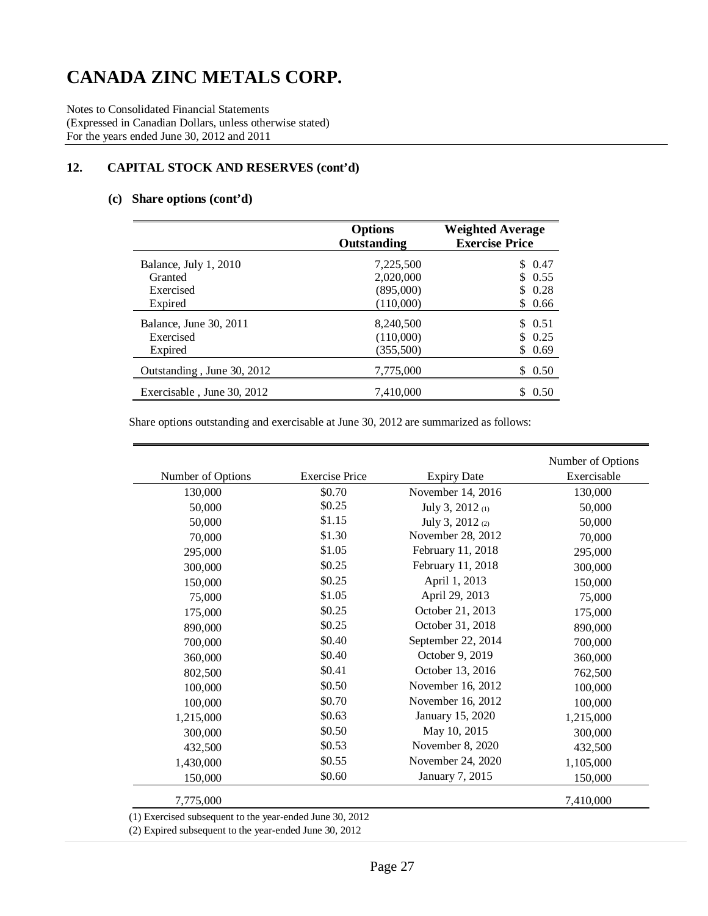# CANADA ZINC METALS CORP.

Notes to Consolidated Financial Statements
(Expressed in Canadian Dollars, unless otherwise stated)
For the years ended June 30, 2012 and 2011

## 12. CAPITAL STOCK AND RESERVES (cont'd)

### (c) Share options (cont'd)

| | Options Outstanding | Weighted Average Exercise Price |
|---|---|---|
| Balance, July 1, 2010 | 7,225,500 | $ 0.47 |
| Granted | 2,020,000 | $ 0.55 |
| Exercised | (895,000) | $ 0.28 |
| Expired | (110,000) | $ 0.66 |
| Balance, June 30, 2011 | 8,240,500 | $ 0.51 |
| Exercised | (110,000) | $ 0.25 |
| Expired | (355,500) | $ 0.69 |
| Outstanding , June 30, 2012 | 7,775,000 | $ 0.50 |
| Exercisable , June 30, 2012 | 7,410,000 | $ 0.50 |

Share options outstanding and exercisable at June 30, 2012 are summarized as follows:

| Number of Options | Exercise Price | Expiry Date | Number of Options Exercisable |
|---|---|---|---|
| 130,000 | $0.70 | November 14, 2016 | 130,000 |
| 50,000 | $0.25 | July 3, 2012 (1) | 50,000 |
| 50,000 | $1.15 | July 3, 2012 (2) | 50,000 |
| 70,000 | $1.30 | November 28, 2012 | 70,000 |
| 295,000 | $1.05 | February 11, 2018 | 295,000 |
| 300,000 | $0.25 | February 11, 2018 | 300,000 |
| 150,000 | $0.25 | April 1, 2013 | 150,000 |
| 75,000 | $1.05 | April 29, 2013 | 75,000 |
| 175,000 | $0.25 | October 21, 2013 | 175,000 |
| 890,000 | $0.25 | October 31, 2018 | 890,000 |
| 700,000 | $0.40 | September 22, 2014 | 700,000 |
| 360,000 | $0.40 | October 9, 2019 | 360,000 |
| 802,500 | $0.41 | October 13, 2016 | 762,500 |
| 100,000 | $0.50 | November 16, 2012 | 100,000 |
| 100,000 | $0.70 | November 16, 2012 | 100,000 |
| 1,215,000 | $0.63 | January 15, 2020 | 1,215,000 |
| 300,000 | $0.50 | May 10, 2015 | 300,000 |
| 432,500 | $0.53 | November 8, 2020 | 432,500 |
| 1,430,000 | $0.55 | November 24, 2020 | 1,105,000 |
| 150,000 | $0.60 | January 7, 2015 | 150,000 |
| 7,775,000 | | | 7,410,000 |

(1) Exercised subsequent to the year-ended June 30, 2012
(2) Expired subsequent to the year-ended June 30, 2012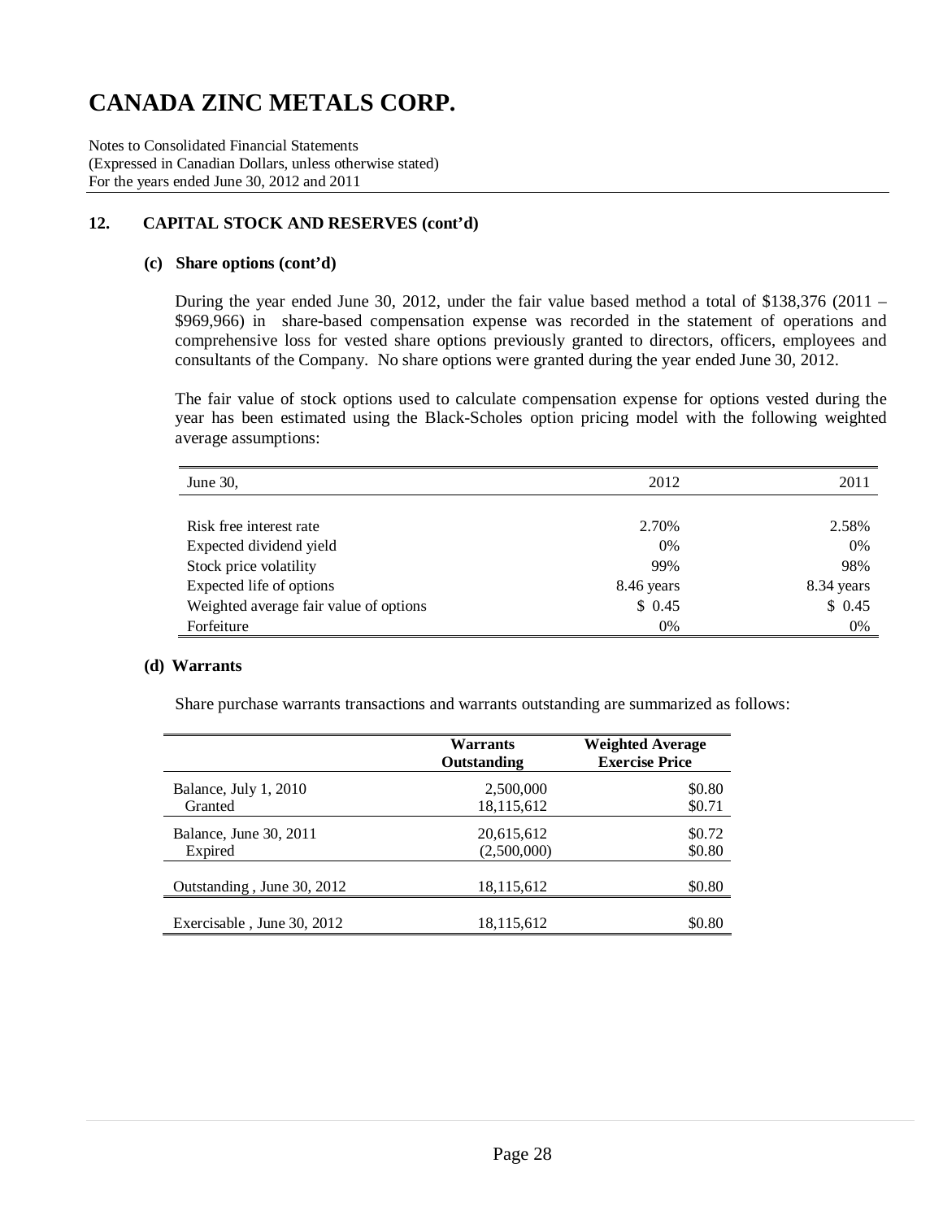# CANADA ZINC METALS CORP.

Notes to Consolidated Financial Statements
(Expressed in Canadian Dollars, unless otherwise stated)
For the years ended June 30, 2012 and 2011

## 12. CAPITAL STOCK AND RESERVES (cont'd)

### (c) Share options (cont'd)

During the year ended June 30, 2012, under the fair value based method a total of $138,376 (2011 – $969,966) in share-based compensation expense was recorded in the statement of operations and comprehensive loss for vested share options previously granted to directors, officers, employees and consultants of the Company. No share options were granted during the year ended June 30, 2012.

The fair value of stock options used to calculate compensation expense for options vested during the year has been estimated using the Black-Scholes option pricing model with the following weighted average assumptions:

| June 30, | 2012 | 2011 |
|---|---|---|
| Risk free interest rate | 2.70% | 2.58% |
| Expected dividend yield | 0% | 0% |
| Stock price volatility | 99% | 98% |
| Expected life of options | 8.46 years | 8.34 years |
| Weighted average fair value of options | $ 0.45 | $ 0.45 |
| Forfeiture | 0% | 0% |

### (d) Warrants

Share purchase warrants transactions and warrants outstanding are summarized as follows:

| | **Warrants Outstanding** | **Weighted Average Exercise Price** |
|---|---|---|
| Balance, July 1, 2010 | 2,500,000 | $0.80 |
| Granted | 18,115,612 | $0.71 |
| Balance, June 30, 2011 | 20,615,612 | $0.72 |
| Expired | (2,500,000) | $0.80 |
| Outstanding , June 30, 2012 | 18,115,612 | $0.80 |
| Exercisable , June 30, 2012 | 18,115,612 | $0.80 |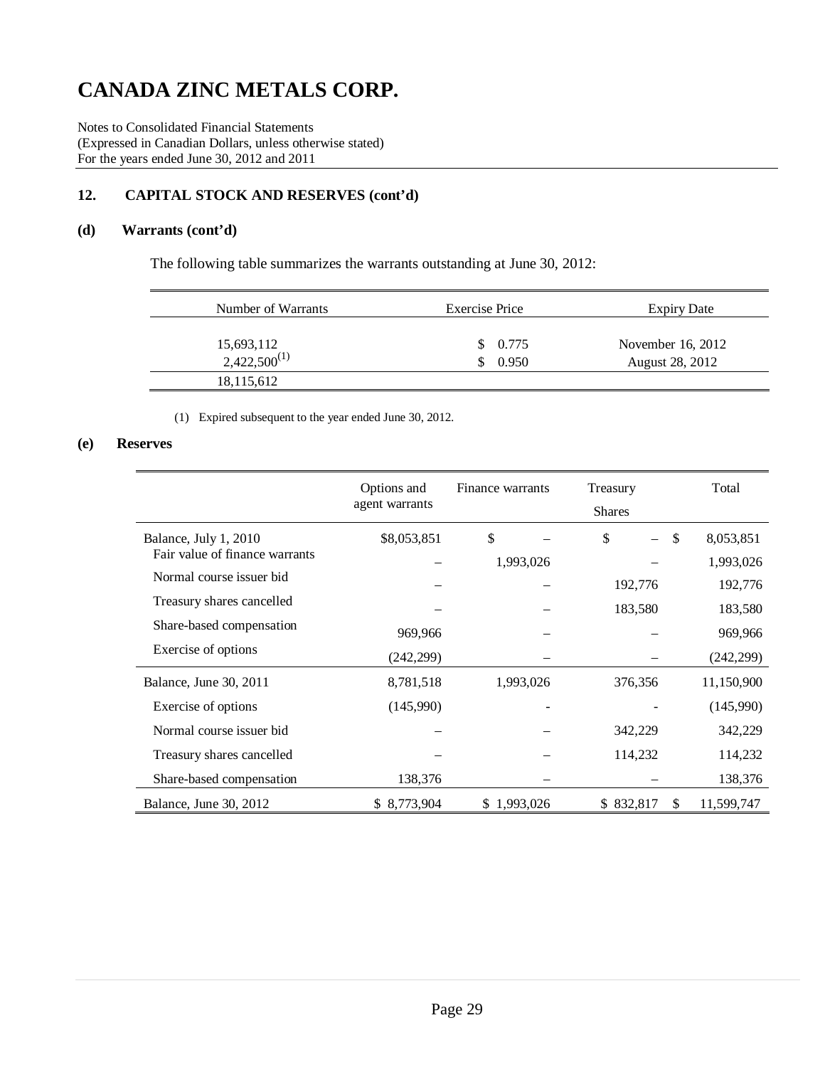# CANADA ZINC METALS CORP.

Notes to Consolidated Financial Statements
(Expressed in Canadian Dollars, unless otherwise stated)
For the years ended June 30, 2012 and 2011

## 12. CAPITAL STOCK AND RESERVES (cont'd)

### (d) Warrants (cont'd)

The following table summarizes the warrants outstanding at June 30, 2012:

| Number of Warrants | Exercise Price | Expiry Date |
|---|---|---|
| 15,693,112 | $ 0.775 | November 16, 2012 |
| 2,422,500(1) | $ 0.950 | August 28, 2012 |
| 18,115,612 | | |

(1) Expired subsequent to the year ended June 30, 2012.

### (e) Reserves

| | Options and agent warrants | Finance warrants | Treasury Shares | Total |
|---|---|---|---|---|
| Balance, July 1, 2010 | $8,053,851 | $ – | $ – | $ 8,053,851 |
| Fair value of finance warrants | – | 1,993,026 | – | 1,993,026 |
| Normal course issuer bid | – | – | 192,776 | 192,776 |
| Treasury shares cancelled | – | – | 183,580 | 183,580 |
| Share-based compensation | 969,966 | – | – | 969,966 |
| Exercise of options | (242,299) | – | – | (242,299) |
| Balance, June 30, 2011 | 8,781,518 | 1,993,026 | 376,356 | 11,150,900 |
| Exercise of options | (145,990) | - | - | (145,990) |
| Normal course issuer bid | – | – | 342,229 | 342,229 |
| Treasury shares cancelled | – | – | 114,232 | 114,232 |
| Share-based compensation | 138,376 | – | – | 138,376 |
| Balance, June 30, 2012 | $ 8,773,904 | $ 1,993,026 | $ 832,817 | $ 11,599,747 |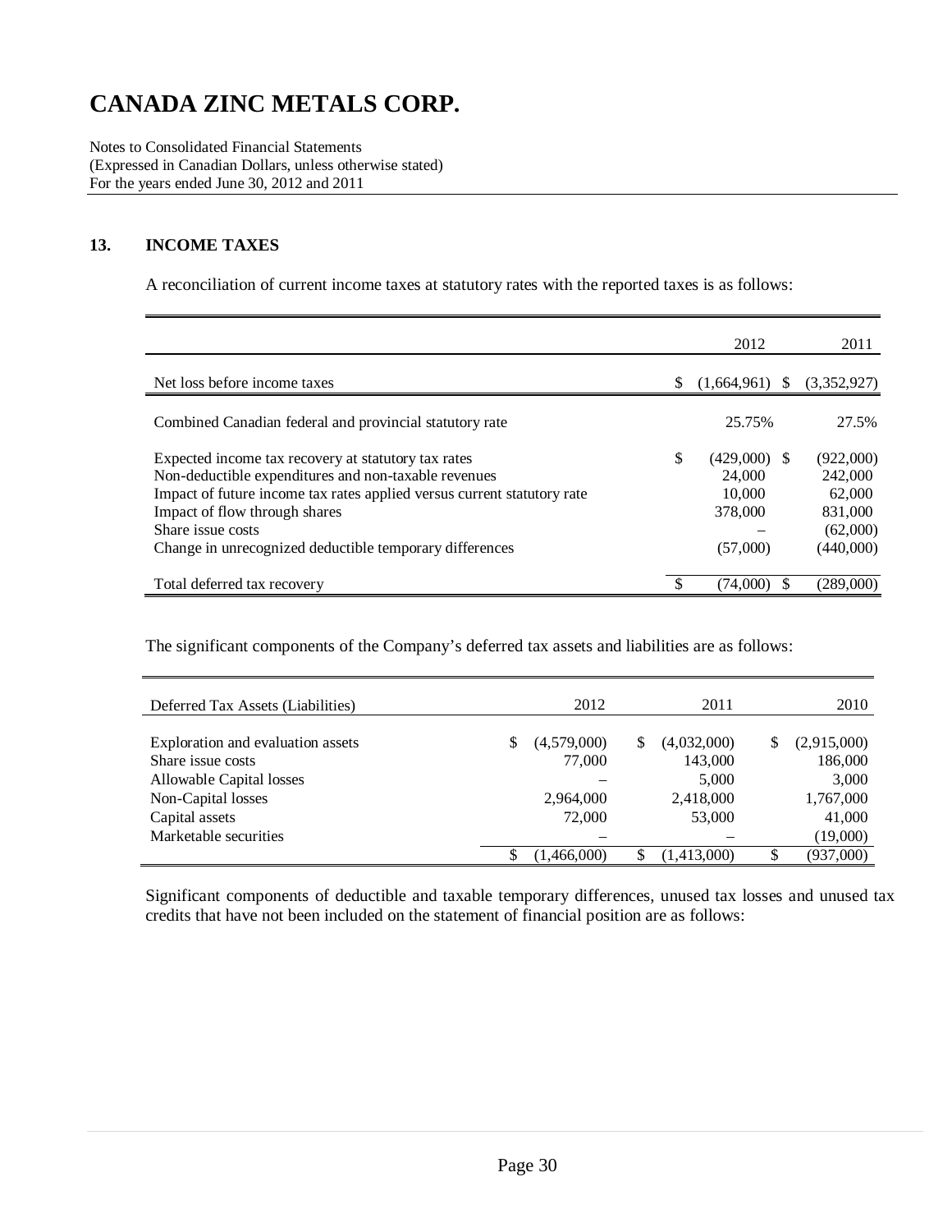# CANADA ZINC METALS CORP.

Notes to Consolidated Financial Statements
(Expressed in Canadian Dollars, unless otherwise stated)
For the years ended June 30, 2012 and 2011

## 13. INCOME TAXES

A reconciliation of current income taxes at statutory rates with the reported taxes is as follows:

| | 2012 | 2011 |
|---|---|---|
| Net loss before income taxes | $ (1,664,961) | $ (3,352,927) |
| Combined Canadian federal and provincial statutory rate | 25.75% | 27.5% |
| Expected income tax recovery at statutory tax rates | $ (429,000) | $ (922,000) |
| Non-deductible expenditures and non-taxable revenues | 24,000 | 242,000 |
| Impact of future income tax rates applied versus current statutory rate | 10,000 | 62,000 |
| Impact of flow through shares | 378,000 | 831,000 |
| Share issue costs | – | (62,000) |
| Change in unrecognized deductible temporary differences | (57,000) | (440,000) |
| Total deferred tax recovery | $ (74,000) | $ (289,000) |

The significant components of the Company's deferred tax assets and liabilities are as follows:

| Deferred Tax Assets (Liabilities) | 2012 | 2011 | 2010 |
|---|---|---|---|
| Exploration and evaluation assets | $ (4,579,000) | $ (4,032,000) | $ (2,915,000) |
| Share issue costs | 77,000 | 143,000 | 186,000 |
| Allowable Capital losses | – | 5,000 | 3,000 |
| Non-Capital losses | 2,964,000 | 2,418,000 | 1,767,000 |
| Capital assets | 72,000 | 53,000 | 41,000 |
| Marketable securities | – | – | (19,000) |
| | $ (1,466,000) | $ (1,413,000) | $ (937,000) |

Significant components of deductible and taxable temporary differences, unused tax losses and unused tax credits that have not been included on the statement of financial position are as follows: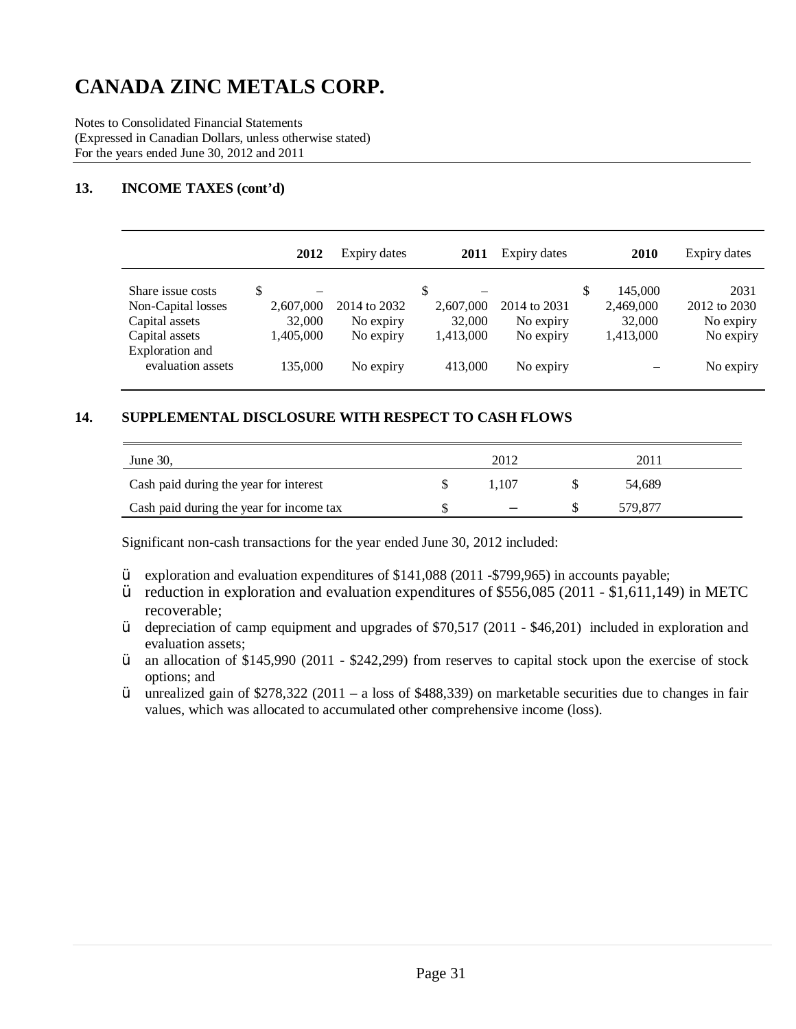# CANADA ZINC METALS CORP.

Notes to Consolidated Financial Statements
(Expressed in Canadian Dollars, unless otherwise stated)
For the years ended June 30, 2012 and 2011

## 13. INCOME TAXES (cont'd)

| | 2012 | Expiry dates | 2011 | Expiry dates | 2010 | Expiry dates |
|---|---|---|---|---|---|---|
| Share issue costs | $ – | | $ – | | $ 145,000 | 2031 |
| Non-Capital losses | 2,607,000 | 2014 to 2032 | 2,607,000 | 2014 to 2031 | 2,469,000 | 2012 to 2030 |
| Capital assets | 32,000 | No expiry | 32,000 | No expiry | 32,000 | No expiry |
| Capital assets | 1,405,000 | No expiry | 1,413,000 | No expiry | 1,413,000 | No expiry |
| Exploration and evaluation assets | 135,000 | No expiry | 413,000 | No expiry | – | No expiry |

## 14. SUPPLEMENTAL DISCLOSURE WITH RESPECT TO CASH FLOWS

| June 30, | 2012 | 2011 |
|---|---|---|
| Cash paid during the year for interest | $ 1,107 | $ 54,689 |
| Cash paid during the year for income tax | $ – | $ 579,877 |

Significant non-cash transactions for the year ended June 30, 2012 included:

- exploration and evaluation expenditures of $141,088 (2011 -$799,965) in accounts payable;
- reduction in exploration and evaluation expenditures of $556,085 (2011 - $1,611,149) in METC recoverable;
- depreciation of camp equipment and upgrades of $70,517 (2011 - $46,201) included in exploration and evaluation assets;
- an allocation of $145,990 (2011 - $242,299) from reserves to capital stock upon the exercise of stock options; and
- unrealized gain of $278,322 (2011 – a loss of $488,339) on marketable securities due to changes in fair values, which was allocated to accumulated other comprehensive income (loss).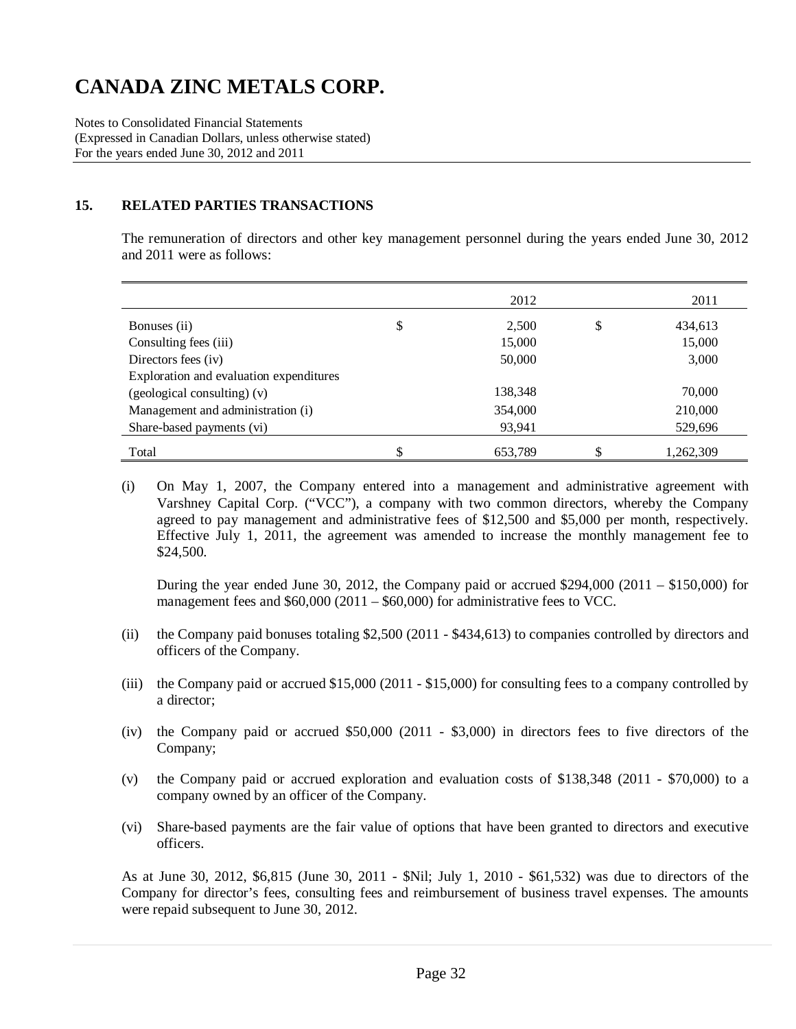# CANADA ZINC METALS CORP.

Notes to Consolidated Financial Statements
(Expressed in Canadian Dollars, unless otherwise stated)
For the years ended June 30, 2012 and 2011

## 15. RELATED PARTIES TRANSACTIONS

The remuneration of directors and other key management personnel during the years ended June 30, 2012 and 2011 were as follows:

| | | 2012 | | 2011 |
|---|---|---|---|---|
| Bonuses (ii) | $ | 2,500 | $ | 434,613 |
| Consulting fees (iii) | | 15,000 | | 15,000 |
| Directors fees (iv) | | 50,000 | | 3,000 |
| Exploration and evaluation expenditures (geological consulting) (v) | | 138,348 | | 70,000 |
| Management and administration (i) | | 354,000 | | 210,000 |
| Share-based payments (vi) | | 93,941 | | 529,696 |
| Total | $ | 653,789 | $ | 1,262,309 |

(i) On May 1, 2007, the Company entered into a management and administrative agreement with Varshney Capital Corp. ("VCC"), a company with two common directors, whereby the Company agreed to pay management and administrative fees of $12,500 and $5,000 per month, respectively. Effective July 1, 2011, the agreement was amended to increase the monthly management fee to $24,500.

During the year ended June 30, 2012, the Company paid or accrued $294,000 (2011 – $150,000) for management fees and $60,000 (2011 – $60,000) for administrative fees to VCC.

(ii) the Company paid bonuses totaling $2,500 (2011 - $434,613) to companies controlled by directors and officers of the Company.

(iii) the Company paid or accrued $15,000 (2011 - $15,000) for consulting fees to a company controlled by a director;

(iv) the Company paid or accrued $50,000 (2011 - $3,000) in directors fees to five directors of the Company;

(v) the Company paid or accrued exploration and evaluation costs of $138,348 (2011 - $70,000) to a company owned by an officer of the Company.

(vi) Share-based payments are the fair value of options that have been granted to directors and executive officers.

As at June 30, 2012, $6,815 (June 30, 2011 - $Nil; July 1, 2010 - $61,532) was due to directors of the Company for director's fees, consulting fees and reimbursement of business travel expenses. The amounts were repaid subsequent to June 30, 2012.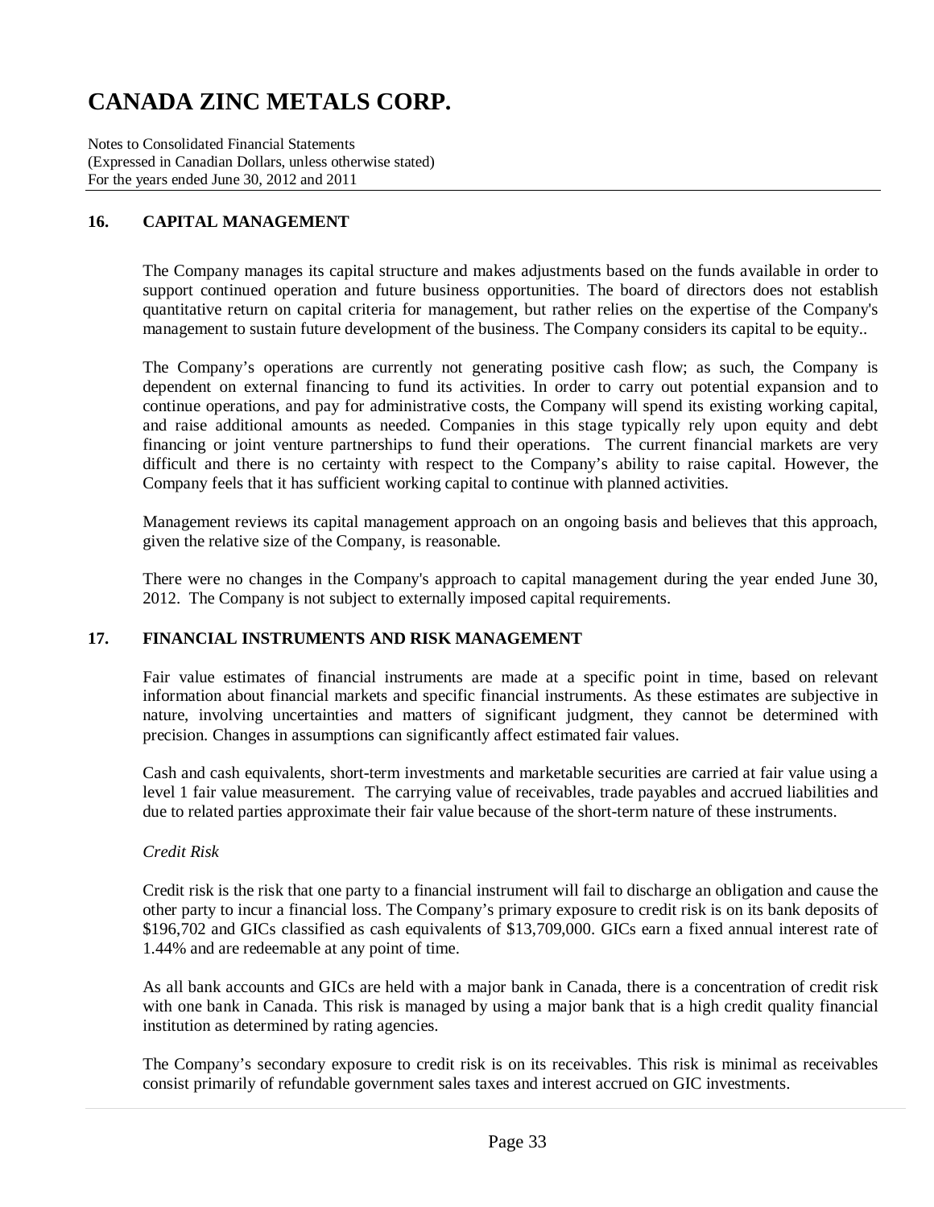# CANADA ZINC METALS CORP.

Notes to Consolidated Financial Statements
(Expressed in Canadian Dollars, unless otherwise stated)
For the years ended June 30, 2012 and 2011

## 16. CAPITAL MANAGEMENT

The Company manages its capital structure and makes adjustments based on the funds available in order to support continued operation and future business opportunities. The board of directors does not establish quantitative return on capital criteria for management, but rather relies on the expertise of the Company's management to sustain future development of the business. The Company considers its capital to be equity..

The Company's operations are currently not generating positive cash flow; as such, the Company is dependent on external financing to fund its activities. In order to carry out potential expansion and to continue operations, and pay for administrative costs, the Company will spend its existing working capital, and raise additional amounts as needed. Companies in this stage typically rely upon equity and debt financing or joint venture partnerships to fund their operations. The current financial markets are very difficult and there is no certainty with respect to the Company's ability to raise capital. However, the Company feels that it has sufficient working capital to continue with planned activities.

Management reviews its capital management approach on an ongoing basis and believes that this approach, given the relative size of the Company, is reasonable.

There were no changes in the Company's approach to capital management during the year ended June 30, 2012. The Company is not subject to externally imposed capital requirements.

## 17. FINANCIAL INSTRUMENTS AND RISK MANAGEMENT

Fair value estimates of financial instruments are made at a specific point in time, based on relevant information about financial markets and specific financial instruments. As these estimates are subjective in nature, involving uncertainties and matters of significant judgment, they cannot be determined with precision. Changes in assumptions can significantly affect estimated fair values.

Cash and cash equivalents, short-term investments and marketable securities are carried at fair value using a level 1 fair value measurement. The carrying value of receivables, trade payables and accrued liabilities and due to related parties approximate their fair value because of the short-term nature of these instruments.

*Credit Risk*

Credit risk is the risk that one party to a financial instrument will fail to discharge an obligation and cause the other party to incur a financial loss. The Company's primary exposure to credit risk is on its bank deposits of $196,702 and GICs classified as cash equivalents of $13,709,000. GICs earn a fixed annual interest rate of 1.44% and are redeemable at any point of time.

As all bank accounts and GICs are held with a major bank in Canada, there is a concentration of credit risk with one bank in Canada. This risk is managed by using a major bank that is a high credit quality financial institution as determined by rating agencies.

The Company's secondary exposure to credit risk is on its receivables. This risk is minimal as receivables consist primarily of refundable government sales taxes and interest accrued on GIC investments.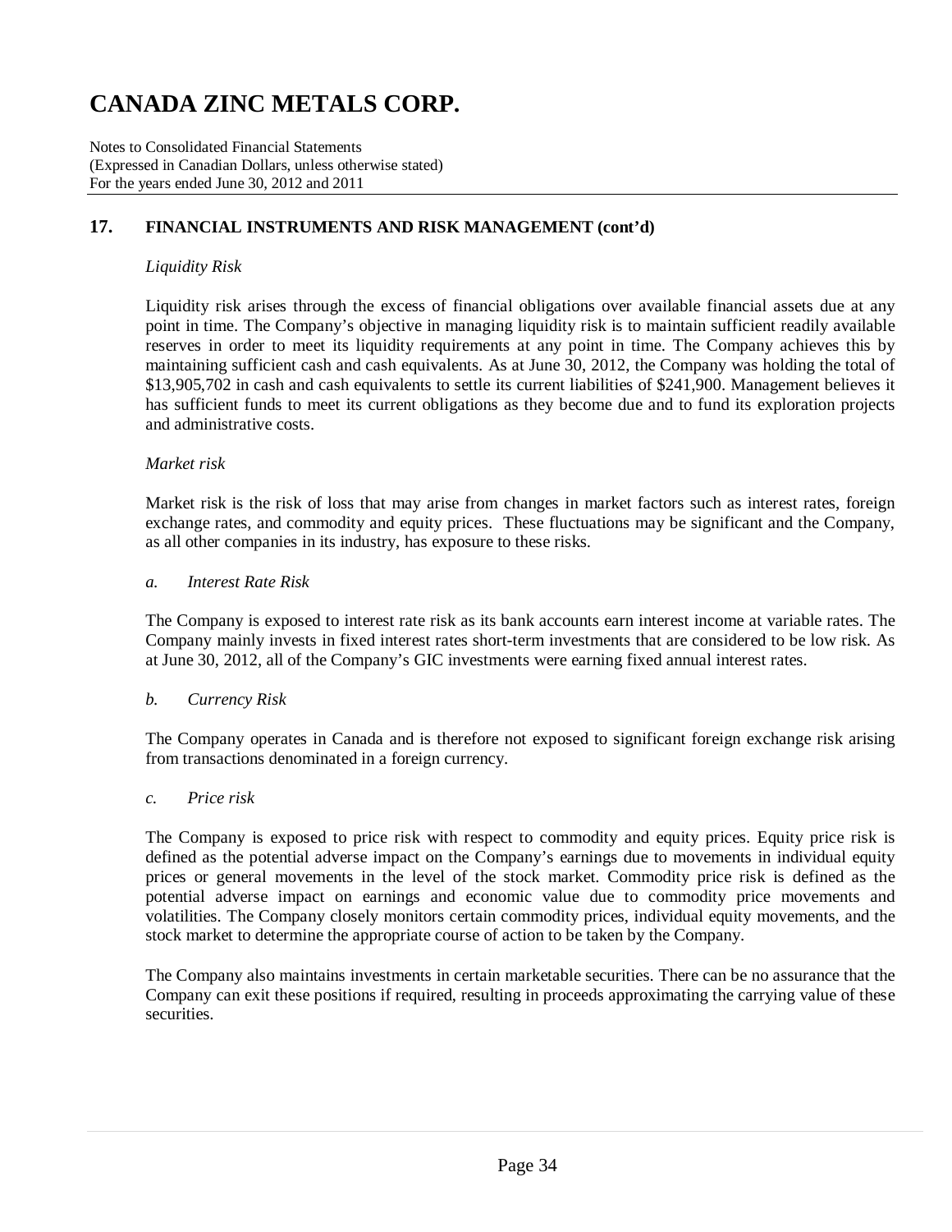## 17. FINANCIAL INSTRUMENTS AND RISK MANAGEMENT (cont'd)

*Liquidity Risk*

Liquidity risk arises through the excess of financial obligations over available financial assets due at any point in time. The Company's objective in managing liquidity risk is to maintain sufficient readily available reserves in order to meet its liquidity requirements at any point in time. The Company achieves this by maintaining sufficient cash and cash equivalents. As at June 30, 2012, the Company was holding the total of $13,905,702 in cash and cash equivalents to settle its current liabilities of $241,900. Management believes it has sufficient funds to meet its current obligations as they become due and to fund its exploration projects and administrative costs.

*Market risk*

Market risk is the risk of loss that may arise from changes in market factors such as interest rates, foreign exchange rates, and commodity and equity prices. These fluctuations may be significant and the Company, as all other companies in its industry, has exposure to these risks.

*a. Interest Rate Risk*

The Company is exposed to interest rate risk as its bank accounts earn interest income at variable rates. The Company mainly invests in fixed interest rates short-term investments that are considered to be low risk. As at June 30, 2012, all of the Company's GIC investments were earning fixed annual interest rates.

*b. Currency Risk*

The Company operates in Canada and is therefore not exposed to significant foreign exchange risk arising from transactions denominated in a foreign currency.

*c. Price risk*

The Company is exposed to price risk with respect to commodity and equity prices. Equity price risk is defined as the potential adverse impact on the Company's earnings due to movements in individual equity prices or general movements in the level of the stock market. Commodity price risk is defined as the potential adverse impact on earnings and economic value due to commodity price movements and volatilities. The Company closely monitors certain commodity prices, individual equity movements, and the stock market to determine the appropriate course of action to be taken by the Company.

The Company also maintains investments in certain marketable securities. There can be no assurance that the Company can exit these positions if required, resulting in proceeds approximating the carrying value of these securities.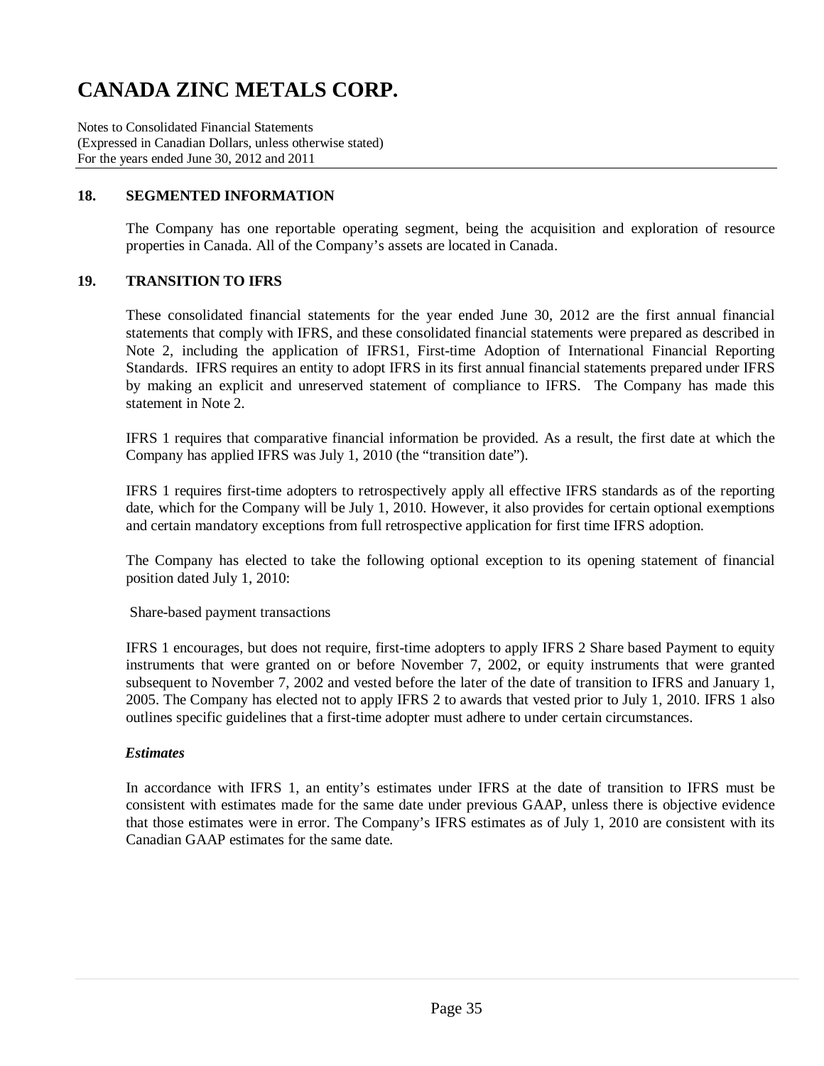## 18. SEGMENTED INFORMATION

The Company has one reportable operating segment, being the acquisition and exploration of resource properties in Canada. All of the Company's assets are located in Canada.

## 19. TRANSITION TO IFRS

These consolidated financial statements for the year ended June 30, 2012 are the first annual financial statements that comply with IFRS, and these consolidated financial statements were prepared as described in Note 2, including the application of IFRS1, First-time Adoption of International Financial Reporting Standards. IFRS requires an entity to adopt IFRS in its first annual financial statements prepared under IFRS by making an explicit and unreserved statement of compliance to IFRS. The Company has made this statement in Note 2.

IFRS 1 requires that comparative financial information be provided. As a result, the first date at which the Company has applied IFRS was July 1, 2010 (the "transition date").

IFRS 1 requires first-time adopters to retrospectively apply all effective IFRS standards as of the reporting date, which for the Company will be July 1, 2010. However, it also provides for certain optional exemptions and certain mandatory exceptions from full retrospective application for first time IFRS adoption.

The Company has elected to take the following optional exception to its opening statement of financial position dated July 1, 2010:

Share-based payment transactions

IFRS 1 encourages, but does not require, first-time adopters to apply IFRS 2 Share based Payment to equity instruments that were granted on or before November 7, 2002, or equity instruments that were granted subsequent to November 7, 2002 and vested before the later of the date of transition to IFRS and January 1, 2005. The Company has elected not to apply IFRS 2 to awards that vested prior to July 1, 2010. IFRS 1 also outlines specific guidelines that a first-time adopter must adhere to under certain circumstances.

***Estimates***

In accordance with IFRS 1, an entity's estimates under IFRS at the date of transition to IFRS must be consistent with estimates made for the same date under previous GAAP, unless there is objective evidence that those estimates were in error. The Company's IFRS estimates as of July 1, 2010 are consistent with its Canadian GAAP estimates for the same date.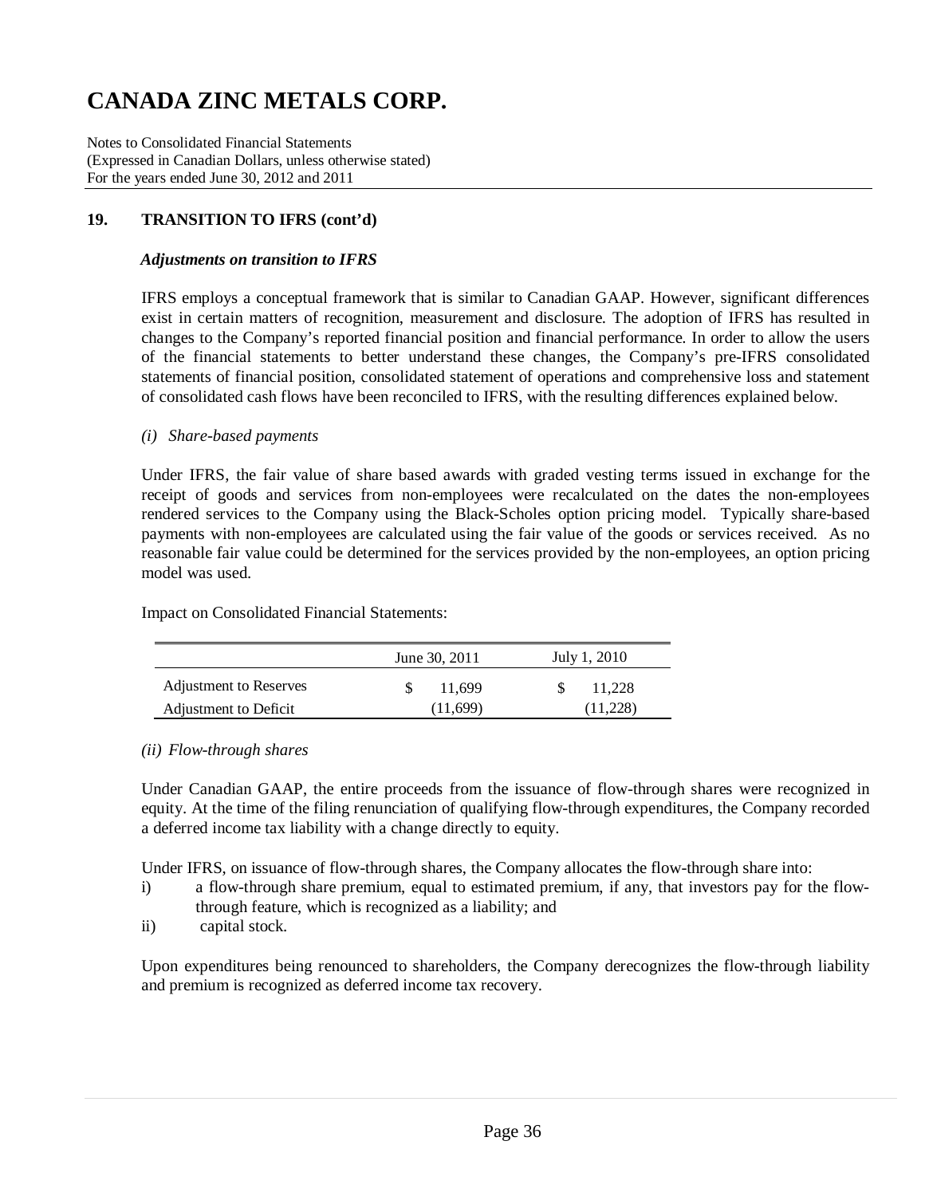# CANADA ZINC METALS CORP.

Notes to Consolidated Financial Statements
(Expressed in Canadian Dollars, unless otherwise stated)
For the years ended June 30, 2012 and 2011

## 19. TRANSITION TO IFRS (cont'd)

### *Adjustments on transition to IFRS*

IFRS employs a conceptual framework that is similar to Canadian GAAP. However, significant differences exist in certain matters of recognition, measurement and disclosure. The adoption of IFRS has resulted in changes to the Company's reported financial position and financial performance. In order to allow the users of the financial statements to better understand these changes, the Company's pre-IFRS consolidated statements of financial position, consolidated statement of operations and comprehensive loss and statement of consolidated cash flows have been reconciled to IFRS, with the resulting differences explained below.

*(i) Share-based payments*

Under IFRS, the fair value of share based awards with graded vesting terms issued in exchange for the receipt of goods and services from non-employees were recalculated on the dates the non-employees rendered services to the Company using the Black-Scholes option pricing model. Typically share-based payments with non-employees are calculated using the fair value of the goods or services received. As no reasonable fair value could be determined for the services provided by the non-employees, an option pricing model was used.

Impact on Consolidated Financial Statements:

| | June 30, 2011 | July 1, 2010 |
|---|---|---|
| Adjustment to Reserves | $ 11,699 | $ 11,228 |
| Adjustment to Deficit | (11,699) | (11,228) |

*(ii) Flow-through shares*

Under Canadian GAAP, the entire proceeds from the issuance of flow-through shares were recognized in equity. At the time of the filing renunciation of qualifying flow-through expenditures, the Company recorded a deferred income tax liability with a change directly to equity.

Under IFRS, on issuance of flow-through shares, the Company allocates the flow-through share into:

i) a flow-through share premium, equal to estimated premium, if any, that investors pay for the flow-through feature, which is recognized as a liability; and
ii) capital stock.

Upon expenditures being renounced to shareholders, the Company derecognizes the flow-through liability and premium is recognized as deferred income tax recovery.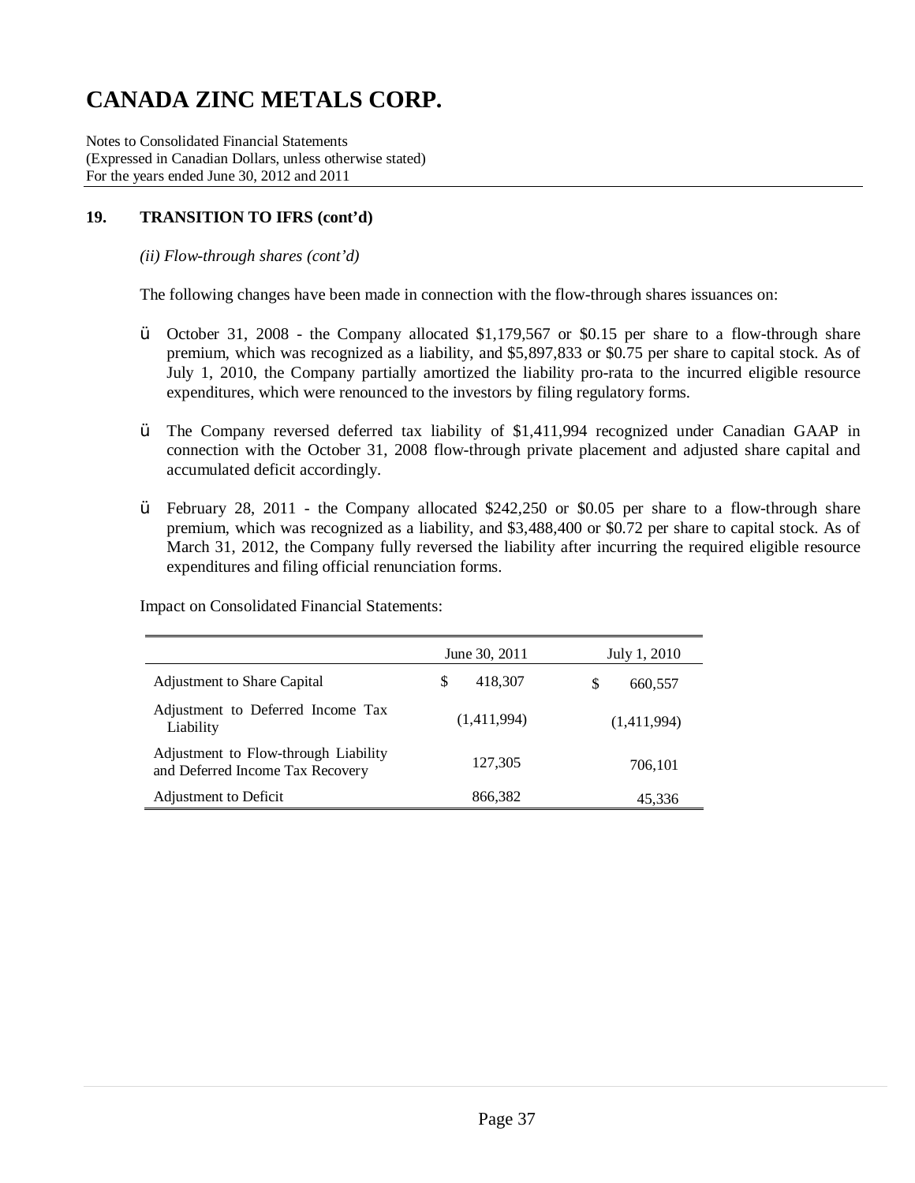# CANADA ZINC METALS CORP.

Notes to Consolidated Financial Statements
(Expressed in Canadian Dollars, unless otherwise stated)
For the years ended June 30, 2012 and 2011

## 19. TRANSITION TO IFRS (cont'd)

*(ii) Flow-through shares (cont'd)*

The following changes have been made in connection with the flow-through shares issuances on:

- October 31, 2008 - the Company allocated $1,179,567 or $0.15 per share to a flow-through share premium, which was recognized as a liability, and $5,897,833 or $0.75 per share to capital stock. As of July 1, 2010, the Company partially amortized the liability pro-rata to the incurred eligible resource expenditures, which were renounced to the investors by filing regulatory forms.

- The Company reversed deferred tax liability of $1,411,994 recognized under Canadian GAAP in connection with the October 31, 2008 flow-through private placement and adjusted share capital and accumulated deficit accordingly.

- February 28, 2011 - the Company allocated $242,250 or $0.05 per share to a flow-through share premium, which was recognized as a liability, and $3,488,400 or $0.72 per share to capital stock. As of March 31, 2012, the Company fully reversed the liability after incurring the required eligible resource expenditures and filing official renunciation forms.

Impact on Consolidated Financial Statements:

| | June 30, 2011 | July 1, 2010 |
|---|---|---|
| Adjustment to Share Capital | $ 418,307 | $ 660,557 |
| Adjustment to Deferred Income Tax Liability | (1,411,994) | (1,411,994) |
| Adjustment to Flow-through Liability and Deferred Income Tax Recovery | 127,305 | 706,101 |
| Adjustment to Deficit | 866,382 | 45,336 |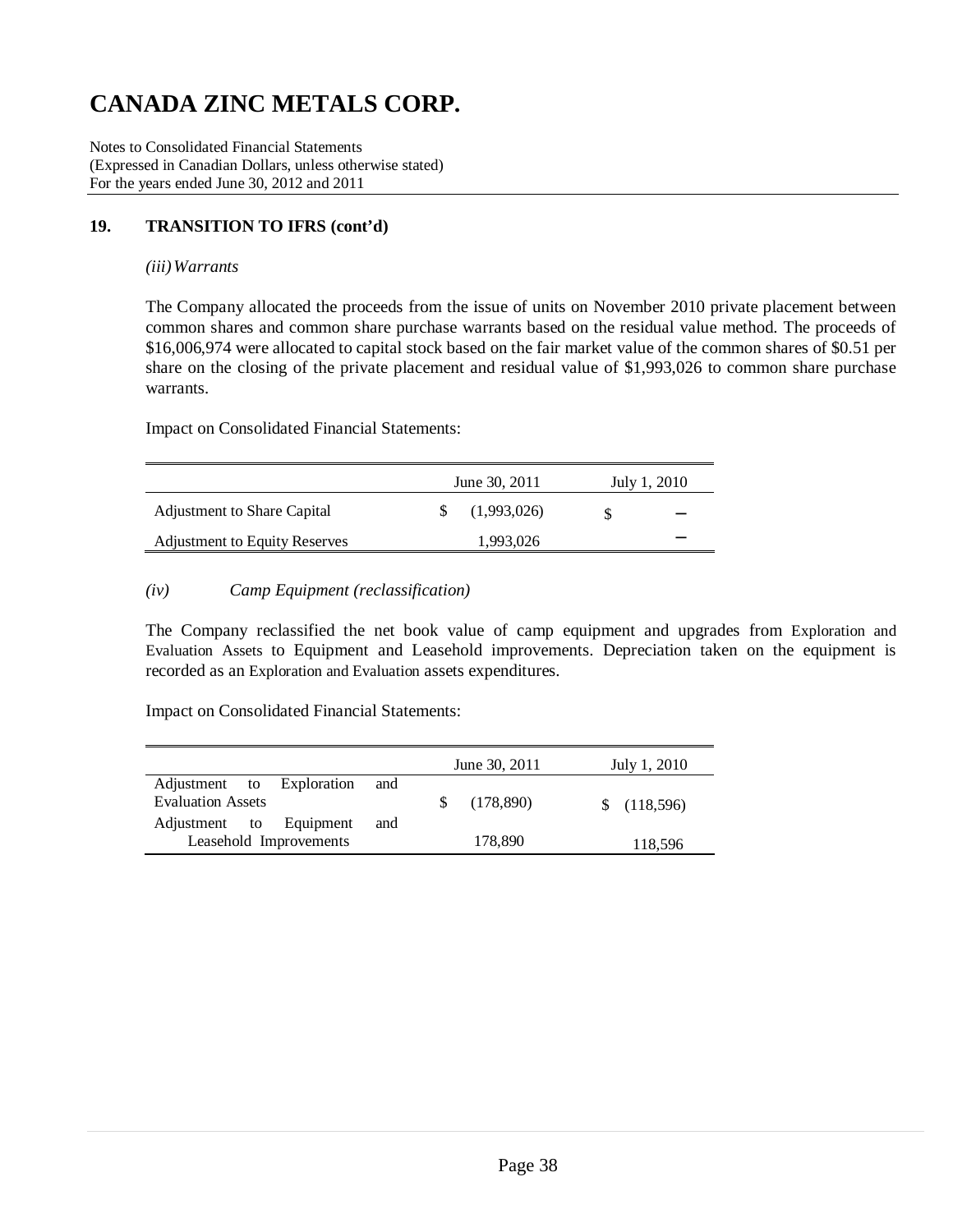# CANADA ZINC METALS CORP.

Notes to Consolidated Financial Statements
(Expressed in Canadian Dollars, unless otherwise stated)
For the years ended June 30, 2012 and 2011

## 19. TRANSITION TO IFRS (cont'd)

*(iii) Warrants*

The Company allocated the proceeds from the issue of units on November 2010 private placement between common shares and common share purchase warrants based on the residual value method. The proceeds of $16,006,974 were allocated to capital stock based on the fair market value of the common shares of $0.51 per share on the closing of the private placement and residual value of $1,993,026 to common share purchase warrants.

Impact on Consolidated Financial Statements:

| | June 30, 2011 | July 1, 2010 |
|---|---|---|
| Adjustment to Share Capital | $ (1,993,026) | $ – |
| Adjustment to Equity Reserves | 1,993,026 | – |

*(iv) Camp Equipment (reclassification)*

The Company reclassified the net book value of camp equipment and upgrades from Exploration and Evaluation Assets to Equipment and Leasehold improvements. Depreciation taken on the equipment is recorded as an Exploration and Evaluation assets expenditures.

Impact on Consolidated Financial Statements:

| | June 30, 2011 | July 1, 2010 |
|---|---|---|
| Adjustment to Exploration and Evaluation Assets | $ (178,890) | $ (118,596) |
| Adjustment to Equipment and Leasehold Improvements | 178,890 | 118,596 |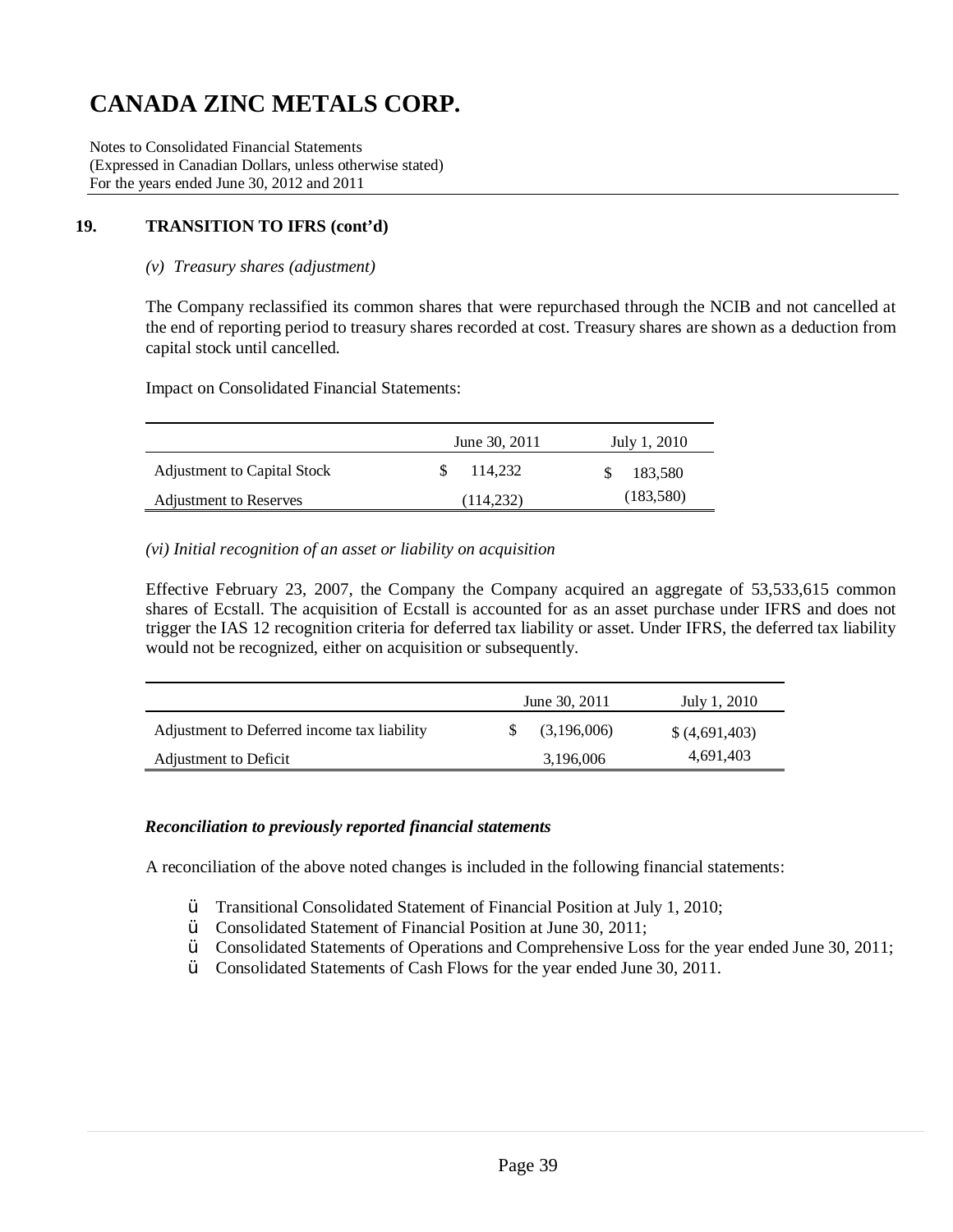# CANADA ZINC METALS CORP.

Notes to Consolidated Financial Statements
(Expressed in Canadian Dollars, unless otherwise stated)
For the years ended June 30, 2012 and 2011

## 19. TRANSITION TO IFRS (cont'd)

*(v) Treasury shares (adjustment)*

The Company reclassified its common shares that were repurchased through the NCIB and not cancelled at the end of reporting period to treasury shares recorded at cost. Treasury shares are shown as a deduction from capital stock until cancelled.

Impact on Consolidated Financial Statements:

| | June 30, 2011 | July 1, 2010 |
|---|---|---|
| Adjustment to Capital Stock | $ 114,232 | $ 183,580 |
| Adjustment to Reserves | (114,232) | (183,580) |

*(vi) Initial recognition of an asset or liability on acquisition*

Effective February 23, 2007, the Company the Company acquired an aggregate of 53,533,615 common shares of Ecstall. The acquisition of Ecstall is accounted for as an asset purchase under IFRS and does not trigger the IAS 12 recognition criteria for deferred tax liability or asset. Under IFRS, the deferred tax liability would not be recognized, either on acquisition or subsequently.

| | June 30, 2011 | July 1, 2010 |
|---|---|---|
| Adjustment to Deferred income tax liability | $ (3,196,006) | $ (4,691,403) |
| Adjustment to Deficit | 3,196,006 | 4,691,403 |

***Reconciliation to previously reported financial statements***

A reconciliation of the above noted changes is included in the following financial statements:

- Transitional Consolidated Statement of Financial Position at July 1, 2010;
- Consolidated Statement of Financial Position at June 30, 2011;
- Consolidated Statements of Operations and Comprehensive Loss for the year ended June 30, 2011;
- Consolidated Statements of Cash Flows for the year ended June 30, 2011.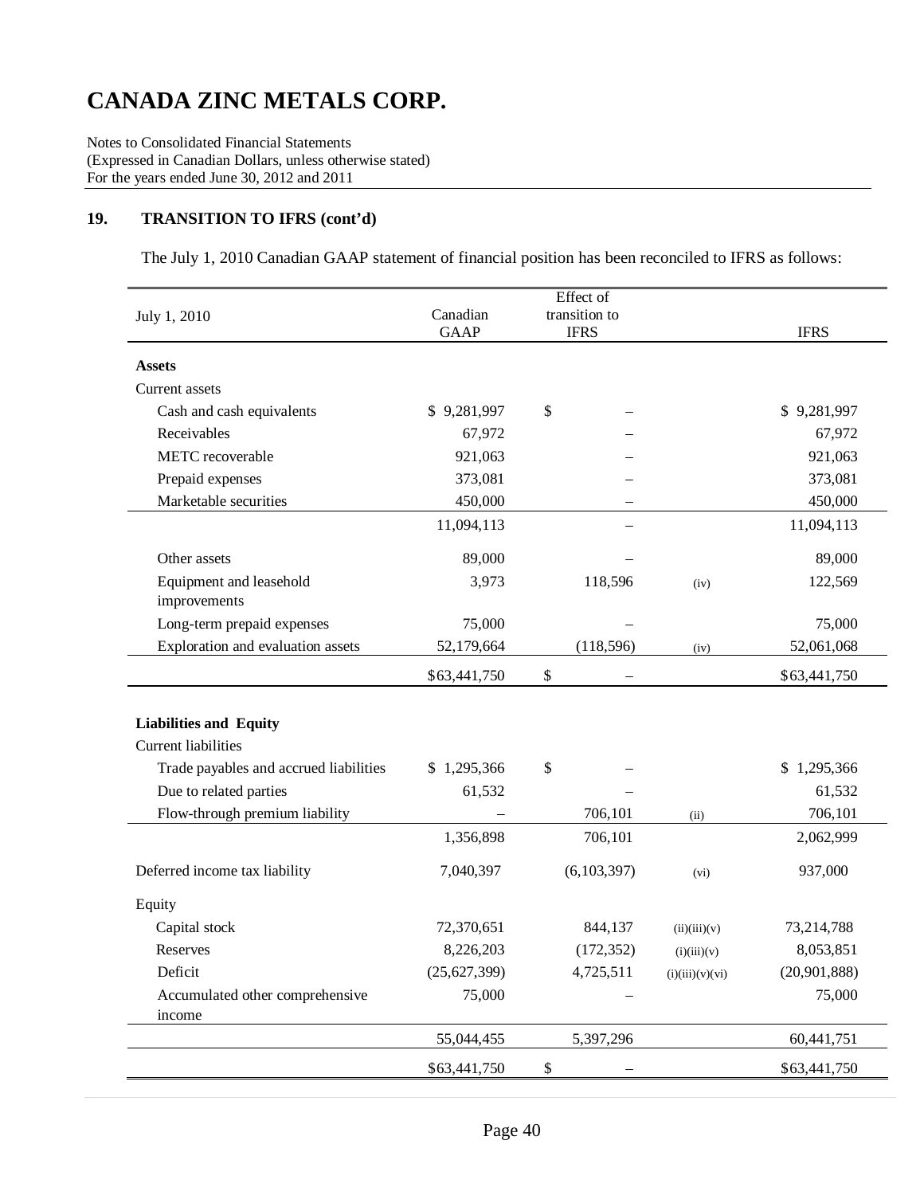# CANADA ZINC METALS CORP.

Notes to Consolidated Financial Statements
(Expressed in Canadian Dollars, unless otherwise stated)
For the years ended June 30, 2012 and 2011

## 19. TRANSITION TO IFRS (cont'd)

The July 1, 2010 Canadian GAAP statement of financial position has been reconciled to IFRS as follows:

| July 1, 2010 | Canadian GAAP | Effect of transition to IFRS | | IFRS |
|---|---|---|---|---|
| **Assets** | | | | |
| Current assets | | | | |
| Cash and cash equivalents | $ 9,281,997 | $ – | | $ 9,281,997 |
| Receivables | 67,972 | – | | 67,972 |
| METC recoverable | 921,063 | – | | 921,063 |
| Prepaid expenses | 373,081 | – | | 373,081 |
| Marketable securities | 450,000 | – | | 450,000 |
| | 11,094,113 | – | | 11,094,113 |
| Other assets | 89,000 | – | | 89,000 |
| Equipment and leasehold improvements | 3,973 | 118,596 | (iv) | 122,569 |
| Long-term prepaid expenses | 75,000 | – | | 75,000 |
| Exploration and evaluation assets | 52,179,664 | (118,596) | (iv) | 52,061,068 |
| | $63,441,750 | $ – | | $63,441,750 |
| **Liabilities and Equity** | | | | |
| Current liabilities | | | | |
| Trade payables and accrued liabilities | $ 1,295,366 | $ – | | $ 1,295,366 |
| Due to related parties | 61,532 | – | | 61,532 |
| Flow-through premium liability | – | 706,101 | (ii) | 706,101 |
| | 1,356,898 | 706,101 | | 2,062,999 |
| Deferred income tax liability | 7,040,397 | (6,103,397) | (vi) | 937,000 |
| Equity | | | | |
| Capital stock | 72,370,651 | 844,137 | (ii)(iii)(v) | 73,214,788 |
| Reserves | 8,226,203 | (172,352) | (i)(iii)(v) | 8,053,851 |
| Deficit | (25,627,399) | 4,725,511 | (i)(iii)(v)(vi) | (20,901,888) |
| Accumulated other comprehensive income | 75,000 | – | | 75,000 |
| | 55,044,455 | 5,397,296 | | 60,441,751 |
| | $63,441,750 | $ – | | $63,441,750 |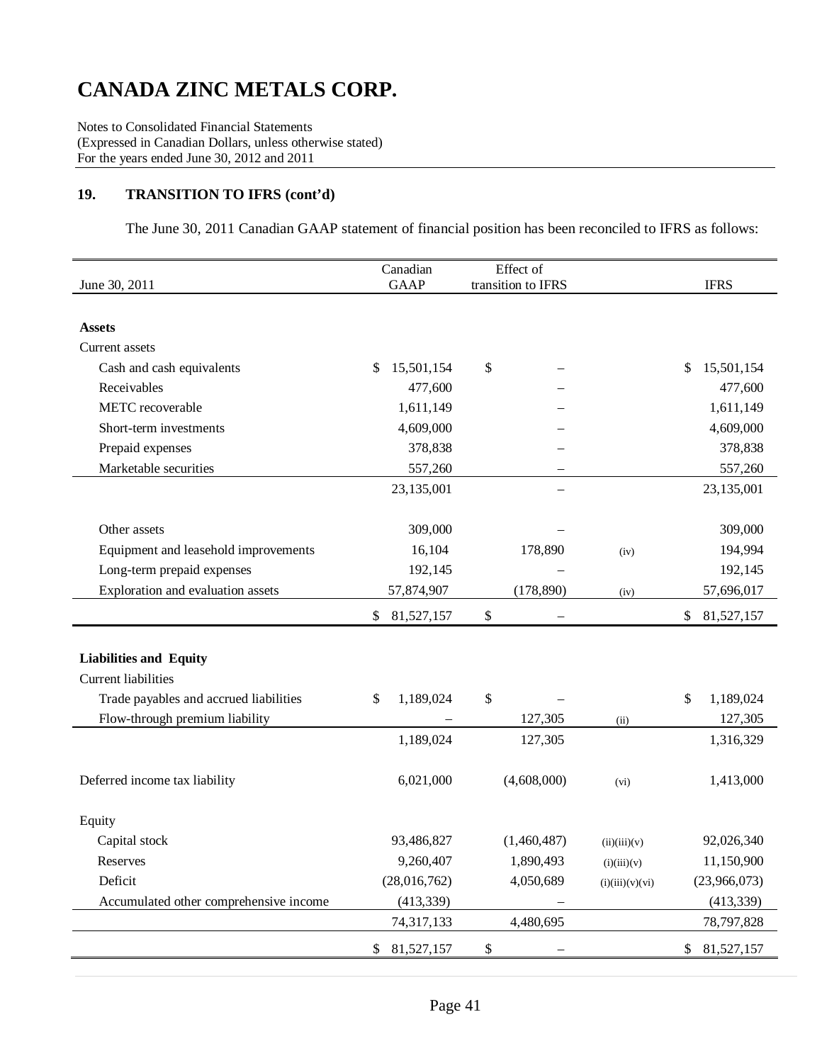# CANADA ZINC METALS CORP.

Notes to Consolidated Financial Statements
(Expressed in Canadian Dollars, unless otherwise stated)
For the years ended June 30, 2012 and 2011

## 19. TRANSITION TO IFRS (cont'd)

The June 30, 2011 Canadian GAAP statement of financial position has been reconciled to IFRS as follows:

| June 30, 2011 | Canadian GAAP | Effect of transition to IFRS | | IFRS |
|---|---|---|---|---|
| **Assets** | | | | |
| Current assets | | | | |
| Cash and cash equivalents | $ 15,501,154 | $ – | | $ 15,501,154 |
| Receivables | 477,600 | – | | 477,600 |
| METC recoverable | 1,611,149 | – | | 1,611,149 |
| Short-term investments | 4,609,000 | – | | 4,609,000 |
| Prepaid expenses | 378,838 | – | | 378,838 |
| Marketable securities | 557,260 | – | | 557,260 |
| | 23,135,001 | – | | 23,135,001 |
| Other assets | 309,000 | – | | 309,000 |
| Equipment and leasehold improvements | 16,104 | 178,890 | (iv) | 194,994 |
| Long-term prepaid expenses | 192,145 | – | | 192,145 |
| Exploration and evaluation assets | 57,874,907 | (178,890) | (iv) | 57,696,017 |
| | $ 81,527,157 | $ – | | $ 81,527,157 |
| **Liabilities and Equity** | | | | |
| Current liabilities | | | | |
| Trade payables and accrued liabilities | $ 1,189,024 | $ – | | $ 1,189,024 |
| Flow-through premium liability | – | 127,305 | (ii) | 127,305 |
| | 1,189,024 | 127,305 | | 1,316,329 |
| Deferred income tax liability | 6,021,000 | (4,608,000) | (vi) | 1,413,000 |
| Equity | | | | |
| Capital stock | 93,486,827 | (1,460,487) | (ii)(iii)(v) | 92,026,340 |
| Reserves | 9,260,407 | 1,890,493 | (i)(iii)(v) | 11,150,900 |
| Deficit | (28,016,762) | 4,050,689 | (i)(iii)(v)(vi) | (23,966,073) |
| Accumulated other comprehensive income | (413,339) | – | | (413,339) |
| | 74,317,133 | 4,480,695 | | 78,797,828 |
| | $ 81,527,157 | $ – | | $ 81,527,157 |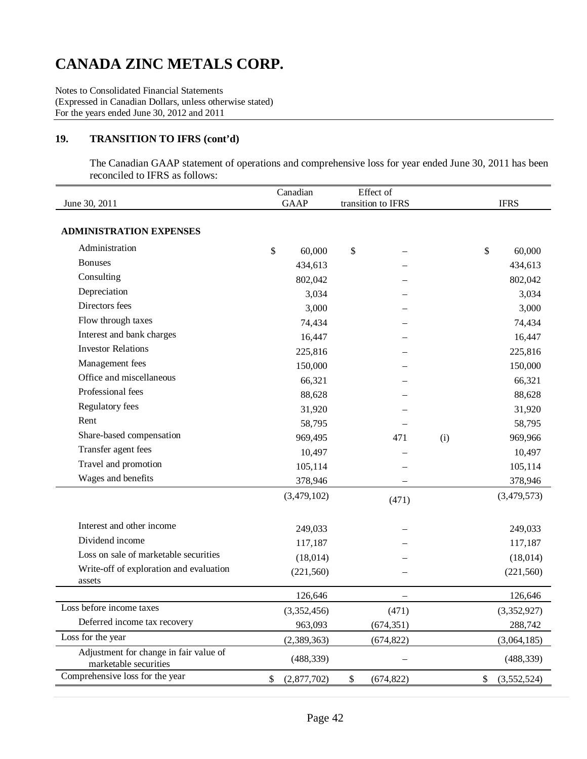# CANADA ZINC METALS CORP.

Notes to Consolidated Financial Statements
(Expressed in Canadian Dollars, unless otherwise stated)
For the years ended June 30, 2012 and 2011

## 19. TRANSITION TO IFRS (cont'd)

The Canadian GAAP statement of operations and comprehensive loss for year ended June 30, 2011 has been reconciled to IFRS as follows:

| June 30, 2011 | Canadian GAAP | Effect of transition to IFRS | | IFRS |
|---|---|---|---|---|
| **ADMINISTRATION EXPENSES** | | | | |
| Administration | $ 60,000 | $ – | | $ 60,000 |
| Bonuses | 434,613 | – | | 434,613 |
| Consulting | 802,042 | – | | 802,042 |
| Depreciation | 3,034 | – | | 3,034 |
| Directors fees | 3,000 | – | | 3,000 |
| Flow through taxes | 74,434 | – | | 74,434 |
| Interest and bank charges | 16,447 | – | | 16,447 |
| Investor Relations | 225,816 | – | | 225,816 |
| Management fees | 150,000 | – | | 150,000 |
| Office and miscellaneous | 66,321 | – | | 66,321 |
| Professional fees | 88,628 | – | | 88,628 |
| Regulatory fees | 31,920 | – | | 31,920 |
| Rent | 58,795 | – | | 58,795 |
| Share-based compensation | 969,495 | 471 | (i) | 969,966 |
| Transfer agent fees | 10,497 | – | | 10,497 |
| Travel and promotion | 105,114 | – | | 105,114 |
| Wages and benefits | 378,946 | – | | 378,946 |
| | (3,479,102) | (471) | | (3,479,573) |
| Interest and other income | 249,033 | – | | 249,033 |
| Dividend income | 117,187 | – | | 117,187 |
| Loss on sale of marketable securities | (18,014) | – | | (18,014) |
| Write-off of exploration and evaluation assets | (221,560) | – | | (221,560) |
| | 126,646 | – | | 126,646 |
| Loss before income taxes | (3,352,456) | (471) | | (3,352,927) |
| Deferred income tax recovery | 963,093 | (674,351) | | 288,742 |
| Loss for the year | (2,389,363) | (674,822) | | (3,064,185) |
| Adjustment for change in fair value of marketable securities | (488,339) | – | | (488,339) |
| Comprehensive loss for the year | $ (2,877,702) | $ (674,822) | | $ (3,552,524) |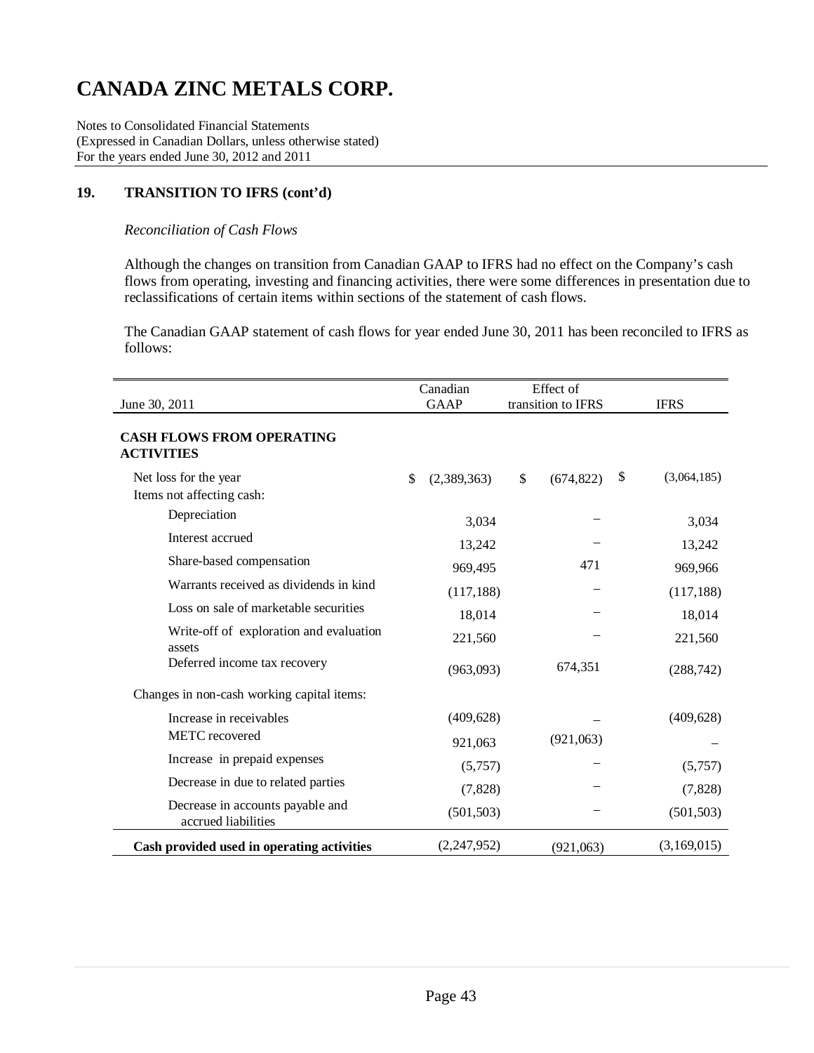# CANADA ZINC METALS CORP.

Notes to Consolidated Financial Statements
(Expressed in Canadian Dollars, unless otherwise stated)
For the years ended June 30, 2012 and 2011

## 19. TRANSITION TO IFRS (cont'd)

*Reconciliation of Cash Flows*

Although the changes on transition from Canadian GAAP to IFRS had no effect on the Company's cash flows from operating, investing and financing activities, there were some differences in presentation due to reclassifications of certain items within sections of the statement of cash flows.

The Canadian GAAP statement of cash flows for year ended June 30, 2011 has been reconciled to IFRS as follows:

| June 30, 2011 | Canadian GAAP | Effect of transition to IFRS | IFRS |
|---|---|---|---|
| **CASH FLOWS FROM OPERATING ACTIVITIES** | | | |
| Net loss for the year | $ (2,389,363) | $ (674,822) | $ (3,064,185) |
| Items not affecting cash: | | | |
| Depreciation | 3,034 | – | 3,034 |
| Interest accrued | 13,242 | – | 13,242 |
| Share-based compensation | 969,495 | 471 | 969,966 |
| Warrants received as dividends in kind | (117,188) | – | (117,188) |
| Loss on sale of marketable securities | 18,014 | – | 18,014 |
| Write-off of exploration and evaluation assets | 221,560 | – | 221,560 |
| Deferred income tax recovery | (963,093) | 674,351 | (288,742) |
| Changes in non-cash working capital items: | | | |
| Increase in receivables | (409,628) | – | (409,628) |
| METC recovered | 921,063 | (921,063) | – |
| Increase in prepaid expenses | (5,757) | – | (5,757) |
| Decrease in due to related parties | (7,828) | – | (7,828) |
| Decrease in accounts payable and accrued liabilities | (501,503) | – | (501,503) |
| **Cash provided used in operating activities** | (2,247,952) | (921,063) | (3,169,015) |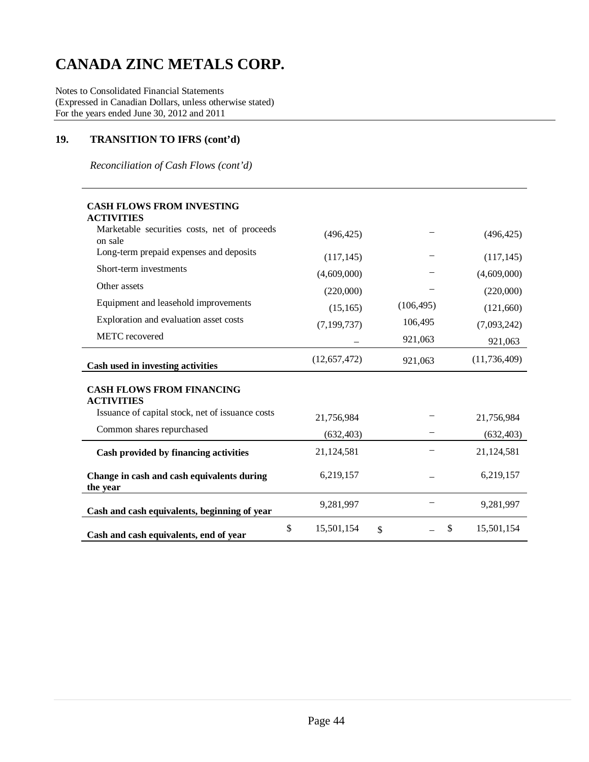# CANADA ZINC METALS CORP.

Notes to Consolidated Financial Statements
(Expressed in Canadian Dollars, unless otherwise stated)
For the years ended June 30, 2012 and 2011

## 19. TRANSITION TO IFRS (cont'd)

*Reconciliation of Cash Flows (cont'd)*

| | | | |
|---|---|---|---|
| **CASH FLOWS FROM INVESTING ACTIVITIES** | | | |
| Marketable securities costs, net of proceeds on sale | (496,425) | – | (496,425) |
| Long-term prepaid expenses and deposits | (117,145) | – | (117,145) |
| Short-term investments | (4,609,000) | – | (4,609,000) |
| Other assets | (220,000) | – | (220,000) |
| Equipment and leasehold improvements | (15,165) | (106,495) | (121,660) |
| Exploration and evaluation asset costs | (7,199,737) | 106,495 | (7,093,242) |
| METC recovered | – | 921,063 | 921,063 |
| **Cash used in investing activities** | (12,657,472) | 921,063 | (11,736,409) |
| **CASH FLOWS FROM FINANCING ACTIVITIES** | | | |
| Issuance of capital stock, net of issuance costs | 21,756,984 | – | 21,756,984 |
| Common shares repurchased | (632,403) | – | (632,403) |
| **Cash provided by financing activities** | 21,124,581 | – | 21,124,581 |
| **Change in cash and cash equivalents during the year** | 6,219,157 | – | 6,219,157 |
| **Cash and cash equivalents, beginning of year** | 9,281,997 | – | 9,281,997 |
| **Cash and cash equivalents, end of year** | $ 15,501,154 | $ – | $ 15,501,154 |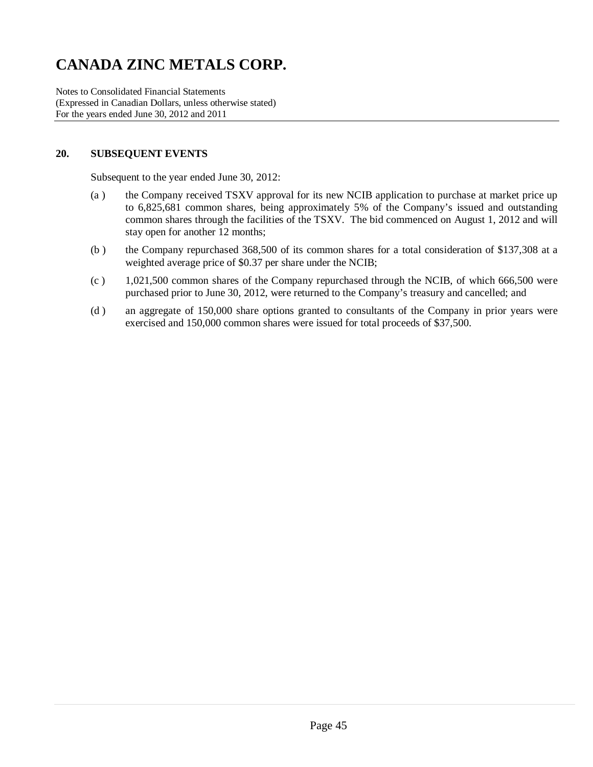# CANADA ZINC METALS CORP.

Notes to Consolidated Financial Statements
(Expressed in Canadian Dollars, unless otherwise stated)
For the years ended June 30, 2012 and 2011

## 20. SUBSEQUENT EVENTS

Subsequent to the year ended June 30, 2012:

(a ) the Company received TSXV approval for its new NCIB application to purchase at market price up to 6,825,681 common shares, being approximately 5% of the Company's issued and outstanding common shares through the facilities of the TSXV. The bid commenced on August 1, 2012 and will stay open for another 12 months;

(b ) the Company repurchased 368,500 of its common shares for a total consideration of $137,308 at a weighted average price of $0.37 per share under the NCIB;

(c ) 1,021,500 common shares of the Company repurchased through the NCIB, of which 666,500 were purchased prior to June 30, 2012, were returned to the Company's treasury and cancelled; and

(d ) an aggregate of 150,000 share options granted to consultants of the Company in prior years were exercised and 150,000 common shares were issued for total proceeds of $37,500.